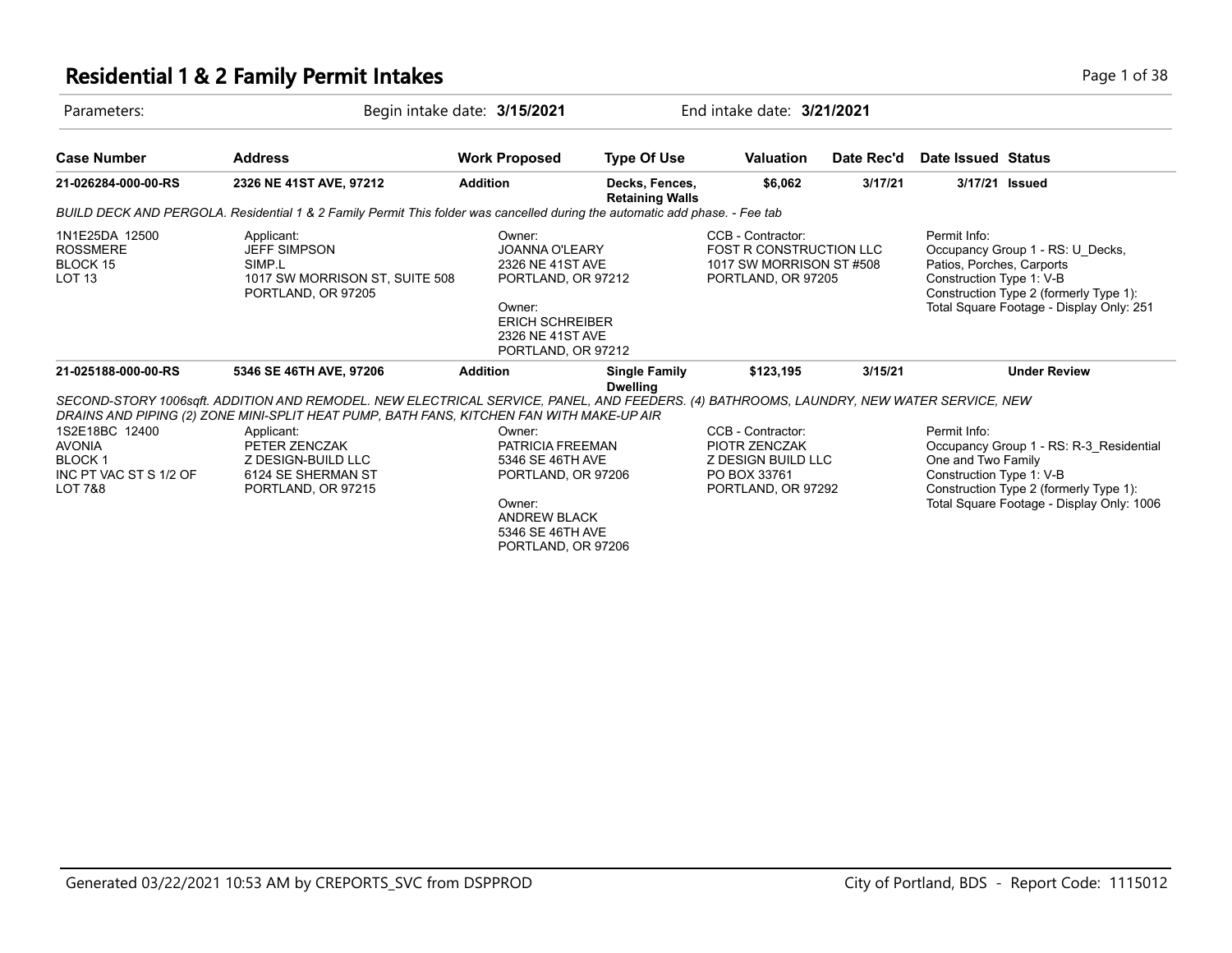# Residential 1 & 2 Family Permit Intakes

Parameters: Begin intake date: **3/15/2021** End intake date: **3/21/2021**

| Case Number | Address | Work Proposed | Type Of Use | Valuation | Date Rec'd | Date Issued | Status |
|---|---|---|---|---|---|---|---|
| **21-026284-000-00-RS** | **2326 NE 41ST AVE, 97212** | **Addition** | **Decks, Fences, Retaining Walls** | **$6,062** | **3/17/21** | **3/17/21** | **Issued** |

*BUILD DECK AND PERGOLA. Residential 1 & 2 Family Permit This folder was cancelled during the automatic add phase. - Fee tab*

1N1E25DA 12500
ROSSMERE
BLOCK 15
LOT 13

Applicant:
JEFF SIMPSON
SIMP.L
1017 SW MORRISON ST, SUITE 508
PORTLAND, OR 97205

Owner:
JOANNA O'LEARY
2326 NE 41ST AVE
PORTLAND, OR 97212

Owner:
ERICH SCHREIBER
2326 NE 41ST AVE
PORTLAND, OR 97212

CCB - Contractor:
FOST R CONSTRUCTION LLC
1017 SW MORRISON ST #508
PORTLAND, OR 97205

Permit Info:
Occupancy Group 1 - RS: U_Decks, Patios, Porches, Carports
Construction Type 1: V-B
Construction Type 2 (formerly Type 1):
Total Square Footage - Display Only: 251

| Case Number | Address | Work Proposed | Type Of Use | Valuation | Date Rec'd | Date Issued | Status |
|---|---|---|---|---|---|---|---|
| **21-025188-000-00-RS** | **5346 SE 46TH AVE, 97206** | **Addition** | **Single Family Dwelling** | **$123,195** | **3/15/21** | | **Under Review** |

*SECOND-STORY 1006sqft. ADDITION AND REMODEL. NEW ELECTRICAL SERVICE, PANEL, AND FEEDERS. (4) BATHROOMS, LAUNDRY, NEW WATER SERVICE, NEW DRAINS AND PIPING (2) ZONE MINI-SPLIT HEAT PUMP, BATH FANS, KITCHEN FAN WITH MAKE-UP AIR*

1S2E18BC 12400
AVONIA
BLOCK 1
INC PT VAC ST S 1/2 OF LOT 7&8

Applicant:
PETER ZENCZAK
Z DESIGN-BUILD LLC
6124 SE SHERMAN ST
PORTLAND, OR 97215

Owner:
PATRICIA FREEMAN
5346 SE 46TH AVE
PORTLAND, OR 97206

Owner:
ANDREW BLACK
5346 SE 46TH AVE
PORTLAND, OR 97206

CCB - Contractor:
PIOTR ZENCZAK
Z DESIGN BUILD LLC
PO BOX 33761
PORTLAND, OR 97292

Permit Info:
Occupancy Group 1 - RS: R-3_Residential One and Two Family
Construction Type 1: V-B
Construction Type 2 (formerly Type 1):
Total Square Footage - Display Only: 1006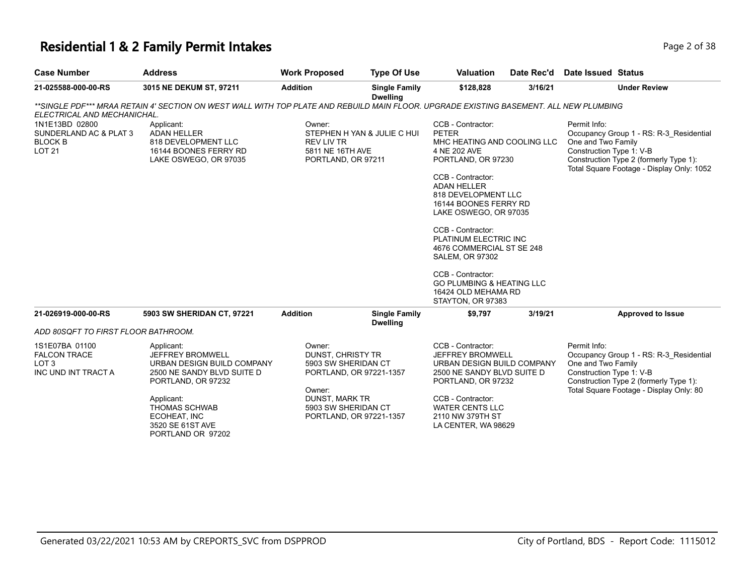# Residential 1 & 2 Family Permit Intakes

| Case Number | Address | Work Proposed | Type Of Use | Valuation | Date Rec'd | Date Issued | Status |
|---|---|---|---|---|---|---|---|
| 21-025588-000-00-RS | 3015 NE DEKUM ST, 97211 | Addition | Single Family Dwelling | $128,828 | 3/16/21 | | Under Review |

*\*\*SINGLE PDF\*\*\* MRAA RETAIN 4' SECTION ON WEST WALL WITH TOP PLATE AND REBUILD MAIN FLOOR. UPGRADE EXISTING BASEMENT. ALL NEW PLUMBING ELECTRICAL AND MECHANICHAL.*

1N1E13BD 02800
SUNDERLAND AC & PLAT 3
BLOCK B
LOT 21

Applicant:
ADAN HELLER
818 DEVELOPMENT LLC
16144 BOONES FERRY RD
LAKE OSWEGO, OR 97035

Owner:
STEPHEN H YAN & JULIE C HUI
REV LIV TR
5811 NE 16TH AVE
PORTLAND, OR 97211

CCB - Contractor:
PETER
MHC HEATING AND COOLING LLC
4 NE 202 AVE
PORTLAND, OR 97230

CCB - Contractor:
ADAN HELLER
818 DEVELOPMENT LLC
16144 BOONES FERRY RD
LAKE OSWEGO, OR 97035

CCB - Contractor:
PLATINUM ELECTRIC INC
4676 COMMERCIAL ST SE 248
SALEM, OR 97302

CCB - Contractor:
GO PLUMBING & HEATING LLC
16424 OLD MEHAMA RD
STAYTON, OR 97383

Permit Info:
Occupancy Group 1 - RS: R-3_Residential One and Two Family
Construction Type 1: V-B
Construction Type 2 (formerly Type 1):
Total Square Footage - Display Only: 1052

| Case Number | Address | Work Proposed | Type Of Use | Valuation | Date Rec'd | Date Issued | Status |
|---|---|---|---|---|---|---|---|
| 21-026919-000-00-RS | 5903 SW SHERIDAN CT, 97221 | Addition | Single Family Dwelling | $9,797 | 3/19/21 | | Approved to Issue |

*ADD 80SQFT TO FIRST FLOOR BATHROOM.*

1S1E07BA 01100
FALCON TRACE
LOT 3
INC UND INT TRACT A

Applicant:
JEFFREY BROMWELL
URBAN DESIGN BUILD COMPANY
2500 NE SANDY BLVD SUITE D
PORTLAND, OR 97232

Applicant:
THOMAS SCHWAB
ECOHEAT, INC
3520 SE 61ST AVE
PORTLAND OR 97202

Owner:
DUNST, CHRISTY TR
5903 SW SHERIDAN CT
PORTLAND, OR 97221-1357

Owner:
DUNST, MARK TR
5903 SW SHERIDAN CT
PORTLAND, OR 97221-1357

CCB - Contractor:
JEFFREY BROMWELL
URBAN DESIGN BUILD COMPANY
2500 NE SANDY BLVD SUITE D
PORTLAND, OR 97232

CCB - Contractor:
WATER CENTS LLC
2110 NW 379TH ST
LA CENTER, WA 98629

Permit Info:
Occupancy Group 1 - RS: R-3_Residential One and Two Family
Construction Type 1: V-B
Construction Type 2 (formerly Type 1):
Total Square Footage - Display Only: 80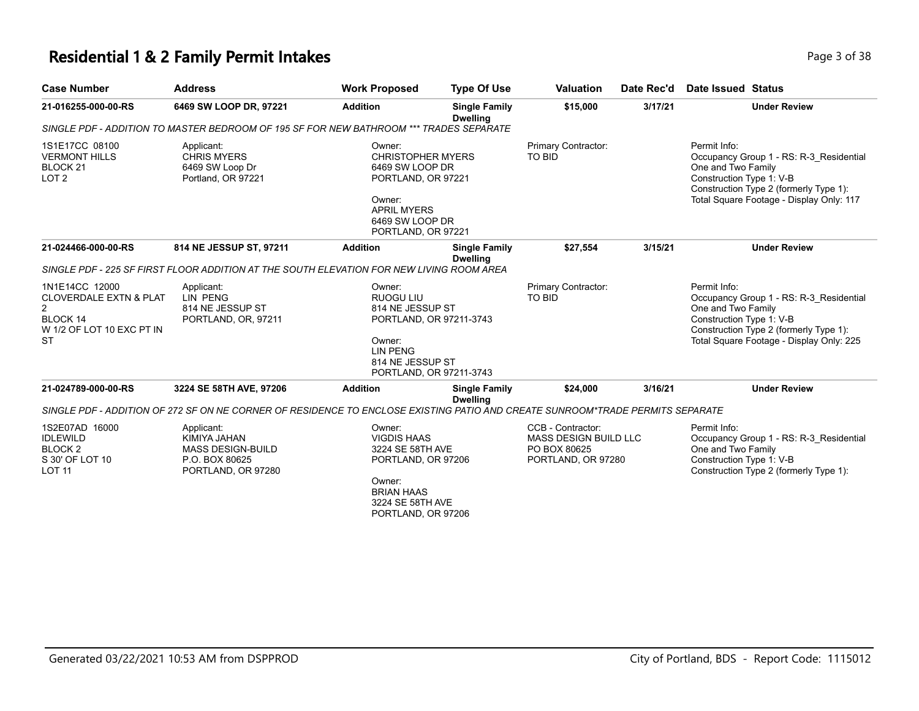# Residential 1 & 2 Family Permit Intakes

| Case Number | Address | Work Proposed | Type Of Use | Valuation | Date Rec'd | Date Issued | Status |
|---|---|---|---|---|---|---|---|
| 21-016255-000-00-RS | 6469 SW LOOP DR, 97221 | Addition | Single Family Dwelling | $15,000 | 3/17/21 | | Under Review |

*SINGLE PDF - ADDITION TO MASTER BEDROOM OF 195 SF FOR NEW BATHROOM *** TRADES SEPARATE*

| | Applicant | Owner | Primary Contractor | Permit Info |
|---|---|---|---|---|
| 1S1E17CC 08100<br>VERMONT HILLS<br>BLOCK 21<br>LOT 2 | Applicant:<br>CHRIS MYERS<br>6469 SW Loop Dr<br>Portland, OR 97221 | Owner:<br>CHRISTOPHER MYERS<br>6469 SW LOOP DR<br>PORTLAND, OR 97221<br>Owner:<br>APRIL MYERS<br>6469 SW LOOP DR<br>PORTLAND, OR 97221 | Primary Contractor:<br>TO BID | Permit Info:<br>Occupancy Group 1 - RS: R-3_Residential One and Two Family<br>Construction Type 1: V-B<br>Construction Type 2 (formerly Type 1):<br>Total Square Footage - Display Only: 117 |

| Case Number | Address | Work Proposed | Type Of Use | Valuation | Date Rec'd | Date Issued | Status |
|---|---|---|---|---|---|---|---|
| 21-024466-000-00-RS | 814 NE JESSUP ST, 97211 | Addition | Single Family Dwelling | $27,554 | 3/15/21 | | Under Review |

*SINGLE PDF - 225 SF FIRST FLOOR ADDITION AT THE SOUTH ELEVATION FOR NEW LIVING ROOM AREA*

| | Applicant | Owner | Primary Contractor | Permit Info |
|---|---|---|---|---|
| 1N1E14CC 12000<br>CLOVERDALE EXTN & PLAT 2<br>BLOCK 14<br>W 1/2 OF LOT 10 EXC PT IN ST | Applicant:<br>LIN PENG<br>814 NE JESSUP ST<br>PORTLAND, OR, 97211 | Owner:<br>RUOGU LIU<br>814 NE JESSUP ST<br>PORTLAND, OR 97211-3743<br>Owner:<br>LIN PENG<br>814 NE JESSUP ST<br>PORTLAND, OR 97211-3743 | Primary Contractor:<br>TO BID | Permit Info:<br>Occupancy Group 1 - RS: R-3_Residential One and Two Family<br>Construction Type 1: V-B<br>Construction Type 2 (formerly Type 1):<br>Total Square Footage - Display Only: 225 |

| Case Number | Address | Work Proposed | Type Of Use | Valuation | Date Rec'd | Date Issued | Status |
|---|---|---|---|---|---|---|---|
| 21-024789-000-00-RS | 3224 SE 58TH AVE, 97206 | Addition | Single Family Dwelling | $24,000 | 3/16/21 | | Under Review |

*SINGLE PDF - ADDITION OF 272 SF ON NE CORNER OF RESIDENCE TO ENCLOSE EXISTING PATIO AND CREATE SUNROOM*TRADE PERMITS SEPARATE*

| | Applicant | Owner | CCB - Contractor | Permit Info |
|---|---|---|---|---|
| 1S2E07AD 16000<br>IDLEWILD<br>BLOCK 2<br>S 30' OF LOT 10<br>LOT 11 | Applicant:<br>KIMIYA JAHAN<br>MASS DESIGN-BUILD<br>P.O. BOX 80625<br>PORTLAND, OR 97280 | Owner:<br>VIGDIS HAAS<br>3224 SE 58TH AVE<br>PORTLAND, OR 97206<br>Owner:<br>BRIAN HAAS<br>3224 SE 58TH AVE<br>PORTLAND, OR 97206 | CCB - Contractor:<br>MASS DESIGN BUILD LLC<br>PO BOX 80625<br>PORTLAND, OR 97280 | Permit Info:<br>Occupancy Group 1 - RS: R-3_Residential One and Two Family<br>Construction Type 1: V-B<br>Construction Type 2 (formerly Type 1): |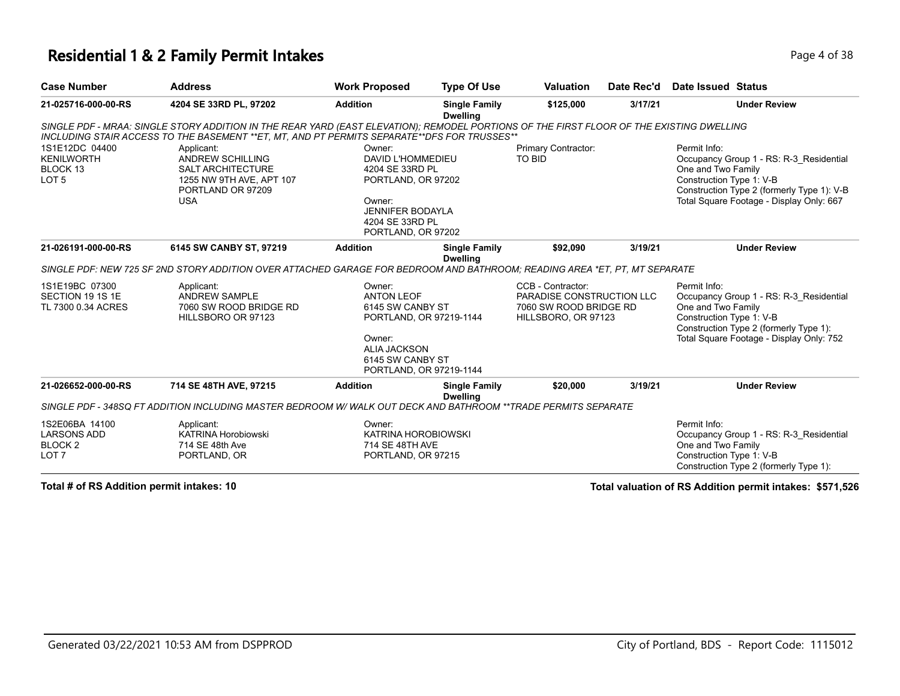# Residential 1 & 2 Family Permit Intakes

| Case Number | Address | Work Proposed | Type Of Use | Valuation | Date Rec'd | Date Issued | Status |
|---|---|---|---|---|---|---|---|
| 21-025716-000-00-RS | 4204 SE 33RD PL, 97202 | Addition | Single Family Dwelling | $125,000 | 3/17/21 | | Under Review |

SINGLE PDF - MRAA: SINGLE STORY ADDITION IN THE REAR YARD (EAST ELEVATION); REMODEL PORTIONS OF THE FIRST FLOOR OF THE EXISTING DWELLING INCLUDING STAIR ACCESS TO THE BASEMENT **ET, MT, AND PT PERMITS SEPARATE**DFS FOR TRUSSES**

1S1E12DC 04400
KENILWORTH
BLOCK 13
LOT 5

Applicant:
ANDREW SCHILLING
SALT ARCHITECTURE
1255 NW 9TH AVE, APT 107
PORTLAND OR 97209
USA

Owner:
DAVID L'HOMMEDIEU
4204 SE 33RD PL
PORTLAND, OR 97202

Owner:
JENNIFER BODAYLA
4204 SE 33RD PL
PORTLAND, OR 97202

Primary Contractor:
TO BID

Permit Info:
Occupancy Group 1 - RS: R-3_Residential One and Two Family
Construction Type 1: V-B
Construction Type 2 (formerly Type 1): V-B
Total Square Footage - Display Only: 667

| Case Number | Address | Work Proposed | Type Of Use | Valuation | Date Rec'd | Date Issued | Status |
|---|---|---|---|---|---|---|---|
| 21-026191-000-00-RS | 6145 SW CANBY ST, 97219 | Addition | Single Family Dwelling | $92,090 | 3/19/21 | | Under Review |

SINGLE PDF: NEW 725 SF 2ND STORY ADDITION OVER ATTACHED GARAGE FOR BEDROOM AND BATHROOM; READING AREA *ET, PT, MT SEPARATE

1S1E19BC 07300
SECTION 19 1S 1E
TL 7300 0.34 ACRES

Applicant:
ANDREW SAMPLE
7060 SW ROOD BRIDGE RD
HILLSBORO OR 97123

Owner:
ANTON LEOF
6145 SW CANBY ST
PORTLAND, OR 97219-1144

Owner:
ALIA JACKSON
6145 SW CANBY ST
PORTLAND, OR 97219-1144

CCB - Contractor:
PARADISE CONSTRUCTION LLC
7060 SW ROOD BRIDGE RD
HILLSBORO, OR 97123

Permit Info:
Occupancy Group 1 - RS: R-3_Residential One and Two Family
Construction Type 1: V-B
Construction Type 2 (formerly Type 1):
Total Square Footage - Display Only: 752

| Case Number | Address | Work Proposed | Type Of Use | Valuation | Date Rec'd | Date Issued | Status |
|---|---|---|---|---|---|---|---|
| 21-026652-000-00-RS | 714 SE 48TH AVE, 97215 | Addition | Single Family Dwelling | $20,000 | 3/19/21 | | Under Review |

SINGLE PDF - 348SQ FT ADDITION INCLUDING MASTER BEDROOM W/ WALK OUT DECK AND BATHROOM **TRADE PERMITS SEPARATE

1S2E06BA 14100
LARSONS ADD
BLOCK 2
LOT 7

Applicant:
KATRINA Horobiowski
714 SE 48th Ave
PORTLAND, OR

Owner:
KATRINA HOROBIOWSKI
714 SE 48TH AVE
PORTLAND, OR 97215

Permit Info:
Occupancy Group 1 - RS: R-3_Residential One and Two Family
Construction Type 1: V-B
Construction Type 2 (formerly Type 1):

**Total # of RS Addition permit intakes: 10**

**Total valuation of RS Addition permit intakes: $571,526**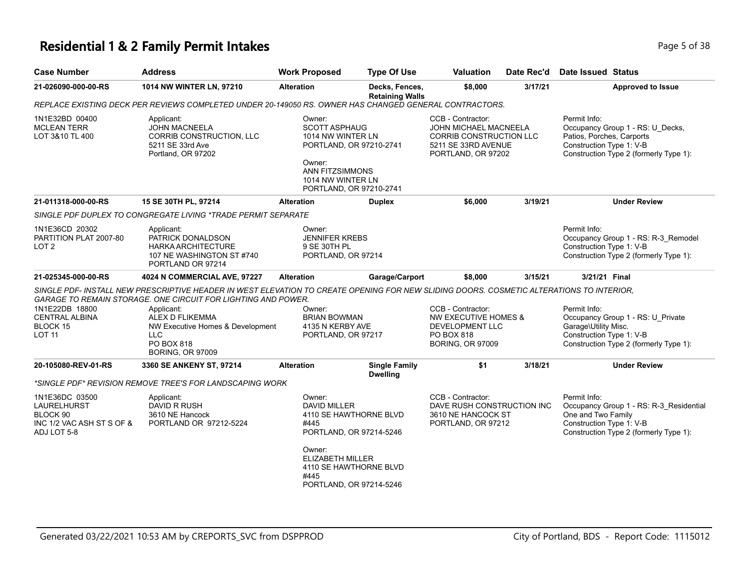# Residential 1 & 2 Family Permit Intakes

| Case Number | Address | Work Proposed | Type Of Use | Valuation | Date Rec'd | Date Issued | Status |
|---|---|---|---|---|---|---|---|
| 21-026090-000-00-RS | 1014 NW WINTER LN, 97210 | Alteration | Decks, Fences, Retaining Walls | $8,000 | 3/17/21 | | Approved to Issue |

REPLACE EXISTING DECK PER REVIEWS COMPLETED UNDER 20-149050 RS. OWNER HAS CHANGED GENERAL CONTRACTORS.

1N1E32BD 00400
MCLEAN TERR
LOT 3&10 TL 400

Applicant:
JOHN MACNEELA
CORRIB CONSTRUCTION, LLC
5211 SE 33rd Ave
Portland, OR 97202

Owner:
SCOTT ASPHAUG
1014 NW WINTER LN
PORTLAND, OR 97210-2741

Owner:
ANN FITZSIMMONS
1014 NW WINTER LN
PORTLAND, OR 97210-2741

CCB - Contractor:
JOHN MICHAEL MACNEELA
CORRIB CONSTRUCTION LLC
5211 SE 33RD AVENUE
PORTLAND, OR 97202

Permit Info:
Occupancy Group 1 - RS: U_Decks, Patios, Porches, Carports
Construction Type 1: V-B
Construction Type 2 (formerly Type 1):

| Case Number | Address | Work Proposed | Type Of Use | Valuation | Date Rec'd | Date Issued | Status |
|---|---|---|---|---|---|---|---|
| 21-011318-000-00-RS | 15 SE 30TH PL, 97214 | Alteration | Duplex | $6,000 | 3/19/21 | | Under Review |

SINGLE PDF DUPLEX TO CONGREGATE LIVING *TRADE PERMIT SEPARATE

1N1E36CD 20302
PARTITION PLAT 2007-80
LOT 2

Applicant:
PATRICK DONALDSON
HARKA ARCHITECTURE
107 NE WASHINGTON ST #740
PORTLAND OR 97214

Owner:
JENNIFER KREBS
9 SE 30TH PL
PORTLAND, OR 97214

Permit Info:
Occupancy Group 1 - RS: R-3_Remodel
Construction Type 1: V-B
Construction Type 2 (formerly Type 1):

| Case Number | Address | Work Proposed | Type Of Use | Valuation | Date Rec'd | Date Issued | Status |
|---|---|---|---|---|---|---|---|
| 21-025345-000-00-RS | 4024 N COMMERCIAL AVE, 97227 | Alteration | Garage/Carport | $8,000 | 3/15/21 | 3/21/21 | Final |

SINGLE PDF- INSTALL NEW PRESCRIPTIVE HEADER IN WEST ELEVATION TO CREATE OPENING FOR NEW SLIDING DOORS. COSMETIC ALTERATIONS TO INTERIOR, GARAGE TO REMAIN STORAGE. ONE CIRCUIT FOR LIGHTING AND POWER.

1N1E22DB 18800
CENTRAL ALBINA
BLOCK 15
LOT 11

Applicant:
ALEX D FLIKEMMA
NW Executive Homes & Development LLC
PO BOX 818
BORING, OR 97009

Owner:
BRIAN BOWMAN
4135 N KERBY AVE
PORTLAND, OR 97217

CCB - Contractor:
NW EXECUTIVE HOMES & DEVELOPMENT LLC
PO BOX 818
BORING, OR 97009

Permit Info:
Occupancy Group 1 - RS: U_Private Garage\Utility Misc.
Construction Type 1: V-B
Construction Type 2 (formerly Type 1):

| Case Number | Address | Work Proposed | Type Of Use | Valuation | Date Rec'd | Date Issued | Status |
|---|---|---|---|---|---|---|---|
| 20-105080-REV-01-RS | 3360 SE ANKENY ST, 97214 | Alteration | Single Family Dwelling | $1 | 3/18/21 | | Under Review |

*SINGLE PDF* REVISION REMOVE TREE'S FOR LANDSCAPING WORK

1N1E36DC 03500
LAURELHURST
BLOCK 90
INC 1/2 VAC ASH ST S OF & ADJ LOT 5-8

Applicant:
DAVID R RUSH
3610 NE Hancock
PORTLAND OR 97212-5224

Owner:
DAVID MILLER
4110 SE HAWTHORNE BLVD #445
PORTLAND, OR 97214-5246

Owner:
ELIZABETH MILLER
4110 SE HAWTHORNE BLVD #445
PORTLAND, OR 97214-5246

CCB - Contractor:
DAVE RUSH CONSTRUCTION INC
3610 NE HANCOCK ST
PORTLAND, OR 97212

Permit Info:
Occupancy Group 1 - RS: R-3_Residential One and Two Family
Construction Type 1: V-B
Construction Type 2 (formerly Type 1):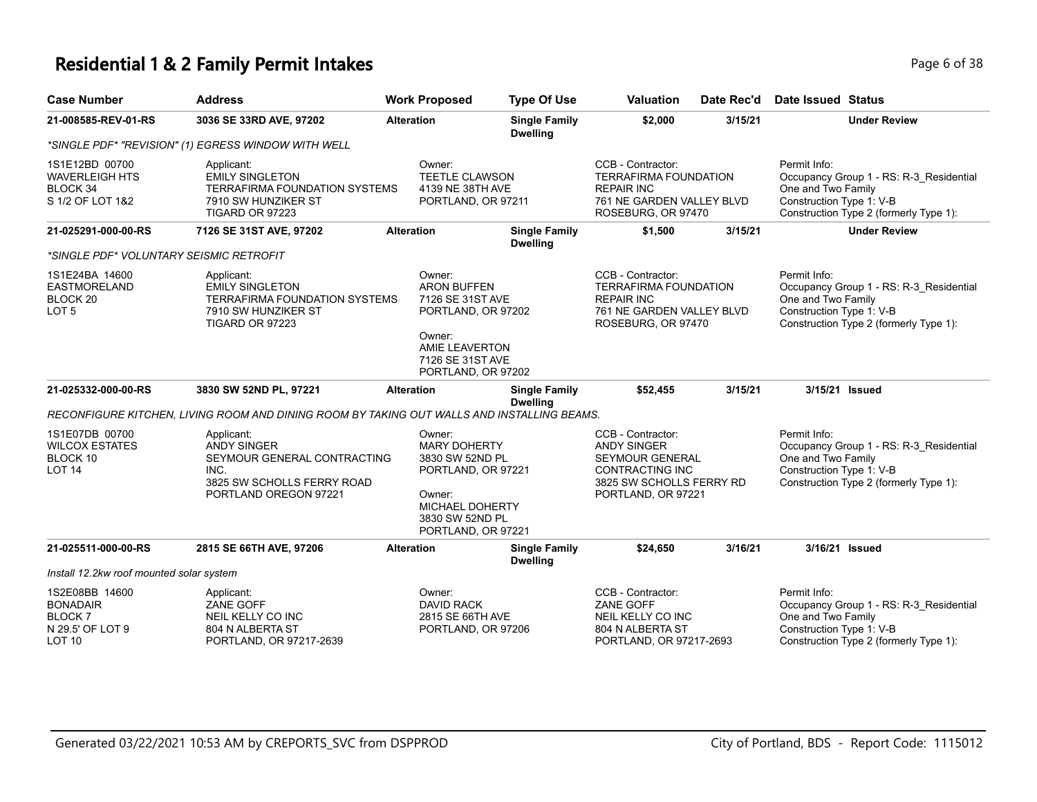# Residential 1 & 2 Family Permit Intakes

| Case Number | Address | Work Proposed | Type Of Use | Valuation | Date Rec'd | Date Issued | Status |
|---|---|---|---|---|---|---|---|
| 21-008585-REV-01-RS | 3036 SE 33RD AVE, 97202 | Alteration | Single Family Dwelling | $2,000 | 3/15/21 | | Under Review |
| *SINGLE PDF* "REVISION" (1) EGRESS WINDOW WITH WELL | | | | | | | |
| 1S1E12BD 00700<br>WAVERLEIGH HTS<br>BLOCK 34<br>S 1/2 OF LOT 1&2 | Applicant:<br>EMILY SINGLETON<br>TERRAFIRMA FOUNDATION SYSTEMS<br>7910 SW HUNZIKER ST<br>TIGARD OR 97223 | Owner:<br>TEETLE CLAWSON<br>4139 NE 38TH AVE<br>PORTLAND, OR 97211 | | CCB - Contractor:<br>TERRAFIRMA FOUNDATION REPAIR INC<br>761 NE GARDEN VALLEY BLVD<br>ROSEBURG, OR 97470 | | Permit Info:<br>Occupancy Group 1 - RS: R-3_Residential One and Two Family<br>Construction Type 1: V-B<br>Construction Type 2 (formerly Type 1): | |
| 21-025291-000-00-RS | 7126 SE 31ST AVE, 97202 | Alteration | Single Family Dwelling | $1,500 | 3/15/21 | | Under Review |
| *SINGLE PDF* VOLUNTARY SEISMIC RETROFIT | | | | | | | |
| 1S1E24BA 14600<br>EASTMORELAND<br>BLOCK 20<br>LOT 5 | Applicant:<br>EMILY SINGLETON<br>TERRAFIRMA FOUNDATION SYSTEMS<br>7910 SW HUNZIKER ST<br>TIGARD OR 97223 | Owner:<br>ARON BUFFEN<br>7126 SE 31ST AVE<br>PORTLAND, OR 97202<br>Owner:<br>AMIE LEAVERTON<br>7126 SE 31ST AVE<br>PORTLAND, OR 97202 | | CCB - Contractor:<br>TERRAFIRMA FOUNDATION REPAIR INC<br>761 NE GARDEN VALLEY BLVD<br>ROSEBURG, OR 97470 | | Permit Info:<br>Occupancy Group 1 - RS: R-3_Residential One and Two Family<br>Construction Type 1: V-B<br>Construction Type 2 (formerly Type 1): | |
| 21-025332-000-00-RS | 3830 SW 52ND PL, 97221 | Alteration | Single Family Dwelling | $52,455 | 3/15/21 | 3/15/21 | Issued |
| RECONFIGURE KITCHEN, LIVING ROOM AND DINING ROOM BY TAKING OUT WALLS AND INSTALLING BEAMS. | | | | | | | |
| 1S1E07DB 00700<br>WILCOX ESTATES<br>BLOCK 10<br>LOT 14 | Applicant:<br>ANDY SINGER<br>SEYMOUR GENERAL CONTRACTING INC.<br>3825 SW SCHOLLS FERRY ROAD<br>PORTLAND OREGON 97221 | Owner:<br>MARY DOHERTY<br>3830 SW 52ND PL<br>PORTLAND, OR 97221<br>Owner:<br>MICHAEL DOHERTY<br>3830 SW 52ND PL<br>PORTLAND, OR 97221 | | CCB - Contractor:<br>ANDY SINGER<br>SEYMOUR GENERAL CONTRACTING INC<br>3825 SW SCHOLLS FERRY RD<br>PORTLAND, OR 97221 | | Permit Info:<br>Occupancy Group 1 - RS: R-3_Residential One and Two Family<br>Construction Type 1: V-B<br>Construction Type 2 (formerly Type 1): | |
| 21-025511-000-00-RS | 2815 SE 66TH AVE, 97206 | Alteration | Single Family Dwelling | $24,650 | 3/16/21 | 3/16/21 | Issued |
| Install 12.2kw roof mounted solar system | | | | | | | |
| 1S2E08BB 14600<br>BONADAIR<br>BLOCK 7<br>N 29.5' OF LOT 9<br>LOT 10 | Applicant:<br>ZANE GOFF<br>NEIL KELLY CO INC<br>804 N ALBERTA ST<br>PORTLAND, OR 97217-2639 | Owner:<br>DAVID RACK<br>2815 SE 66TH AVE<br>PORTLAND, OR 97206 | | CCB - Contractor:<br>ZANE GOFF<br>NEIL KELLY CO INC<br>804 N ALBERTA ST<br>PORTLAND, OR 97217-2693 | | Permit Info:<br>Occupancy Group 1 - RS: R-3_Residential One and Two Family<br>Construction Type 1: V-B<br>Construction Type 2 (formerly Type 1): | |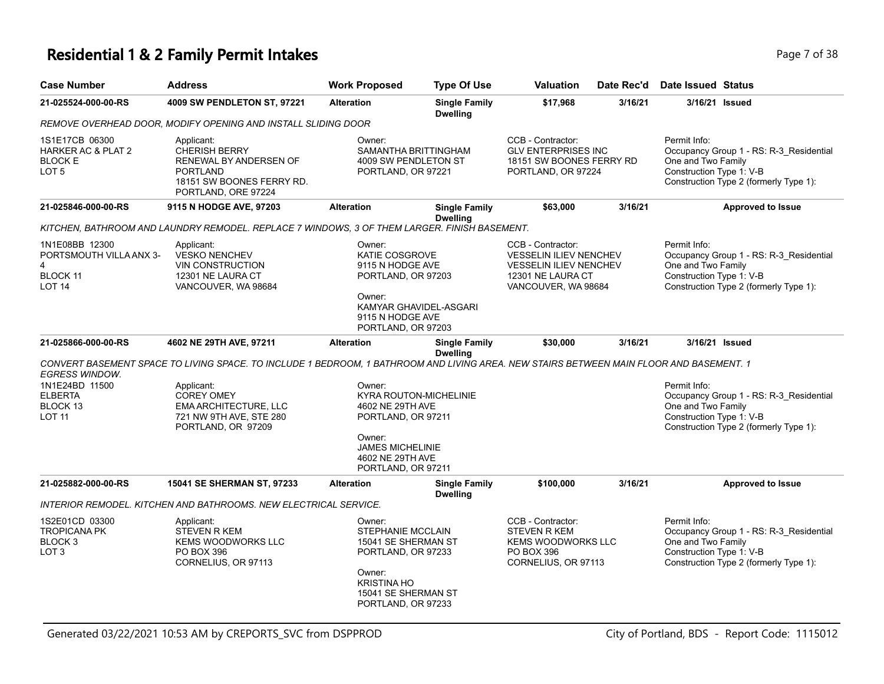# Residential 1 & 2 Family Permit Intakes

| Case Number | Address | Work Proposed | Type Of Use | Valuation | Date Rec'd | Date Issued | Status |
|---|---|---|---|---|---|---|---|
| 21-025524-000-00-RS | 4009 SW PENDLETON ST, 97221 | Alteration | Single Family Dwelling | $17,968 | 3/16/21 | 3/16/21 | Issued |

*REMOVE OVERHEAD DOOR, MODIFY OPENING AND INSTALL SLIDING DOOR*

- 1S1E17CB 06300, HARKER AC & PLAT 2, BLOCK E, LOT 5
- Applicant: CHERISH BERRY, RENEWAL BY ANDERSEN OF PORTLAND, 18151 SW BOONES FERRY RD., PORTLAND, ORE 97224
- Owner: SAMANTHA BRITTINGHAM, 4009 SW PENDLETON ST, PORTLAND, OR 97221
- CCB - Contractor: GLV ENTERPRISES INC, 18151 SW BOONES FERRY RD, PORTLAND, OR 97224
- Permit Info: Occupancy Group 1 - RS: R-3_Residential One and Two Family; Construction Type 1: V-B; Construction Type 2 (formerly Type 1):

| Case Number | Address | Work Proposed | Type Of Use | Valuation | Date Rec'd | Date Issued | Status |
|---|---|---|---|---|---|---|---|
| 21-025846-000-00-RS | 9115 N HODGE AVE, 97203 | Alteration | Single Family Dwelling | $63,000 | 3/16/21 | | Approved to Issue |

*KITCHEN, BATHROOM AND LAUNDRY REMODEL. REPLACE 7 WINDOWS, 3 OF THEM LARGER. FINISH BASEMENT.*

- 1N1E08BB 12300, PORTSMOUTH VILLA ANX 3-4, BLOCK 11, LOT 14
- Applicant: VESKO NENCHEV, VIN CONSTRUCTION, 12301 NE LAURA CT, VANCOUVER, WA 98684
- Owner: KATIE COSGROVE, 9115 N HODGE AVE, PORTLAND, OR 97203
- Owner: KAMYAR GHAVIDEL-ASGARI, 9115 N HODGE AVE, PORTLAND, OR 97203
- CCB - Contractor: VESSELIN ILIEV NENCHEV, VESSELIN ILIEV NENCHEV, 12301 NE LAURA CT, VANCOUVER, WA 98684
- Permit Info: Occupancy Group 1 - RS: R-3_Residential One and Two Family; Construction Type 1: V-B; Construction Type 2 (formerly Type 1):

| Case Number | Address | Work Proposed | Type Of Use | Valuation | Date Rec'd | Date Issued | Status |
|---|---|---|---|---|---|---|---|
| 21-025866-000-00-RS | 4602 NE 29TH AVE, 97211 | Alteration | Single Family Dwelling | $30,000 | 3/16/21 | 3/16/21 | Issued |

*CONVERT BASEMENT SPACE TO LIVING SPACE. TO INCLUDE 1 BEDROOM, 1 BATHROOM AND LIVING AREA. NEW STAIRS BETWEEN MAIN FLOOR AND BASEMENT. 1 EGRESS WINDOW.*

- 1N1E24BD 11500, ELBERTA, BLOCK 13, LOT 11
- Applicant: COREY OMEY, EMA ARCHITECTURE, LLC, 721 NW 9TH AVE, STE 280, PORTLAND, OR 97209
- Owner: KYRA ROUTON-MICHELINIE, 4602 NE 29TH AVE, PORTLAND, OR 97211
- Owner: JAMES MICHELINIE, 4602 NE 29TH AVE, PORTLAND, OR 97211
- Permit Info: Occupancy Group 1 - RS: R-3_Residential One and Two Family; Construction Type 1: V-B; Construction Type 2 (formerly Type 1):

| Case Number | Address | Work Proposed | Type Of Use | Valuation | Date Rec'd | Date Issued | Status |
|---|---|---|---|---|---|---|---|
| 21-025882-000-00-RS | 15041 SE SHERMAN ST, 97233 | Alteration | Single Family Dwelling | $100,000 | 3/16/21 | | Approved to Issue |

*INTERIOR REMODEL. KITCHEN AND BATHROOMS. NEW ELECTRICAL SERVICE.*

- 1S2E01CD 03300, TROPICANA PK, BLOCK 3, LOT 3
- Applicant: STEVEN R KEM, KEMS WOODWORKS LLC, PO BOX 396, CORNELIUS, OR 97113
- Owner: STEPHANIE MCCLAIN, 15041 SE SHERMAN ST, PORTLAND, OR 97233
- Owner: KRISTINA HO, 15041 SE SHERMAN ST, PORTLAND, OR 97233
- CCB - Contractor: STEVEN R KEM, KEMS WOODWORKS LLC, PO BOX 396, CORNELIUS, OR 97113
- Permit Info: Occupancy Group 1 - RS: R-3_Residential One and Two Family; Construction Type 1: V-B; Construction Type 2 (formerly Type 1):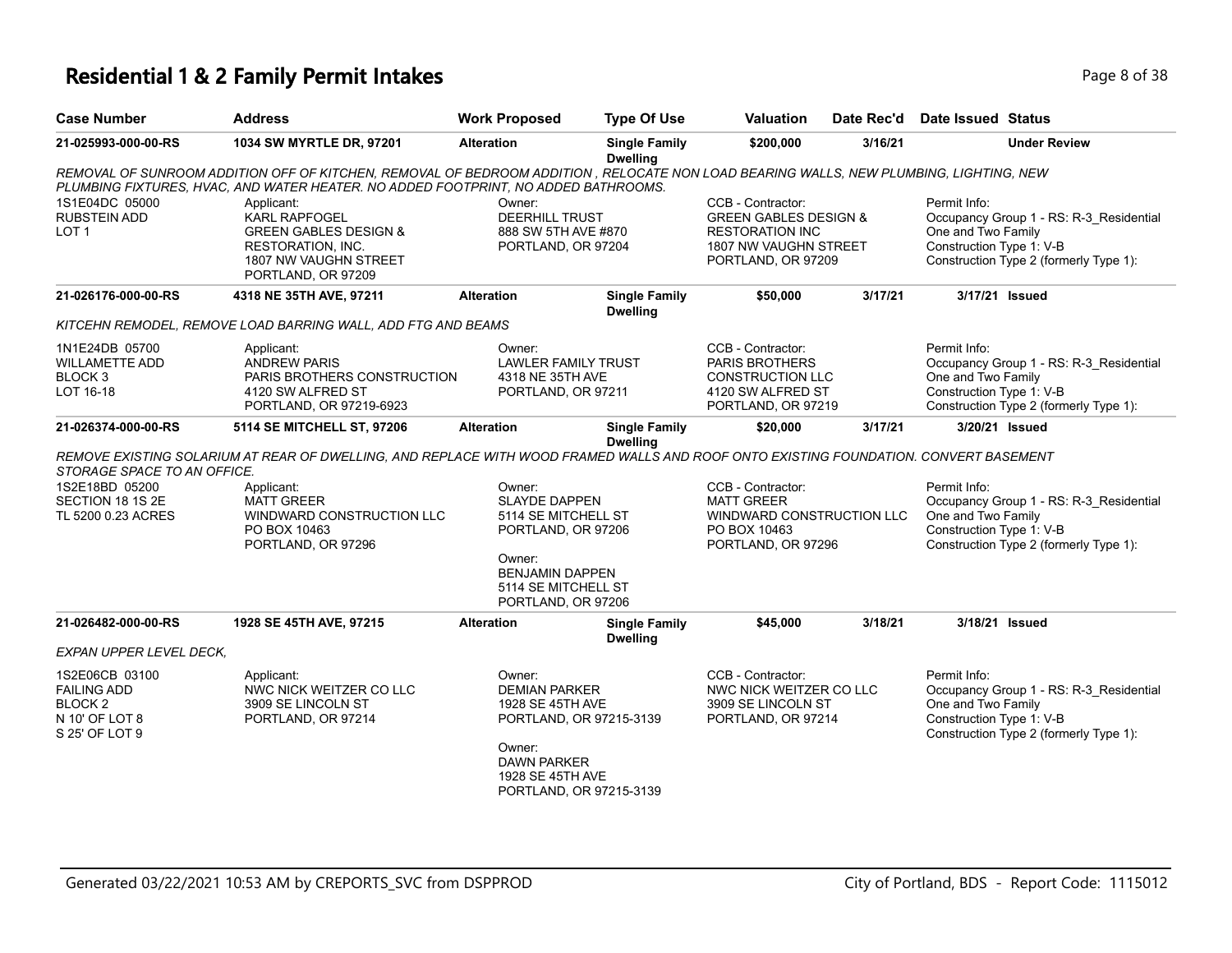# Residential 1 & 2 Family Permit Intakes

| Case Number | Address | Work Proposed | Type Of Use | Valuation | Date Rec'd | Date Issued | Status |
|---|---|---|---|---|---|---|---|
| 21-025993-000-00-RS | 1034 SW MYRTLE DR, 97201 | Alteration | Single Family Dwelling | $200,000 | 3/16/21 | | Under Review |

*REMOVAL OF SUNROOM ADDITION OFF OF KITCHEN, REMOVAL OF BEDROOM ADDITION , RELOCATE NON LOAD BEARING WALLS, NEW PLUMBING, LIGHTING, NEW PLUMBING FIXTURES, HVAC, AND WATER HEATER. NO ADDED FOOTPRINT, NO ADDED BATHROOMS.*

1S1E04DC 05000
RUBSTEIN ADD
LOT 1

Applicant:
KARL RAPFOGEL
GREEN GABLES DESIGN &
RESTORATION, INC.
1807 NW VAUGHN STREET
PORTLAND, OR 97209

Owner:
DEERHILL TRUST
888 SW 5TH AVE #870
PORTLAND, OR 97204

CCB - Contractor:
GREEN GABLES DESIGN &
RESTORATION INC
1807 NW VAUGHN STREET
PORTLAND, OR 97209

Permit Info:
Occupancy Group 1 - RS: R-3_Residential One and Two Family
Construction Type 1: V-B
Construction Type 2 (formerly Type 1):

| Case Number | Address | Work Proposed | Type Of Use | Valuation | Date Rec'd | Date Issued | Status |
|---|---|---|---|---|---|---|---|
| 21-026176-000-00-RS | 4318 NE 35TH AVE, 97211 | Alteration | Single Family Dwelling | $50,000 | 3/17/21 | 3/17/21 | Issued |

*KITCEHN REMODEL, REMOVE LOAD BARRING WALL, ADD FTG AND BEAMS*

1N1E24DB 05700
WILLAMETTE ADD
BLOCK 3
LOT 16-18

Applicant:
ANDREW PARIS
PARIS BROTHERS CONSTRUCTION
4120 SW ALFRED ST
PORTLAND, OR 97219-6923

Owner:
LAWLER FAMILY TRUST
4318 NE 35TH AVE
PORTLAND, OR 97211

CCB - Contractor:
PARIS BROTHERS
CONSTRUCTION LLC
4120 SW ALFRED ST
PORTLAND, OR 97219

Permit Info:
Occupancy Group 1 - RS: R-3_Residential One and Two Family
Construction Type 1: V-B
Construction Type 2 (formerly Type 1):

| Case Number | Address | Work Proposed | Type Of Use | Valuation | Date Rec'd | Date Issued | Status |
|---|---|---|---|---|---|---|---|
| 21-026374-000-00-RS | 5114 SE MITCHELL ST, 97206 | Alteration | Single Family Dwelling | $20,000 | 3/17/21 | 3/20/21 | Issued |

*REMOVE EXISTING SOLARIUM AT REAR OF DWELLING, AND REPLACE WITH WOOD FRAMED WALLS AND ROOF ONTO EXISTING FOUNDATION. CONVERT BASEMENT STORAGE SPACE TO AN OFFICE.*

1S2E18BD 05200
SECTION 18 1S 2E
TL 5200 0.23 ACRES

Applicant:
MATT GREER
WINDWARD CONSTRUCTION LLC
PO BOX 10463
PORTLAND, OR 97296

Owner:
SLAYDE DAPPEN
5114 SE MITCHELL ST
PORTLAND, OR 97206

Owner:
BENJAMIN DAPPEN
5114 SE MITCHELL ST
PORTLAND, OR 97206

CCB - Contractor:
MATT GREER
WINDWARD CONSTRUCTION LLC
PO BOX 10463
PORTLAND, OR 97296

Permit Info:
Occupancy Group 1 - RS: R-3_Residential One and Two Family
Construction Type 1: V-B
Construction Type 2 (formerly Type 1):

| Case Number | Address | Work Proposed | Type Of Use | Valuation | Date Rec'd | Date Issued | Status |
|---|---|---|---|---|---|---|---|
| 21-026482-000-00-RS | 1928 SE 45TH AVE, 97215 | Alteration | Single Family Dwelling | $45,000 | 3/18/21 | 3/18/21 | Issued |

*EXPAN UPPER LEVEL DECK,*

1S2E06CB 03100
FAILING ADD
BLOCK 2
N 10' OF LOT 8
S 25' OF LOT 9

Applicant:
NWC NICK WEITZER CO LLC
3909 SE LINCOLN ST
PORTLAND, OR 97214

Owner:
DEMIAN PARKER
1928 SE 45TH AVE
PORTLAND, OR 97215-3139

Owner:
DAWN PARKER
1928 SE 45TH AVE
PORTLAND, OR 97215-3139

CCB - Contractor:
NWC NICK WEITZER CO LLC
3909 SE LINCOLN ST
PORTLAND, OR 97214

Permit Info:
Occupancy Group 1 - RS: R-3_Residential One and Two Family
Construction Type 1: V-B
Construction Type 2 (formerly Type 1):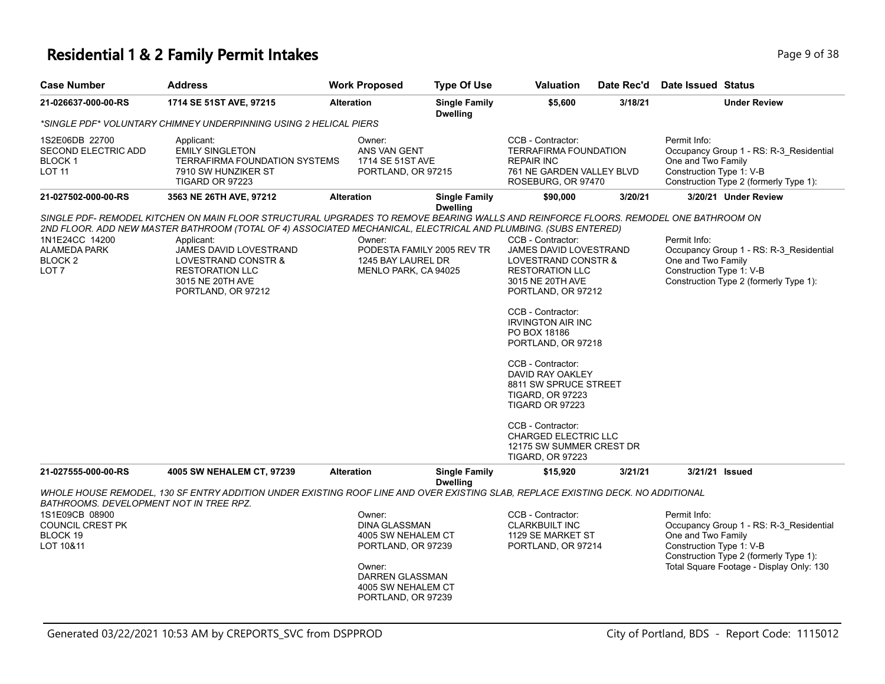# Residential 1 & 2 Family Permit Intakes

| Case Number | Address | Work Proposed | Type Of Use | Valuation | Date Rec'd | Date Issued | Status |
|---|---|---|---|---|---|---|---|
| 21-026637-000-00-RS | 1714 SE 51ST AVE, 97215 | Alteration | Single Family Dwelling | $5,600 | 3/18/21 | | Under Review |

*\*SINGLE PDF\* VOLUNTARY CHIMNEY UNDERPINNING USING 2 HELICAL PIERS*

1S2E06DB 22700
SECOND ELECTRIC ADD
BLOCK 1
LOT 11

Applicant:
EMILY SINGLETON
TERRAFIRMA FOUNDATION SYSTEMS
7910 SW HUNZIKER ST
TIGARD OR 97223

Owner:
ANS VAN GENT
1714 SE 51ST AVE
PORTLAND, OR 97215

CCB - Contractor:
TERRAFIRMA FOUNDATION REPAIR INC
761 NE GARDEN VALLEY BLVD
ROSEBURG, OR 97470

Permit Info:
Occupancy Group 1 - RS: R-3_Residential One and Two Family
Construction Type 1: V-B
Construction Type 2 (formerly Type 1):

---

| Case Number | Address | Work Proposed | Type Of Use | Valuation | Date Rec'd | Date Issued | Status |
|---|---|---|---|---|---|---|---|
| 21-027502-000-00-RS | 3563 NE 26TH AVE, 97212 | Alteration | Single Family Dwelling | $90,000 | 3/20/21 | 3/20/21 | Under Review |

*SINGLE PDF- REMODEL KITCHEN ON MAIN FLOOR STRUCTURAL UPGRADES TO REMOVE BEARING WALLS AND REINFORCE FLOORS. REMODEL ONE BATHROOM ON 2ND FLOOR. ADD NEW MASTER BATHROOM (TOTAL OF 4) ASSOCIATED MECHANICAL, ELECTRICAL AND PLUMBING. (SUBS ENTERED)*

1N1E24CC 14200
ALAMEDA PARK
BLOCK 2
LOT 7

Applicant:
JAMES DAVID LOVESTRAND
LOVESTRAND CONSTR & RESTORATION LLC
3015 NE 20TH AVE
PORTLAND, OR 97212

Owner:
PODESTA FAMILY 2005 REV TR
1245 BAY LAUREL DR
MENLO PARK, CA 94025

CCB - Contractor:
JAMES DAVID LOVESTRAND
LOVESTRAND CONSTR & RESTORATION LLC
3015 NE 20TH AVE
PORTLAND, OR 97212

CCB - Contractor:
IRVINGTON AIR INC
PO BOX 18186
PORTLAND, OR 97218

CCB - Contractor:
DAVID RAY OAKLEY
8811 SW SPRUCE STREET
TIGARD, OR 97223
TIGARD OR 97223

CCB - Contractor:
CHARGED ELECTRIC LLC
12175 SW SUMMER CREST DR
TIGARD, OR 97223

Permit Info:
Occupancy Group 1 - RS: R-3_Residential One and Two Family
Construction Type 1: V-B
Construction Type 2 (formerly Type 1):

---

| Case Number | Address | Work Proposed | Type Of Use | Valuation | Date Rec'd | Date Issued | Status |
|---|---|---|---|---|---|---|---|
| 21-027555-000-00-RS | 4005 SW NEHALEM CT, 97239 | Alteration | Single Family Dwelling | $15,920 | 3/21/21 | 3/21/21 | Issued |

*WHOLE HOUSE REMODEL, 130 SF ENTRY ADDITION UNDER EXISTING ROOF LINE AND OVER EXISTING SLAB, REPLACE EXISTING DECK. NO ADDITIONAL BATHROOMS. DEVELOPMENT NOT IN TREE RPZ.*

1S1E09CB 08900
COUNCIL CREST PK
BLOCK 19
LOT 10&11

Owner:
DINA GLASSMAN
4005 SW NEHALEM CT
PORTLAND, OR 97239

Owner:
DARREN GLASSMAN
4005 SW NEHALEM CT
PORTLAND, OR 97239

CCB - Contractor:
CLARKBUILT INC
1129 SE MARKET ST
PORTLAND, OR 97214

Permit Info:
Occupancy Group 1 - RS: R-3_Residential One and Two Family
Construction Type 1: V-B
Construction Type 2 (formerly Type 1):
Total Square Footage - Display Only: 130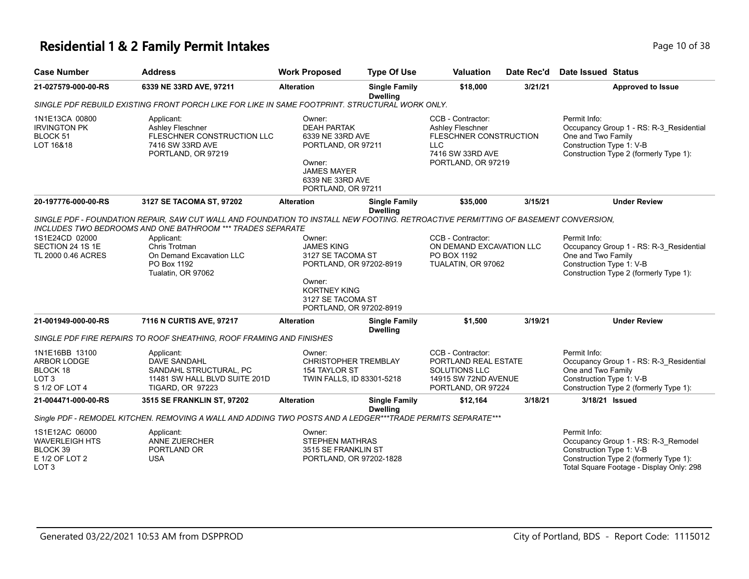# Residential 1 & 2 Family Permit Intakes

| Case Number | Address | Work Proposed | Type Of Use | Valuation | Date Rec'd | Date Issued | Status |
|---|---|---|---|---|---|---|---|
| 21-027579-000-00-RS | 6339 NE 33RD AVE, 97211 | Alteration | Single Family Dwelling | $18,000 | 3/21/21 | | Approved to Issue |

*SINGLE PDF REBUILD EXISTING FRONT PORCH LIKE FOR LIKE IN SAME FOOTPRINT. STRUCTURAL WORK ONLY.*

1N1E13CA 00800
IRVINGTON PK
BLOCK 51
LOT 16&18

Applicant:
Ashley Fleschner
FLESCHNER CONSTRUCTION LLC
7416 SW 33RD AVE
PORTLAND, OR 97219

Owner:
DEAH PARTAK
6339 NE 33RD AVE
PORTLAND, OR 97211

Owner:
JAMES MAYER
6339 NE 33RD AVE
PORTLAND, OR 97211

CCB - Contractor:
Ashley Fleschner
FLESCHNER CONSTRUCTION LLC
7416 SW 33RD AVE
PORTLAND, OR 97219

Permit Info:
Occupancy Group 1 - RS: R-3_Residential One and Two Family
Construction Type 1: V-B
Construction Type 2 (formerly Type 1):

| Case Number | Address | Work Proposed | Type Of Use | Valuation | Date Rec'd | Date Issued | Status |
|---|---|---|---|---|---|---|---|
| 20-197776-000-00-RS | 3127 SE TACOMA ST, 97202 | Alteration | Single Family Dwelling | $35,000 | 3/15/21 | | Under Review |

*SINGLE PDF - FOUNDATION REPAIR, SAW CUT WALL AND FOUNDATION TO INSTALL NEW FOOTING. RETROACTIVE PERMITTING OF BASEMENT CONVERSION, INCLUDES TWO BEDROOMS AND ONE BATHROOM *** TRADES SEPARATE*

1S1E24CD 02000
SECTION 24 1S 1E
TL 2000 0.46 ACRES

Applicant:
Chris Trotman
On Demand Excavation LLC
PO Box 1192
Tualatin, OR 97062

Owner:
JAMES KING
3127 SE TACOMA ST
PORTLAND, OR 97202-8919

Owner:
KORTNEY KING
3127 SE TACOMA ST
PORTLAND, OR 97202-8919

CCB - Contractor:
ON DEMAND EXCAVATION LLC
PO BOX 1192
TUALATIN, OR 97062

Permit Info:
Occupancy Group 1 - RS: R-3_Residential One and Two Family
Construction Type 1: V-B
Construction Type 2 (formerly Type 1):

| Case Number | Address | Work Proposed | Type Of Use | Valuation | Date Rec'd | Date Issued | Status |
|---|---|---|---|---|---|---|---|
| 21-001949-000-00-RS | 7116 N CURTIS AVE, 97217 | Alteration | Single Family Dwelling | $1,500 | 3/19/21 | | Under Review |

*SINGLE PDF FIRE REPAIRS TO ROOF SHEATHING, ROOF FRAMING AND FINISHES*

1N1E16BB 13100
ARBOR LODGE
BLOCK 18
LOT 3
S 1/2 OF LOT 4

Applicant:
DAVE SANDAHL
SANDAHL STRUCTURAL, PC
11481 SW HALL BLVD SUITE 201D
TIGARD, OR 97223

Owner:
CHRISTOPHER TREMBLAY
154 TAYLOR ST
TWIN FALLS, ID 83301-5218

CCB - Contractor:
PORTLAND REAL ESTATE SOLUTIONS LLC
14915 SW 72ND AVENUE
PORTLAND, OR 97224

Permit Info:
Occupancy Group 1 - RS: R-3_Residential One and Two Family
Construction Type 1: V-B
Construction Type 2 (formerly Type 1):

| Case Number | Address | Work Proposed | Type Of Use | Valuation | Date Rec'd | Date Issued | Status |
|---|---|---|---|---|---|---|---|
| 21-004471-000-00-RS | 3515 SE FRANKLIN ST, 97202 | Alteration | Single Family Dwelling | $12,164 | 3/18/21 | 3/18/21 | Issued |

*Single PDF - REMODEL KITCHEN. REMOVING A WALL AND ADDING TWO POSTS AND A LEDGER***TRADE PERMITS SEPARATE****

1S1E12AC 06000
WAVERLEIGH HTS
BLOCK 39
E 1/2 OF LOT 2
LOT 3

Applicant:
ANNE ZUERCHER
PORTLAND OR
USA

Owner:
STEPHEN MATHRAS
3515 SE FRANKLIN ST
PORTLAND, OR 97202-1828

Permit Info:
Occupancy Group 1 - RS: R-3_Remodel
Construction Type 1: V-B
Construction Type 2 (formerly Type 1):
Total Square Footage - Display Only: 298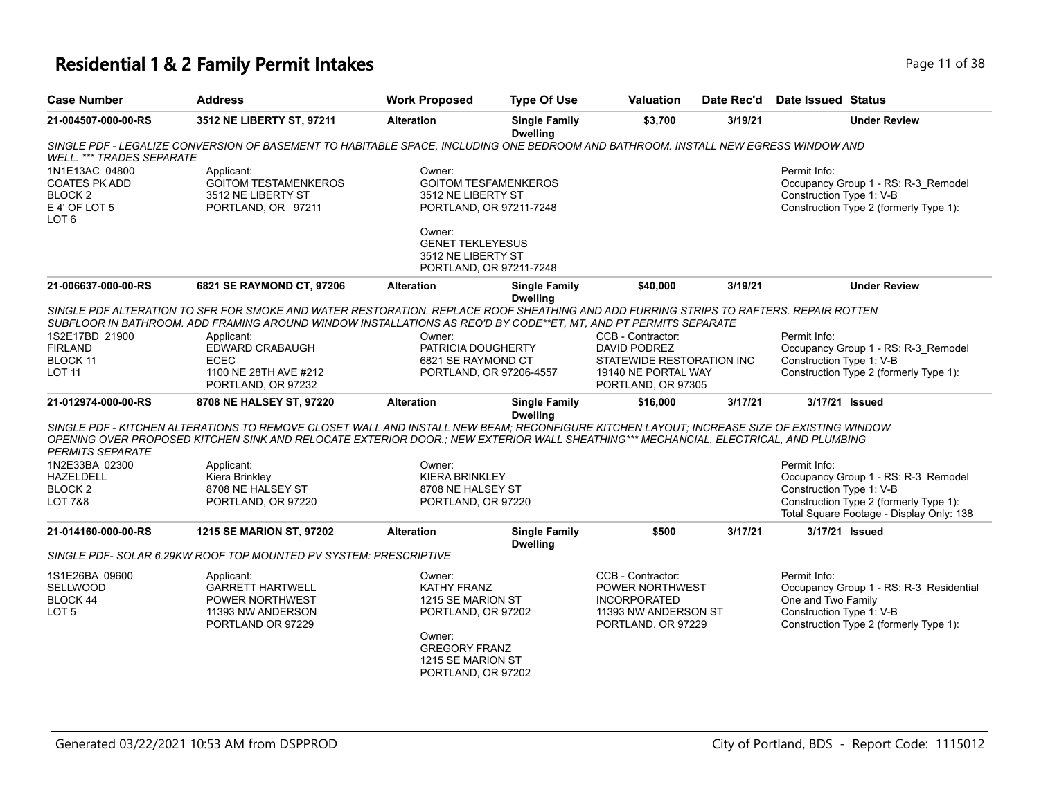# Residential 1 & 2 Family Permit Intakes

| Case Number | Address | Work Proposed | Type Of Use | Valuation | Date Rec'd | Date Issued | Status |
|---|---|---|---|---|---|---|---|
| 21-004507-000-00-RS | 3512 NE LIBERTY ST, 97211 | Alteration | Single Family Dwelling | $3,700 | 3/19/21 | | Under Review |

SINGLE PDF - LEGALIZE CONVERSION OF BASEMENT TO HABITABLE SPACE, INCLUDING ONE BEDROOM AND BATHROOM. INSTALL NEW EGRESS WINDOW AND WELL. *** TRADES SEPARATE

1N1E13AC 04800
COATES PK ADD
BLOCK 2
E 4' OF LOT 5
LOT 6

Applicant:
GOITOM TESTAMENKEROS
3512 NE LIBERTY ST
PORTLAND, OR 97211

Owner:
GOITOM TESFAMENKEROS
3512 NE LIBERTY ST
PORTLAND, OR 97211-7248

Owner:
GENET TEKLEYESUS
3512 NE LIBERTY ST
PORTLAND, OR 97211-7248

Permit Info:
Occupancy Group 1 - RS: R-3_Remodel
Construction Type 1: V-B
Construction Type 2 (formerly Type 1):

| Case Number | Address | Work Proposed | Type Of Use | Valuation | Date Rec'd | Date Issued | Status |
|---|---|---|---|---|---|---|---|
| 21-006637-000-00-RS | 6821 SE RAYMOND CT, 97206 | Alteration | Single Family Dwelling | $40,000 | 3/19/21 | | Under Review |

SINGLE PDF ALTERATION TO SFR FOR SMOKE AND WATER RESTORATION. REPLACE ROOF SHEATHING AND ADD FURRING STRIPS TO RAFTERS. REPAIR ROTTEN SUBFLOOR IN BATHROOM. ADD FRAMING AROUND WINDOW INSTALLATIONS AS REQ'D BY CODE**ET, MT, AND PT PERMITS SEPARATE

1S2E17BD 21900
FIRLAND
BLOCK 11
LOT 11

Applicant:
EDWARD CRABAUGH
ECEC
1100 NE 28TH AVE #212
PORTLAND, OR 97232

Owner:
PATRICIA DOUGHERTY
6821 SE RAYMOND CT
PORTLAND, OR 97206-4557

CCB - Contractor:
DAVID PODREZ
STATEWIDE RESTORATION INC
19140 NE PORTAL WAY
PORTLAND, OR 97305

Permit Info:
Occupancy Group 1 - RS: R-3_Remodel
Construction Type 1: V-B
Construction Type 2 (formerly Type 1):

| Case Number | Address | Work Proposed | Type Of Use | Valuation | Date Rec'd | Date Issued | Status |
|---|---|---|---|---|---|---|---|
| 21-012974-000-00-RS | 8708 NE HALSEY ST, 97220 | Alteration | Single Family Dwelling | $16,000 | 3/17/21 | 3/17/21 | Issued |

SINGLE PDF - KITCHEN ALTERATIONS TO REMOVE CLOSET WALL AND INSTALL NEW BEAM; RECONFIGURE KITCHEN LAYOUT; INCREASE SIZE OF EXISTING WINDOW OPENING OVER PROPOSED KITCHEN SINK AND RELOCATE EXTERIOR DOOR.; NEW EXTERIOR WALL SHEATHING*** MECHANCIAL, ELECTRICAL, AND PLUMBING PERMITS SEPARATE

1N2E33BA 02300
HAZELDELL
BLOCK 2
LOT 7&8

Applicant:
Kiera Brinkley
8708 NE HALSEY ST
PORTLAND, OR 97220

Owner:
KIERA BRINKLEY
8708 NE HALSEY ST
PORTLAND, OR 97220

Permit Info:
Occupancy Group 1 - RS: R-3_Remodel
Construction Type 1: V-B
Construction Type 2 (formerly Type 1):
Total Square Footage - Display Only: 138

| Case Number | Address | Work Proposed | Type Of Use | Valuation | Date Rec'd | Date Issued | Status |
|---|---|---|---|---|---|---|---|
| 21-014160-000-00-RS | 1215 SE MARION ST, 97202 | Alteration | Single Family Dwelling | $500 | 3/17/21 | 3/17/21 | Issued |

SINGLE PDF- SOLAR 6.29KW ROOF TOP MOUNTED PV SYSTEM: PRESCRIPTIVE

1S1E26BA 09600
SELLWOOD
BLOCK 44
LOT 5

Applicant:
GARRETT HARTWELL
POWER NORTHWEST
11393 NW ANDERSON
PORTLAND OR 97229

Owner:
KATHY FRANZ
1215 SE MARION ST
PORTLAND, OR 97202

Owner:
GREGORY FRANZ
1215 SE MARION ST
PORTLAND, OR 97202

CCB - Contractor:
POWER NORTHWEST
INCORPORATED
11393 NW ANDERSON ST
PORTLAND, OR 97229

Permit Info:
Occupancy Group 1 - RS: R-3_Residential One and Two Family
Construction Type 1: V-B
Construction Type 2 (formerly Type 1):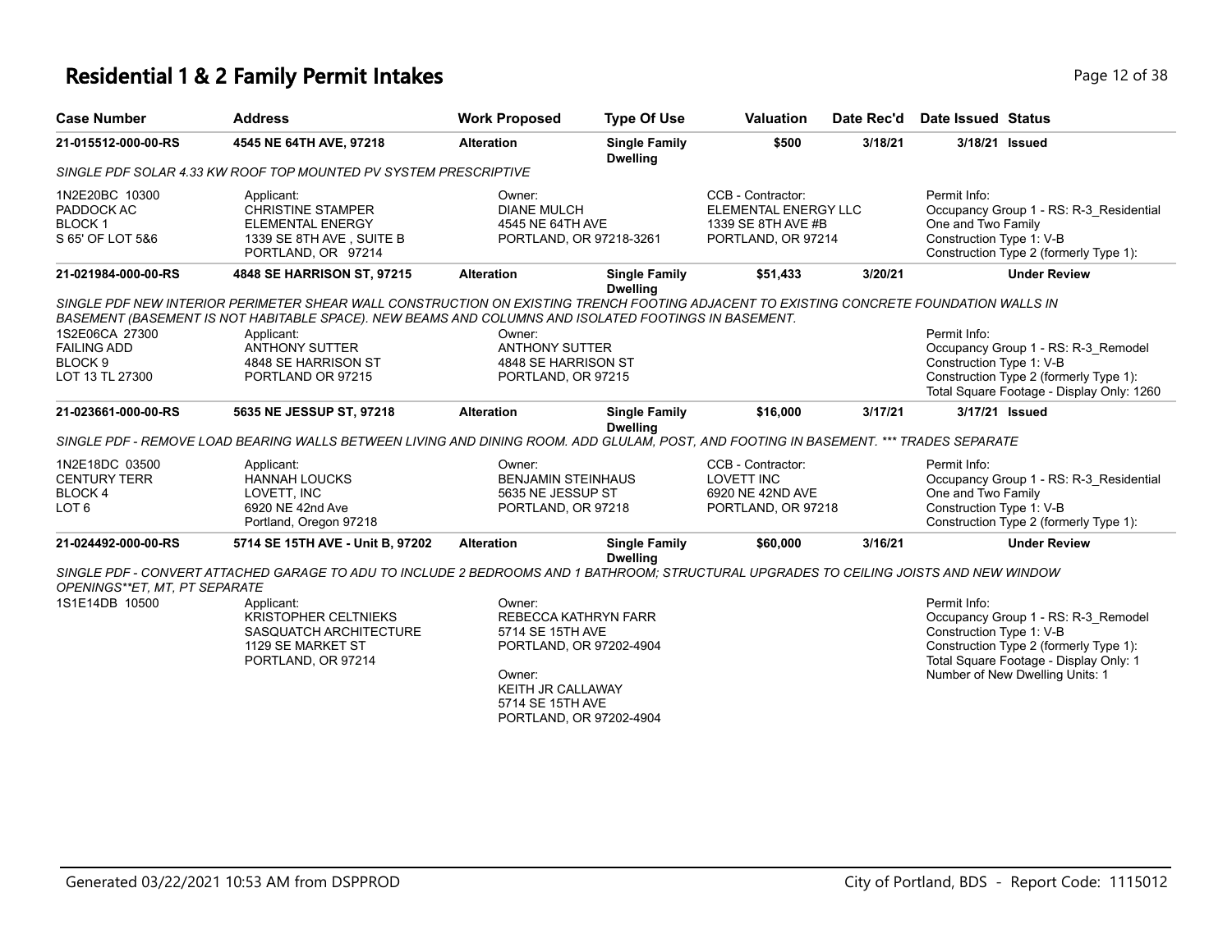# Residential 1 & 2 Family Permit Intakes

| Case Number | Address | Work Proposed | Type Of Use | Valuation | Date Rec'd | Date Issued | Status |
|---|---|---|---|---|---|---|---|
| 21-015512-000-00-RS | 4545 NE 64TH AVE, 97218 | Alteration | Single Family Dwelling | $500 | 3/18/21 | 3/18/21 | Issued |

*SINGLE PDF SOLAR 4.33 KW ROOF TOP MOUNTED PV SYSTEM PRESCRIPTIVE*

1N2E20BC 10300
PADDOCK AC
BLOCK 1
S 65' OF LOT 5&6

Applicant:
CHRISTINE STAMPER
ELEMENTAL ENERGY
1339 SE 8TH AVE , SUITE B
PORTLAND, OR 97214

Owner:
DIANE MULCH
4545 NE 64TH AVE
PORTLAND, OR 97218-3261

CCB - Contractor:
ELEMENTAL ENERGY LLC
1339 SE 8TH AVE #B
PORTLAND, OR 97214

Permit Info:
Occupancy Group 1 - RS: R-3_Residential One and Two Family
Construction Type 1: V-B
Construction Type 2 (formerly Type 1):

| Case Number | Address | Work Proposed | Type Of Use | Valuation | Date Rec'd | Date Issued | Status |
|---|---|---|---|---|---|---|---|
| 21-021984-000-00-RS | 4848 SE HARRISON ST, 97215 | Alteration | Single Family Dwelling | $51,433 | 3/20/21 | | Under Review |

*SINGLE PDF NEW INTERIOR PERIMETER SHEAR WALL CONSTRUCTION ON EXISTING TRENCH FOOTING ADJACENT TO EXISTING CONCRETE FOUNDATION WALLS IN BASEMENT (BASEMENT IS NOT HABITABLE SPACE). NEW BEAMS AND COLUMNS AND ISOLATED FOOTINGS IN BASEMENT.*

1S2E06CA 27300
FAILING ADD
BLOCK 9
LOT 13 TL 27300

Applicant:
ANTHONY SUTTER
4848 SE HARRISON ST
PORTLAND OR 97215

Owner:
ANTHONY SUTTER
4848 SE HARRISON ST
PORTLAND, OR 97215

Permit Info:
Occupancy Group 1 - RS: R-3_Remodel
Construction Type 1: V-B
Construction Type 2 (formerly Type 1):
Total Square Footage - Display Only: 1260

| Case Number | Address | Work Proposed | Type Of Use | Valuation | Date Rec'd | Date Issued | Status |
|---|---|---|---|---|---|---|---|
| 21-023661-000-00-RS | 5635 NE JESSUP ST, 97218 | Alteration | Single Family Dwelling | $16,000 | 3/17/21 | 3/17/21 | Issued |

*SINGLE PDF - REMOVE LOAD BEARING WALLS BETWEEN LIVING AND DINING ROOM. ADD GLULAM, POST, AND FOOTING IN BASEMENT. *** TRADES SEPARATE*

1N2E18DC 03500
CENTURY TERR
BLOCK 4
LOT 6

Applicant:
HANNAH LOUCKS
LOVETT, INC
6920 NE 42nd Ave
Portland, Oregon 97218

Owner:
BENJAMIN STEINHAUS
5635 NE JESSUP ST
PORTLAND, OR 97218

CCB - Contractor:
LOVETT INC
6920 NE 42ND AVE
PORTLAND, OR 97218

Permit Info:
Occupancy Group 1 - RS: R-3_Residential One and Two Family
Construction Type 1: V-B
Construction Type 2 (formerly Type 1):

| Case Number | Address | Work Proposed | Type Of Use | Valuation | Date Rec'd | Date Issued | Status |
|---|---|---|---|---|---|---|---|
| 21-024492-000-00-RS | 5714 SE 15TH AVE - Unit B, 97202 | Alteration | Single Family Dwelling | $60,000 | 3/16/21 | | Under Review |

*SINGLE PDF - CONVERT ATTACHED GARAGE TO ADU TO INCLUDE 2 BEDROOMS AND 1 BATHROOM; STRUCTURAL UPGRADES TO CEILING JOISTS AND NEW WINDOW OPENINGS**ET, MT, PT SEPARATE*

1S1E14DB 10500

Applicant:
KRISTOPHER CELTNIEKS
SASQUATCH ARCHITECTURE
1129 SE MARKET ST
PORTLAND, OR 97214

Owner:
REBECCA KATHRYN FARR
5714 SE 15TH AVE
PORTLAND, OR 97202-4904

Owner:
KEITH JR CALLAWAY
5714 SE 15TH AVE
PORTLAND, OR 97202-4904

Permit Info:
Occupancy Group 1 - RS: R-3_Remodel
Construction Type 1: V-B
Construction Type 2 (formerly Type 1):
Total Square Footage - Display Only: 1
Number of New Dwelling Units: 1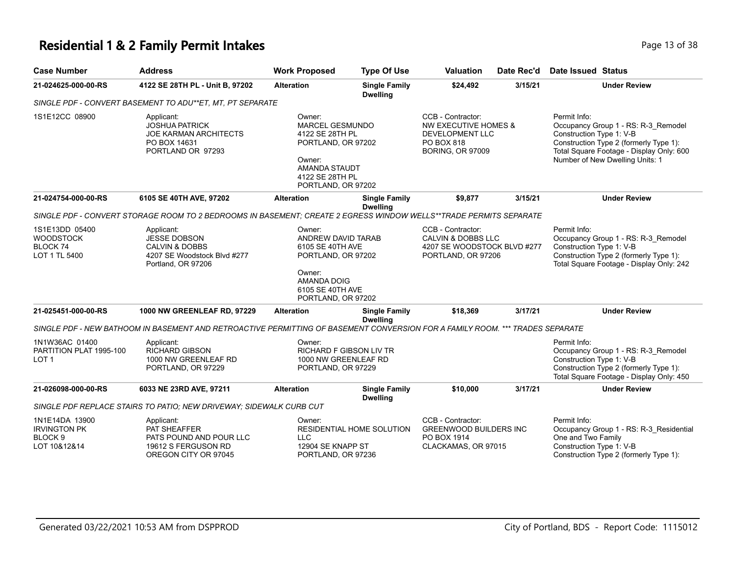# Residential 1 & 2 Family Permit Intakes

| Case Number | Address | Work Proposed | Type Of Use | Valuation | Date Rec'd | Date Issued | Status |
|---|---|---|---|---|---|---|---|
| 21-024625-000-00-RS | 4122 SE 28TH PL - Unit B, 97202 | Alteration | Single Family Dwelling | $24,492 | 3/15/21 | | Under Review |

*SINGLE PDF - CONVERT BASEMENT TO ADU**ET, MT, PT SEPARATE*

1S1E12CC 08900

Applicant:
JOSHUA PATRICK
JOE KARMAN ARCHITECTS
PO BOX 14631
PORTLAND OR 97293

Owner:
MARCEL GESMUNDO
4122 SE 28TH PL
PORTLAND, OR 97202

Owner:
AMANDA STAUDT
4122 SE 28TH PL
PORTLAND, OR 97202

CCB - Contractor:
NW EXECUTIVE HOMES & DEVELOPMENT LLC
PO BOX 818
BORING, OR 97009

Permit Info:
Occupancy Group 1 - RS: R-3_Remodel
Construction Type 1: V-B
Construction Type 2 (formerly Type 1):
Total Square Footage - Display Only: 600
Number of New Dwelling Units: 1

| Case Number | Address | Work Proposed | Type Of Use | Valuation | Date Rec'd | Date Issued | Status |
|---|---|---|---|---|---|---|---|
| 21-024754-000-00-RS | 6105 SE 40TH AVE, 97202 | Alteration | Single Family Dwelling | $9,877 | 3/15/21 | | Under Review |

*SINGLE PDF - CONVERT STORAGE ROOM TO 2 BEDROOMS IN BASEMENT; CREATE 2 EGRESS WINDOW WELLS**TRADE PERMITS SEPARATE*

1S1E13DD 05400
WOODSTOCK
BLOCK 74
LOT 1 TL 5400

Applicant:
JESSE DOBSON
CALVIN & DOBBS
4207 SE Woodstock Blvd #277
Portland, OR 97206

Owner:
ANDREW DAVID TARAB
6105 SE 40TH AVE
PORTLAND, OR 97202

Owner:
AMANDA DOIG
6105 SE 40TH AVE
PORTLAND, OR 97202

CCB - Contractor:
CALVIN & DOBBS LLC
4207 SE WOODSTOCK BLVD #277
PORTLAND, OR 97206

Permit Info:
Occupancy Group 1 - RS: R-3_Remodel
Construction Type 1: V-B
Construction Type 2 (formerly Type 1):
Total Square Footage - Display Only: 242

| Case Number | Address | Work Proposed | Type Of Use | Valuation | Date Rec'd | Date Issued | Status |
|---|---|---|---|---|---|---|---|
| 21-025451-000-00-RS | 1000 NW GREENLEAF RD, 97229 | Alteration | Single Family Dwelling | $18,369 | 3/17/21 | | Under Review |

*SINGLE PDF - NEW BATHOOM IN BASEMENT AND RETROACTIVE PERMITTING OF BASEMENT CONVERSION FOR A FAMILY ROOM. *** TRADES SEPARATE*

1N1W36AC 01400
PARTITION PLAT 1995-100
LOT 1

Applicant:
RICHARD GIBSON
1000 NW GREENLEAF RD
PORTLAND, OR 97229

Owner:
RICHARD F GIBSON LIV TR
1000 NW GREENLEAF RD
PORTLAND, OR 97229

Permit Info:
Occupancy Group 1 - RS: R-3_Remodel
Construction Type 1: V-B
Construction Type 2 (formerly Type 1):
Total Square Footage - Display Only: 450

| Case Number | Address | Work Proposed | Type Of Use | Valuation | Date Rec'd | Date Issued | Status |
|---|---|---|---|---|---|---|---|
| 21-026098-000-00-RS | 6033 NE 23RD AVE, 97211 | Alteration | Single Family Dwelling | $10,000 | 3/17/21 | | Under Review |

*SINGLE PDF REPLACE STAIRS TO PATIO; NEW DRIVEWAY; SIDEWALK CURB CUT*

1N1E14DA 13900
IRVINGTON PK
BLOCK 9
LOT 10&12&14

Applicant:
PAT SHEAFFER
PATS POUND AND POUR LLC
19612 S FERGUSON RD
OREGON CITY OR 97045

Owner:
RESIDENTIAL HOME SOLUTION LLC
12904 SE KNAPP ST
PORTLAND, OR 97236

CCB - Contractor:
GREENWOOD BUILDERS INC
PO BOX 1914
CLACKAMAS, OR 97015

Permit Info:
Occupancy Group 1 - RS: R-3_Residential One and Two Family
Construction Type 1: V-B
Construction Type 2 (formerly Type 1):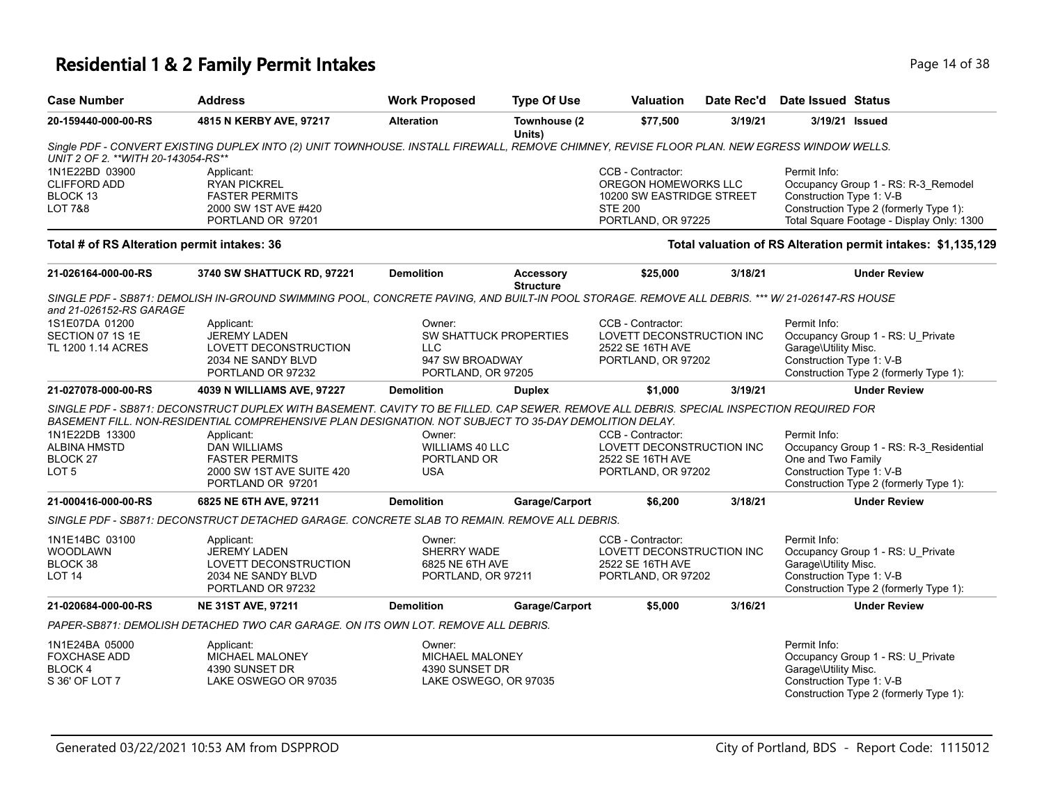# Residential 1 & 2 Family Permit Intakes

| Case Number | Address | Work Proposed | Type Of Use | Valuation | Date Rec'd | Date Issued | Status |
|---|---|---|---|---|---|---|---|
| 20-159440-000-00-RS | 4815 N KERBY AVE, 97217 | Alteration | Townhouse (2 Units) | $77,500 | 3/19/21 | 3/19/21 | Issued |

*Single PDF - CONVERT EXISTING DUPLEX INTO (2) UNIT TOWNHOUSE. INSTALL FIREWALL, REMOVE CHIMNEY, REVISE FLOOR PLAN. NEW EGRESS WINDOW WELLS. UNIT 2 OF 2. **WITH 20-143054-RS***

1N1E22BD 03900
CLIFFORD ADD
BLOCK 13
LOT 7&8

Applicant:
RYAN PICKREL
FASTER PERMITS
2000 SW 1ST AVE #420
PORTLAND OR 97201

CCB - Contractor:
OREGON HOMEWORKS LLC
10200 SW EASTRIDGE STREET
STE 200
PORTLAND, OR 97225

Permit Info:
Occupancy Group 1 - RS: R-3_Remodel
Construction Type 1: V-B
Construction Type 2 (formerly Type 1):
Total Square Footage - Display Only: 1300

**Total # of RS Alteration permit intakes: 36**

**Total valuation of RS Alteration permit intakes: $1,135,129**

| Case Number | Address | Work Proposed | Type Of Use | Valuation | Date Rec'd | Date Issued | Status |
|---|---|---|---|---|---|---|---|
| 21-026164-000-00-RS | 3740 SW SHATTUCK RD, 97221 | Demolition | Accessory Structure | $25,000 | 3/18/21 | | Under Review |

*SINGLE PDF - SB871: DEMOLISH IN-GROUND SWIMMING POOL, CONCRETE PAVING, AND BUILT-IN POOL STORAGE. REMOVE ALL DEBRIS. *** W/ 21-026147-RS HOUSE and 21-026152-RS GARAGE*

1S1E07DA 01200
SECTION 07 1S 1E
TL 1200 1.14 ACRES

Applicant:
JEREMY LADEN
LOVETT DECONSTRUCTION
2034 NE SANDY BLVD
PORTLAND OR 97232

Owner:
SW SHATTUCK PROPERTIES LLC
947 SW BROADWAY
PORTLAND, OR 97205

CCB - Contractor:
LOVETT DECONSTRUCTION INC
2522 SE 16TH AVE
PORTLAND, OR 97202

Permit Info:
Occupancy Group 1 - RS: U_Private Garage\Utility Misc.
Construction Type 1: V-B
Construction Type 2 (formerly Type 1):

| Case Number | Address | Work Proposed | Type Of Use | Valuation | Date Rec'd | Date Issued | Status |
|---|---|---|---|---|---|---|---|
| 21-027078-000-00-RS | 4039 N WILLIAMS AVE, 97227 | Demolition | Duplex | $1,000 | 3/19/21 | | Under Review |

*SINGLE PDF - SB871: DECONSTRUCT DUPLEX WITH BASEMENT. CAVITY TO BE FILLED. CAP SEWER. REMOVE ALL DEBRIS. SPECIAL INSPECTION REQUIRED FOR BASEMENT FILL. NON-RESIDENTIAL COMPREHENSIVE PLAN DESIGNATION. NOT SUBJECT TO 35-DAY DEMOLITION DELAY.*

1N1E22DB 13300
ALBINA HMSTD
BLOCK 27
LOT 5

Applicant:
DAN WILLIAMS
FASTER PERMITS
2000 SW 1ST AVE SUITE 420
PORTLAND OR 97201

Owner:
WILLIAMS 40 LLC
PORTLAND OR
USA

CCB - Contractor:
LOVETT DECONSTRUCTION INC
2522 SE 16TH AVE
PORTLAND, OR 97202

Permit Info:
Occupancy Group 1 - RS: R-3_Residential One and Two Family
Construction Type 1: V-B
Construction Type 2 (formerly Type 1):

| Case Number | Address | Work Proposed | Type Of Use | Valuation | Date Rec'd | Date Issued | Status |
|---|---|---|---|---|---|---|---|
| 21-000416-000-00-RS | 6825 NE 6TH AVE, 97211 | Demolition | Garage/Carport | $6,200 | 3/18/21 | | Under Review |

*SINGLE PDF - SB871: DECONSTRUCT DETACHED GARAGE. CONCRETE SLAB TO REMAIN. REMOVE ALL DEBRIS.*

1N1E14BC 03100
WOODLAWN
BLOCK 38
LOT 14

Applicant:
JEREMY LADEN
LOVETT DECONSTRUCTION
2034 NE SANDY BLVD
PORTLAND OR 97232

Owner:
SHERRY WADE
6825 NE 6TH AVE
PORTLAND, OR 97211

CCB - Contractor:
LOVETT DECONSTRUCTION INC
2522 SE 16TH AVE
PORTLAND, OR 97202

Permit Info:
Occupancy Group 1 - RS: U_Private Garage\Utility Misc.
Construction Type 1: V-B
Construction Type 2 (formerly Type 1):

| Case Number | Address | Work Proposed | Type Of Use | Valuation | Date Rec'd | Date Issued | Status |
|---|---|---|---|---|---|---|---|
| 21-020684-000-00-RS | NE 31ST AVE, 97211 | Demolition | Garage/Carport | $5,000 | 3/16/21 | | Under Review |

*PAPER-SB871: DEMOLISH DETACHED TWO CAR GARAGE. ON ITS OWN LOT. REMOVE ALL DEBRIS.*

1N1E24BA 05000
FOXCHASE ADD
BLOCK 4
S 36' OF LOT 7

Applicant:
MICHAEL MALONEY
4390 SUNSET DR
LAKE OSWEGO OR 97035

Owner:
MICHAEL MALONEY
4390 SUNSET DR
LAKE OSWEGO, OR 97035

Permit Info:
Occupancy Group 1 - RS: U_Private Garage\Utility Misc.
Construction Type 1: V-B
Construction Type 2 (formerly Type 1):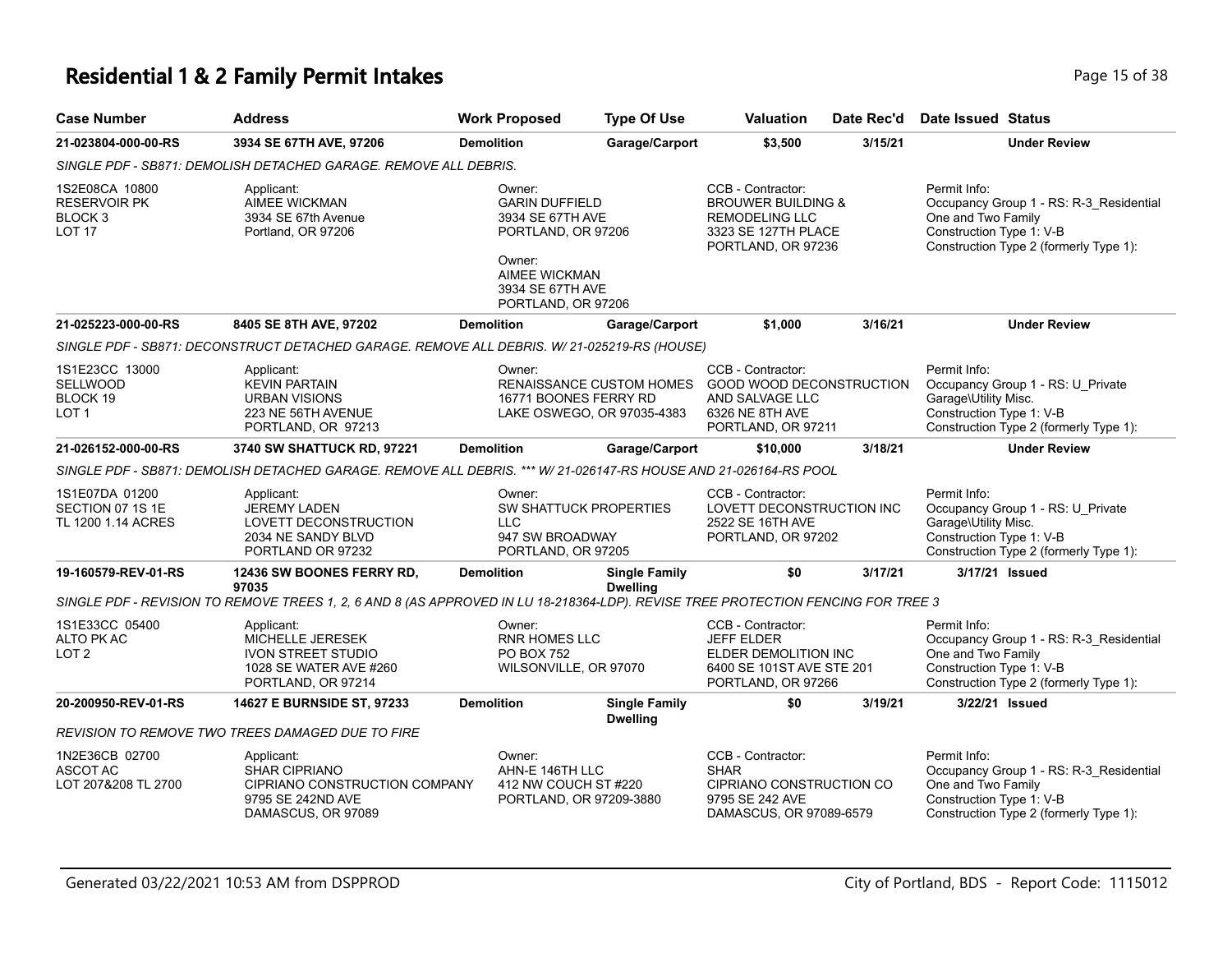# Residential 1 & 2 Family Permit Intakes

| Case Number | Address | Work Proposed | Type Of Use | Valuation | Date Rec'd | Date Issued | Status |
|---|---|---|---|---|---|---|---|
| **21-023804-000-00-RS** | **3934 SE 67TH AVE, 97206** | **Demolition** | **Garage/Carport** | **$3,500** | **3/15/21** | | **Under Review** |

*SINGLE PDF - SB871: DEMOLISH DETACHED GARAGE. REMOVE ALL DEBRIS.*

| | | | | |
|---|---|---|---|---|
| 1S2E08CA 10800<br>RESERVOIR PK<br>BLOCK 3<br>LOT 17 | Applicant:<br>AIMEE WICKMAN<br>3934 SE 67th Avenue<br>Portland, OR 97206 | Owner:<br>GARIN DUFFIELD<br>3934 SE 67TH AVE<br>PORTLAND, OR 97206<br>Owner:<br>AIMEE WICKMAN<br>3934 SE 67TH AVE<br>PORTLAND, OR 97206 | CCB - Contractor:<br>BROUWER BUILDING &<br>REMODELING LLC<br>3323 SE 127TH PLACE<br>PORTLAND, OR 97236 | Permit Info:<br>Occupancy Group 1 - RS: R-3_Residential One and Two Family<br>Construction Type 1: V-B<br>Construction Type 2 (formerly Type 1): |

| Case Number | Address | Work Proposed | Type Of Use | Valuation | Date Rec'd | Date Issued | Status |
|---|---|---|---|---|---|---|---|
| **21-025223-000-00-RS** | **8405 SE 8TH AVE, 97202** | **Demolition** | **Garage/Carport** | **$1,000** | **3/16/21** | | **Under Review** |

*SINGLE PDF - SB871: DECONSTRUCT DETACHED GARAGE. REMOVE ALL DEBRIS. W/ 21-025219-RS (HOUSE)*

| | | | | |
|---|---|---|---|---|
| 1S1E23CC 13000<br>SELLWOOD<br>BLOCK 19<br>LOT 1 | Applicant:<br>KEVIN PARTAIN<br>URBAN VISIONS<br>223 NE 56TH AVENUE<br>PORTLAND, OR 97213 | Owner:<br>RENAISSANCE CUSTOM HOMES<br>16771 BOONES FERRY RD<br>LAKE OSWEGO, OR 97035-4383 | CCB - Contractor:<br>GOOD WOOD DECONSTRUCTION<br>AND SALVAGE LLC<br>6326 NE 8TH AVE<br>PORTLAND, OR 97211 | Permit Info:<br>Occupancy Group 1 - RS: U_Private Garage\Utility Misc.<br>Construction Type 1: V-B<br>Construction Type 2 (formerly Type 1): |

| Case Number | Address | Work Proposed | Type Of Use | Valuation | Date Rec'd | Date Issued | Status |
|---|---|---|---|---|---|---|---|
| **21-026152-000-00-RS** | **3740 SW SHATTUCK RD, 97221** | **Demolition** | **Garage/Carport** | **$10,000** | **3/18/21** | | **Under Review** |

*SINGLE PDF - SB871: DEMOLISH DETACHED GARAGE. REMOVE ALL DEBRIS. *** W/ 21-026147-RS HOUSE AND 21-026164-RS POOL*

| | | | | |
|---|---|---|---|---|
| 1S1E07DA 01200<br>SECTION 07 1S 1E<br>TL 1200 1.14 ACRES | Applicant:<br>JEREMY LADEN<br>LOVETT DECONSTRUCTION<br>2034 NE SANDY BLVD<br>PORTLAND OR 97232 | Owner:<br>SW SHATTUCK PROPERTIES<br>LLC<br>947 SW BROADWAY<br>PORTLAND, OR 97205 | CCB - Contractor:<br>LOVETT DECONSTRUCTION INC<br>2522 SE 16TH AVE<br>PORTLAND, OR 97202 | Permit Info:<br>Occupancy Group 1 - RS: U_Private Garage\Utility Misc.<br>Construction Type 1: V-B<br>Construction Type 2 (formerly Type 1): |

| Case Number | Address | Work Proposed | Type Of Use | Valuation | Date Rec'd | Date Issued | Status |
|---|---|---|---|---|---|---|---|
| **19-160579-REV-01-RS** | **12436 SW BOONES FERRY RD, 97035** | **Demolition** | **Single Family Dwelling** | **$0** | **3/17/21** | **3/17/21** | **Issued** |

*SINGLE PDF - REVISION TO REMOVE TREES 1, 2, 6 AND 8 (AS APPROVED IN LU 18-218364-LDP). REVISE TREE PROTECTION FENCING FOR TREE 3*

| | | | | |
|---|---|---|---|---|
| 1S1E33CC 05400<br>ALTO PK AC<br>LOT 2 | Applicant:<br>MICHELLE JERESEK<br>IVON STREET STUDIO<br>1028 SE WATER AVE #260<br>PORTLAND, OR 97214 | Owner:<br>RNR HOMES LLC<br>PO BOX 752<br>WILSONVILLE, OR 97070 | CCB - Contractor:<br>JEFF ELDER<br>ELDER DEMOLITION INC<br>6400 SE 101ST AVE STE 201<br>PORTLAND, OR 97266 | Permit Info:<br>Occupancy Group 1 - RS: R-3_Residential One and Two Family<br>Construction Type 1: V-B<br>Construction Type 2 (formerly Type 1): |

| Case Number | Address | Work Proposed | Type Of Use | Valuation | Date Rec'd | Date Issued | Status |
|---|---|---|---|---|---|---|---|
| **20-200950-REV-01-RS** | **14627 E BURNSIDE ST, 97233** | **Demolition** | **Single Family Dwelling** | **$0** | **3/19/21** | **3/22/21** | **Issued** |

*REVISION TO REMOVE TWO TREES DAMAGED DUE TO FIRE*

| | | | | |
|---|---|---|---|---|
| 1N2E36CB 02700<br>ASCOT AC<br>LOT 207&208 TL 2700 | Applicant:<br>SHAR CIPRIANO<br>CIPRIANO CONSTRUCTION COMPANY<br>9795 SE 242ND AVE<br>DAMASCUS, OR 97089 | Owner:<br>AHN-E 146TH LLC<br>412 NW COUCH ST #220<br>PORTLAND, OR 97209-3880 | CCB - Contractor:<br>SHAR<br>CIPRIANO CONSTRUCTION CO<br>9795 SE 242 AVE<br>DAMASCUS, OR 97089-6579 | Permit Info:<br>Occupancy Group 1 - RS: R-3_Residential One and Two Family<br>Construction Type 1: V-B<br>Construction Type 2 (formerly Type 1): |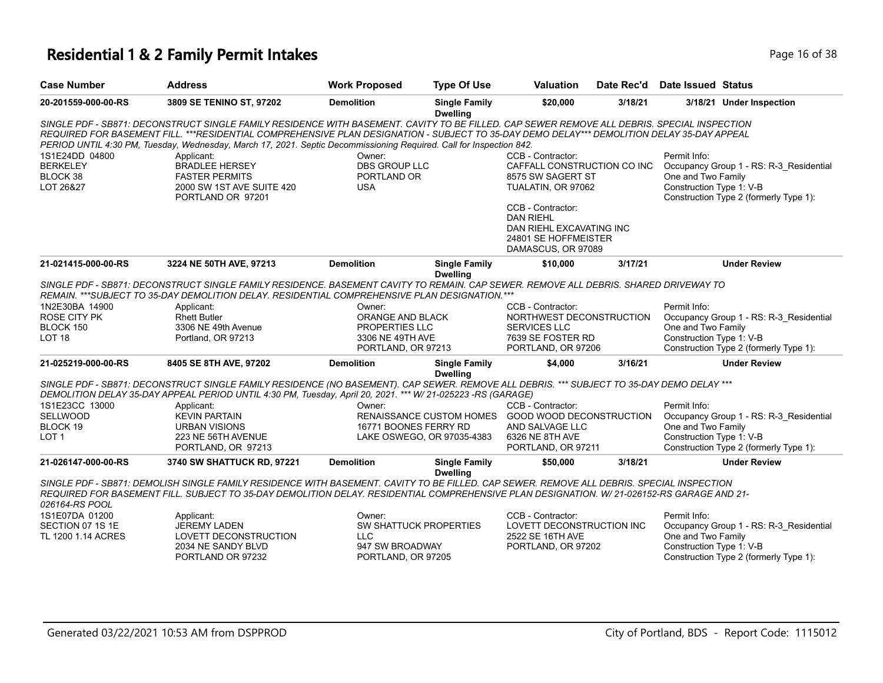# Residential 1 & 2 Family Permit Intakes

| Case Number | Address | Work Proposed | Type Of Use | Valuation | Date Rec'd | Date Issued | Status |
|---|---|---|---|---|---|---|---|
| **20-201559-000-00-RS** | **3809 SE TENINO ST, 97202** | **Demolition** | **Single Family Dwelling** | **$20,000** | **3/18/21** | **3/18/21** | **Under Inspection** |

*SINGLE PDF - SB871: DECONSTRUCT SINGLE FAMILY RESIDENCE WITH BASEMENT. CAVITY TO BE FILLED. CAP SEWER REMOVE ALL DEBRIS. SPECIAL INSPECTION REQUIRED FOR BASEMENT FILL. ***RESIDENTIAL COMPREHENSIVE PLAN DESIGNATION - SUBJECT TO 35-DAY DEMO DELAY*** DEMOLITION DELAY 35-DAY APPEAL PERIOD UNTIL 4:30 PM, Tuesday, Wednesday, March 17, 2021. Septic Decommissioning Required. Call for Inspection 842.*

1S1E24DD 04800
BERKELEY
BLOCK 38
LOT 26&27

Applicant:
BRADLEE HERSEY
FASTER PERMITS
2000 SW 1ST AVE SUITE 420
PORTLAND OR 97201

Owner:
DBS GROUP LLC
PORTLAND OR
USA

CCB - Contractor:
CAFFALL CONSTRUCTION CO INC
8575 SW SAGERT ST
TUALATIN, OR 97062

CCB - Contractor:
DAN RIEHL
DAN RIEHL EXCAVATING INC
24801 SE HOFFMEISTER
DAMASCUS, OR 97089

Permit Info:
Occupancy Group 1 - RS: R-3_Residential One and Two Family
Construction Type 1: V-B
Construction Type 2 (formerly Type 1):

| Case Number | Address | Work Proposed | Type Of Use | Valuation | Date Rec'd | Date Issued | Status |
|---|---|---|---|---|---|---|---|
| **21-021415-000-00-RS** | **3224 NE 50TH AVE, 97213** | **Demolition** | **Single Family Dwelling** | **$10,000** | **3/17/21** | | **Under Review** |

*SINGLE PDF - SB871: DECONSTRUCT SINGLE FAMILY RESIDENCE. BASEMENT CAVITY TO REMAIN. CAP SEWER. REMOVE ALL DEBRIS. SHARED DRIVEWAY TO REMAIN. ***SUBJECT TO 35-DAY DEMOLITION DELAY. RESIDENTIAL COMPREHENSIVE PLAN DESIGNATION.****

1N2E30BA 14900
ROSE CITY PK
BLOCK 150
LOT 18

Applicant:
Rhett Butler
3306 NE 49th Avenue
Portland, OR 97213

Owner:
ORANGE AND BLACK PROPERTIES LLC
3306 NE 49TH AVE
PORTLAND, OR 97213

CCB - Contractor:
NORTHWEST DECONSTRUCTION SERVICES LLC
7639 SE FOSTER RD
PORTLAND, OR 97206

Permit Info:
Occupancy Group 1 - RS: R-3_Residential One and Two Family
Construction Type 1: V-B
Construction Type 2 (formerly Type 1):

| Case Number | Address | Work Proposed | Type Of Use | Valuation | Date Rec'd | Date Issued | Status |
|---|---|---|---|---|---|---|---|
| **21-025219-000-00-RS** | **8405 SE 8TH AVE, 97202** | **Demolition** | **Single Family Dwelling** | **$4,000** | **3/16/21** | | **Under Review** |

*SINGLE PDF - SB871: DECONSTRUCT SINGLE FAMILY RESIDENCE (NO BASEMENT). CAP SEWER. REMOVE ALL DEBRIS. *** SUBJECT TO 35-DAY DEMO DELAY *** DEMOLITION DELAY 35-DAY APPEAL PERIOD UNTIL 4:30 PM, Tuesday, April 20, 2021. *** W/ 21-025223 -RS (GARAGE)*

1S1E23CC 13000
SELLWOOD
BLOCK 19
LOT 1

Applicant:
KEVIN PARTAIN
URBAN VISIONS
223 NE 56TH AVENUE
PORTLAND, OR 97213

Owner:
RENAISSANCE CUSTOM HOMES
16771 BOONES FERRY RD
LAKE OSWEGO, OR 97035-4383

CCB - Contractor:
GOOD WOOD DECONSTRUCTION AND SALVAGE LLC
6326 NE 8TH AVE
PORTLAND, OR 97211

Permit Info:
Occupancy Group 1 - RS: R-3_Residential One and Two Family
Construction Type 1: V-B
Construction Type 2 (formerly Type 1):

| Case Number | Address | Work Proposed | Type Of Use | Valuation | Date Rec'd | Date Issued | Status |
|---|---|---|---|---|---|---|---|
| **21-026147-000-00-RS** | **3740 SW SHATTUCK RD, 97221** | **Demolition** | **Single Family Dwelling** | **$50,000** | **3/18/21** | | **Under Review** |

*SINGLE PDF - SB871: DEMOLISH SINGLE FAMILY RESIDENCE WITH BASEMENT. CAVITY TO BE FILLED. CAP SEWER. REMOVE ALL DEBRIS. SPECIAL INSPECTION REQUIRED FOR BASEMENT FILL. SUBJECT TO 35-DAY DEMOLITION DELAY. RESIDENTIAL COMPREHENSIVE PLAN DESIGNATION. W/ 21-026152-RS GARAGE AND 21-026164-RS POOL*

1S1E07DA 01200
SECTION 07 1S 1E
TL 1200 1.14 ACRES

Applicant:
JEREMY LADEN
LOVETT DECONSTRUCTION
2034 NE SANDY BLVD
PORTLAND OR 97232

Owner:
SW SHATTUCK PROPERTIES LLC
947 SW BROADWAY
PORTLAND, OR 97205

CCB - Contractor:
LOVETT DECONSTRUCTION INC
2522 SE 16TH AVE
PORTLAND, OR 97202

Permit Info:
Occupancy Group 1 - RS: R-3_Residential One and Two Family
Construction Type 1: V-B
Construction Type 2 (formerly Type 1):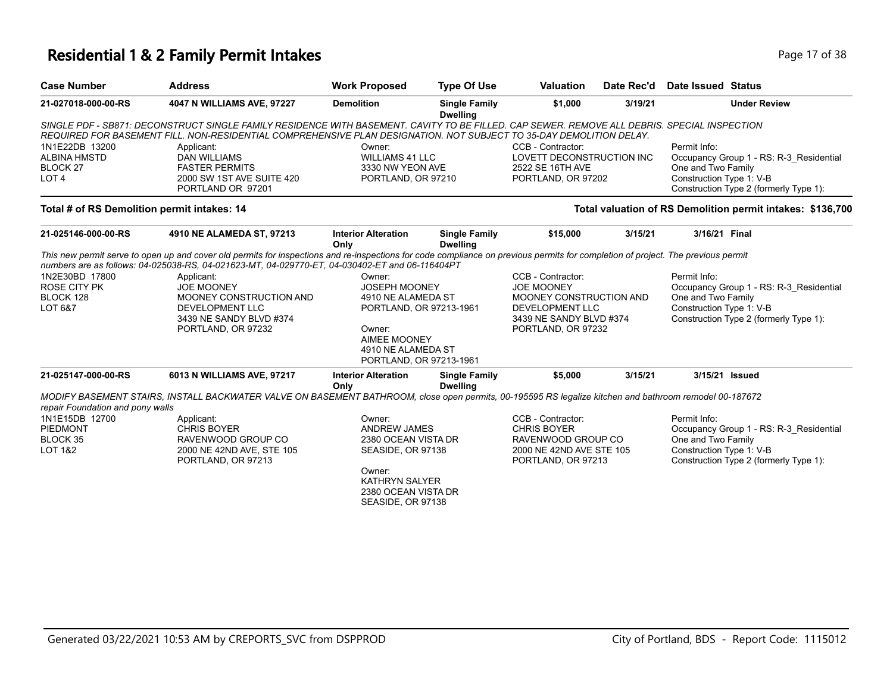# Residential 1 & 2 Family Permit Intakes

| Case Number | Address | Work Proposed | Type Of Use | Valuation | Date Rec'd | Date Issued | Status |
|---|---|---|---|---|---|---|---|
| 21-027018-000-00-RS | 4047 N WILLIAMS AVE, 97227 | Demolition | Single Family Dwelling | $1,000 | 3/19/21 | | Under Review |

*SINGLE PDF - SB871: DECONSTRUCT SINGLE FAMILY RESIDENCE WITH BASEMENT. CAVITY TO BE FILLED. CAP SEWER. REMOVE ALL DEBRIS. SPECIAL INSPECTION REQUIRED FOR BASEMENT FILL. NON-RESIDENTIAL COMPREHENSIVE PLAN DESIGNATION. NOT SUBJECT TO 35-DAY DEMOLITION DELAY.*

| Property | Applicant | Owner | CCB - Contractor | Permit Info |
|---|---|---|---|---|
| 1N1E22DB 13200<br>ALBINA HMSTD<br>BLOCK 27<br>LOT 4 | Applicant:<br>DAN WILLIAMS<br>FASTER PERMITS<br>2000 SW 1ST AVE SUITE 420<br>PORTLAND OR 97201 | Owner:<br>WILLIAMS 41 LLC<br>3330 NW YEON AVE<br>PORTLAND, OR 97210 | CCB - Contractor:<br>LOVETT DECONSTRUCTION INC<br>2522 SE 16TH AVE<br>PORTLAND, OR 97202 | Permit Info:<br>Occupancy Group 1 - RS: R-3_Residential One and Two Family<br>Construction Type 1: V-B<br>Construction Type 2 (formerly Type 1): |

**Total # of RS Demolition permit intakes: 14** — **Total valuation of RS Demolition permit intakes: $136,700**

| Case Number | Address | Work Proposed | Type Of Use | Valuation | Date Rec'd | Date Issued | Status |
|---|---|---|---|---|---|---|---|
| 21-025146-000-00-RS | 4910 NE ALAMEDA ST, 97213 | Interior Alteration Only | Single Family Dwelling | $15,000 | 3/15/21 | 3/16/21 | Final |

*This new permit serve to open up and cover old permits for inspections and re-inspections for code compliance on previous permits for completion of project. The previous permit numbers are as follows: 04-025038-RS, 04-021623-MT, 04-029770-ET, 04-030402-ET and 06-116404PT*

| Property | Applicant | Owner | CCB - Contractor | Permit Info |
|---|---|---|---|---|
| 1N2E30BD 17800<br>ROSE CITY PK<br>BLOCK 128<br>LOT 6&7 | Applicant:<br>JOE MOONEY<br>MOONEY CONSTRUCTION AND DEVELOPMENT LLC<br>3439 NE SANDY BLVD #374<br>PORTLAND, OR 97232 | Owner:<br>JOSEPH MOONEY<br>4910 NE ALAMEDA ST<br>PORTLAND, OR 97213-1961<br><br>Owner:<br>AIMEE MOONEY<br>4910 NE ALAMEDA ST<br>PORTLAND, OR 97213-1961 | CCB - Contractor:<br>JOE MOONEY<br>MOONEY CONSTRUCTION AND DEVELOPMENT LLC<br>3439 NE SANDY BLVD #374<br>PORTLAND, OR 97232 | Permit Info:<br>Occupancy Group 1 - RS: R-3_Residential One and Two Family<br>Construction Type 1: V-B<br>Construction Type 2 (formerly Type 1): |

| Case Number | Address | Work Proposed | Type Of Use | Valuation | Date Rec'd | Date Issued | Status |
|---|---|---|---|---|---|---|---|
| 21-025147-000-00-RS | 6013 N WILLIAMS AVE, 97217 | Interior Alteration Only | Single Family Dwelling | $5,000 | 3/15/21 | 3/15/21 | Issued |

*MODIFY BASEMENT STAIRS, INSTALL BACKWATER VALVE ON BASEMENT BATHROOM, close open permits, 00-195595 RS legalize kitchen and bathroom remodel 00-187672 repair Foundation and pony walls*

| Property | Applicant | Owner | CCB - Contractor | Permit Info |
|---|---|---|---|---|
| 1N1E15DB 12700<br>PIEDMONT<br>BLOCK 35<br>LOT 1&2 | Applicant:<br>CHRIS BOYER<br>RAVENWOOD GROUP CO<br>2000 NE 42ND AVE, STE 105<br>PORTLAND, OR 97213 | Owner:<br>ANDREW JAMES<br>2380 OCEAN VISTA DR<br>SEASIDE, OR 97138<br><br>Owner:<br>KATHRYN SALYER<br>2380 OCEAN VISTA DR<br>SEASIDE, OR 97138 | CCB - Contractor:<br>CHRIS BOYER<br>RAVENWOOD GROUP CO<br>2000 NE 42ND AVE STE 105<br>PORTLAND, OR 97213 | Permit Info:<br>Occupancy Group 1 - RS: R-3_Residential One and Two Family<br>Construction Type 1: V-B<br>Construction Type 2 (formerly Type 1): |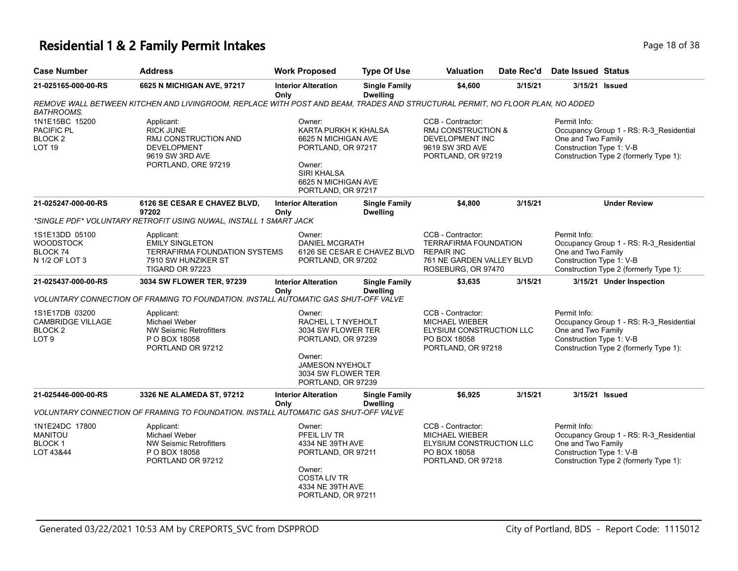# Residential 1 & 2 Family Permit Intakes

| Case Number | Address | Work Proposed | Type Of Use | Valuation | Date Rec'd | Date Issued | Status |
|---|---|---|---|---|---|---|---|
| 21-025165-000-00-RS | 6625 N MICHIGAN AVE, 97217 | Interior Alteration Only | Single Family Dwelling | $4,600 | 3/15/21 | 3/15/21 | Issued |

*REMOVE WALL BETWEEN KITCHEN AND LIVINGROOM, REPLACE WITH POST AND BEAM, TRADES AND STRUCTURAL PERMIT, NO FLOOR PLAN, NO ADDED BATHROOMS.*

1N1E15BC 15200
PACIFIC PL
BLOCK 2
LOT 19

Applicant:
RICK JUNE
RMJ CONSTRUCTION AND DEVELOPMENT
9619 SW 3RD AVE
PORTLAND, ORE 97219

Owner:
KARTA PURKH K KHALSA
6625 N MICHIGAN AVE
PORTLAND, OR 97217

Owner:
SIRI KHALSA
6625 N MICHIGAN AVE
PORTLAND, OR 97217

CCB - Contractor:
RMJ CONSTRUCTION & DEVELOPMENT INC
9619 SW 3RD AVE
PORTLAND, OR 97219

Permit Info:
Occupancy Group 1 - RS: R-3_Residential One and Two Family
Construction Type 1: V-B
Construction Type 2 (formerly Type 1):

| Case Number | Address | Work Proposed | Type Of Use | Valuation | Date Rec'd | Date Issued | Status |
|---|---|---|---|---|---|---|---|
| 21-025247-000-00-RS | 6126 SE CESAR E CHAVEZ BLVD, 97202 | Interior Alteration Only | Single Family Dwelling | $4,800 | 3/15/21 | | Under Review |

*\*SINGLE PDF\* VOLUNTARY RETROFIT USING NUWAL, INSTALL 1 SMART JACK*

1S1E13DD 05100
WOODSTOCK
BLOCK 74
N 1/2 OF LOT 3

Applicant:
EMILY SINGLETON
TERRAFIRMA FOUNDATION SYSTEMS
7910 SW HUNZIKER ST
TIGARD OR 97223

Owner:
DANIEL MCGRATH
6126 SE CESAR E CHAVEZ BLVD
PORTLAND, OR 97202

CCB - Contractor:
TERRAFIRMA FOUNDATION REPAIR INC
761 NE GARDEN VALLEY BLVD
ROSEBURG, OR 97470

Permit Info:
Occupancy Group 1 - RS: R-3_Residential One and Two Family
Construction Type 1: V-B
Construction Type 2 (formerly Type 1):

| Case Number | Address | Work Proposed | Type Of Use | Valuation | Date Rec'd | Date Issued | Status |
|---|---|---|---|---|---|---|---|
| 21-025437-000-00-RS | 3034 SW FLOWER TER, 97239 | Interior Alteration Only | Single Family Dwelling | $3,635 | 3/15/21 | 3/15/21 | Under Inspection |

*VOLUNTARY CONNECTION OF FRAMING TO FOUNDATION. INSTALL AUTOMATIC GAS SHUT-OFF VALVE*

1S1E17DB 03200
CAMBRIDGE VILLAGE
BLOCK 2
LOT 9

Applicant:
Michael Weber
NW Seismic Retrofitters
P O BOX 18058
PORTLAND OR 97212

Owner:
RACHEL L T NYEHOLT
3034 SW FLOWER TER
PORTLAND, OR 97239

Owner:
JAMESON NYEHOLT
3034 SW FLOWER TER
PORTLAND, OR 97239

CCB - Contractor:
MICHAEL WIEBER
ELYSIUM CONSTRUCTION LLC
PO BOX 18058
PORTLAND, OR 97218

Permit Info:
Occupancy Group 1 - RS: R-3_Residential One and Two Family
Construction Type 1: V-B
Construction Type 2 (formerly Type 1):

| Case Number | Address | Work Proposed | Type Of Use | Valuation | Date Rec'd | Date Issued | Status |
|---|---|---|---|---|---|---|---|
| 21-025446-000-00-RS | 3326 NE ALAMEDA ST, 97212 | Interior Alteration Only | Single Family Dwelling | $6,925 | 3/15/21 | 3/15/21 | Issued |

*VOLUNTARY CONNECTION OF FRAMING TO FOUNDATION. INSTALL AUTOMATIC GAS SHUT-OFF VALVE*

1N1E24DC 17800
MANITOU
BLOCK 1
LOT 43&44

Applicant:
Michael Weber
NW Seismic Retrofitters
P O BOX 18058
PORTLAND OR 97212

Owner:
PFEIL LIV TR
4334 NE 39TH AVE
PORTLAND, OR 97211

Owner:
COSTA LIV TR
4334 NE 39TH AVE
PORTLAND, OR 97211

CCB - Contractor:
MICHAEL WIEBER
ELYSIUM CONSTRUCTION LLC
PO BOX 18058
PORTLAND, OR 97218

Permit Info:
Occupancy Group 1 - RS: R-3_Residential One and Two Family
Construction Type 1: V-B
Construction Type 2 (formerly Type 1):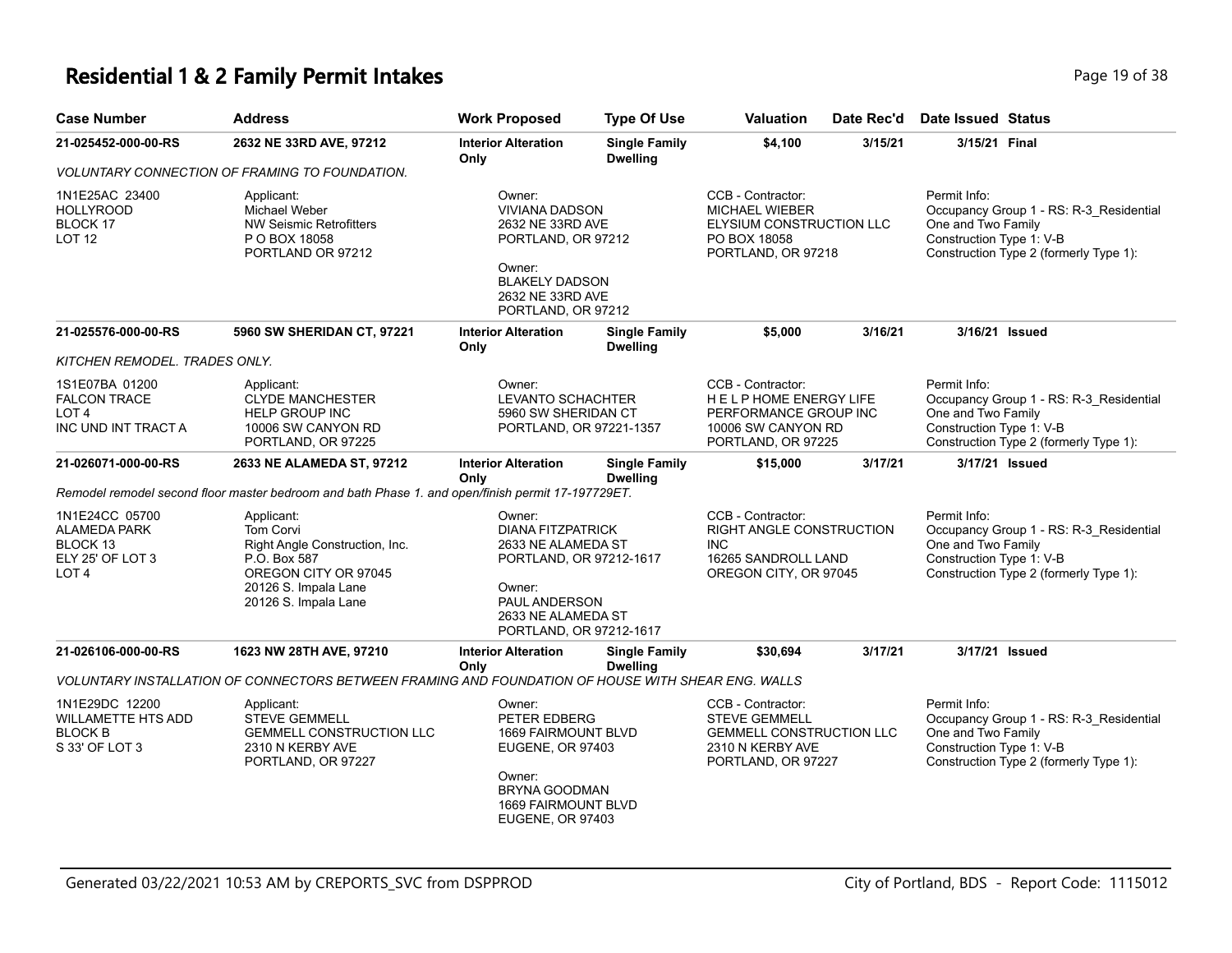# Residential 1 & 2 Family Permit Intakes

| Case Number | Address | Work Proposed | Type Of Use | Valuation | Date Rec'd | Date Issued | Status |
|---|---|---|---|---|---|---|---|
| **21-025452-000-00-RS** | **2632 NE 33RD AVE, 97212** | **Interior Alteration Only** | **Single Family Dwelling** | **$4,100** | **3/15/21** | **3/15/21** | **Final** |

*VOLUNTARY CONNECTION OF FRAMING TO FOUNDATION.*

| Legal | Applicant | Owner | CCB - Contractor | Permit Info |
|---|---|---|---|---|
| 1N1E25AC 23400<br>HOLLYROOD<br>BLOCK 17<br>LOT 12 | Applicant:<br>Michael Weber<br>NW Seismic Retrofitters<br>P O BOX 18058<br>PORTLAND OR 97212 | Owner:<br>VIVIANA DADSON<br>2632 NE 33RD AVE<br>PORTLAND, OR 97212<br>Owner:<br>BLAKELY DADSON<br>2632 NE 33RD AVE<br>PORTLAND, OR 97212 | CCB - Contractor:<br>MICHAEL WIEBER<br>ELYSIUM CONSTRUCTION LLC<br>PO BOX 18058<br>PORTLAND, OR 97218 | Permit Info:<br>Occupancy Group 1 - RS: R-3_Residential One and Two Family<br>Construction Type 1: V-B<br>Construction Type 2 (formerly Type 1): |

| Case Number | Address | Work Proposed | Type Of Use | Valuation | Date Rec'd | Date Issued | Status |
|---|---|---|---|---|---|---|---|
| **21-025576-000-00-RS** | **5960 SW SHERIDAN CT, 97221** | **Interior Alteration Only** | **Single Family Dwelling** | **$5,000** | **3/16/21** | **3/16/21** | **Issued** |

*KITCHEN REMODEL. TRADES ONLY.*

| Legal | Applicant | Owner | CCB - Contractor | Permit Info |
|---|---|---|---|---|
| 1S1E07BA 01200<br>FALCON TRACE<br>LOT 4<br>INC UND INT TRACT A | Applicant:<br>CLYDE MANCHESTER<br>HELP GROUP INC<br>10006 SW CANYON RD<br>PORTLAND, OR 97225 | Owner:<br>LEVANTO SCHACHTER<br>5960 SW SHERIDAN CT<br>PORTLAND, OR 97221-1357 | CCB - Contractor:<br>H E L P HOME ENERGY LIFE PERFORMANCE GROUP INC<br>10006 SW CANYON RD<br>PORTLAND, OR 97225 | Permit Info:<br>Occupancy Group 1 - RS: R-3_Residential One and Two Family<br>Construction Type 1: V-B<br>Construction Type 2 (formerly Type 1): |

| Case Number | Address | Work Proposed | Type Of Use | Valuation | Date Rec'd | Date Issued | Status |
|---|---|---|---|---|---|---|---|
| **21-026071-000-00-RS** | **2633 NE ALAMEDA ST, 97212** | **Interior Alteration Only** | **Single Family Dwelling** | **$15,000** | **3/17/21** | **3/17/21** | **Issued** |

*Remodel remodel second floor master bedroom and bath Phase 1. and open/finish permit 17-197729ET.*

| Legal | Applicant | Owner | CCB - Contractor | Permit Info |
|---|---|---|---|---|
| 1N1E24CC 05700<br>ALAMEDA PARK<br>BLOCK 13<br>ELY 25' OF LOT 3<br>LOT 4 | Applicant:<br>Tom Corvi<br>Right Angle Construction, Inc.<br>P.O. Box 587<br>OREGON CITY OR 97045<br>20126 S. Impala Lane<br>20126 S. Impala Lane | Owner:<br>DIANA FITZPATRICK<br>2633 NE ALAMEDA ST<br>PORTLAND, OR 97212-1617<br>Owner:<br>PAUL ANDERSON<br>2633 NE ALAMEDA ST<br>PORTLAND, OR 97212-1617 | CCB - Contractor:<br>RIGHT ANGLE CONSTRUCTION INC<br>16265 SANDROLL LAND<br>OREGON CITY, OR 97045 | Permit Info:<br>Occupancy Group 1 - RS: R-3_Residential One and Two Family<br>Construction Type 1: V-B<br>Construction Type 2 (formerly Type 1): |

| Case Number | Address | Work Proposed | Type Of Use | Valuation | Date Rec'd | Date Issued | Status |
|---|---|---|---|---|---|---|---|
| **21-026106-000-00-RS** | **1623 NW 28TH AVE, 97210** | **Interior Alteration Only** | **Single Family Dwelling** | **$30,694** | **3/17/21** | **3/17/21** | **Issued** |

*VOLUNTARY INSTALLATION OF CONNECTORS BETWEEN FRAMING AND FOUNDATION OF HOUSE WITH SHEAR ENG. WALLS*

| Legal | Applicant | Owner | CCB - Contractor | Permit Info |
|---|---|---|---|---|
| 1N1E29DC 12200<br>WILLAMETTE HTS ADD<br>BLOCK B<br>S 33' OF LOT 3 | Applicant:<br>STEVE GEMMELL<br>GEMMELL CONSTRUCTION LLC<br>2310 N KERBY AVE<br>PORTLAND, OR 97227 | Owner:<br>PETER EDBERG<br>1669 FAIRMOUNT BLVD<br>EUGENE, OR 97403<br>Owner:<br>BRYNA GOODMAN<br>1669 FAIRMOUNT BLVD<br>EUGENE, OR 97403 | CCB - Contractor:<br>STEVE GEMMELL<br>GEMMELL CONSTRUCTION LLC<br>2310 N KERBY AVE<br>PORTLAND, OR 97227 | Permit Info:<br>Occupancy Group 1 - RS: R-3_Residential One and Two Family<br>Construction Type 1: V-B<br>Construction Type 2 (formerly Type 1): |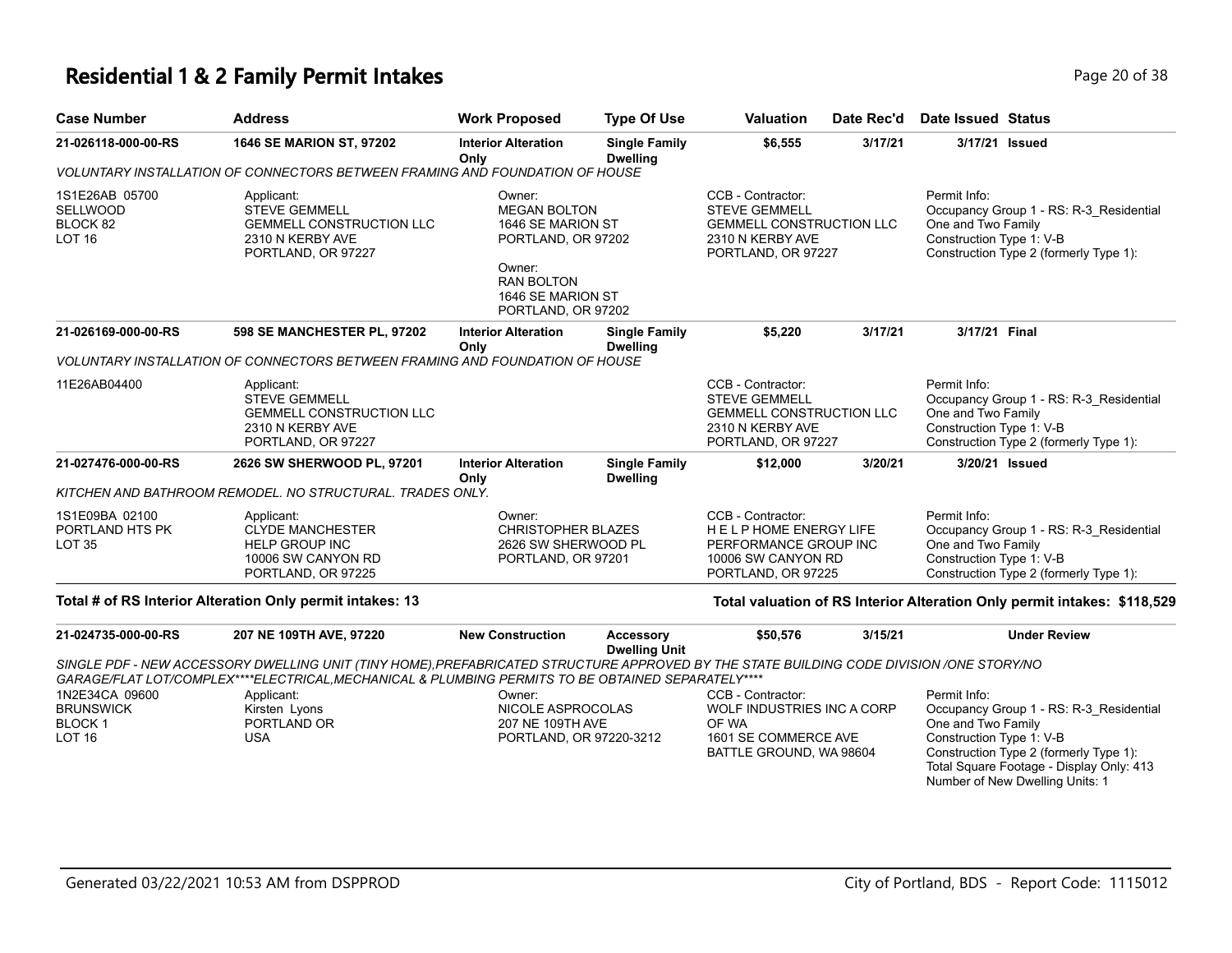# Residential 1 & 2 Family Permit Intakes

| Case Number | Address | Work Proposed | Type Of Use | Valuation | Date Rec'd | Date Issued | Status |
|---|---|---|---|---|---|---|---|
| 21-026118-000-00-RS | 1646 SE MARION ST, 97202 | Interior Alteration Only | Single Family Dwelling | $6,555 | 3/17/21 | 3/17/21 | Issued |

*VOLUNTARY INSTALLATION OF CONNECTORS BETWEEN FRAMING AND FOUNDATION OF HOUSE*

1S1E26AB 05700
SELLWOOD
BLOCK 82
LOT 16

Applicant:
STEVE GEMMELL
GEMMELL CONSTRUCTION LLC
2310 N KERBY AVE
PORTLAND, OR 97227

Owner:
MEGAN BOLTON
1646 SE MARION ST
PORTLAND, OR 97202

Owner:
RAN BOLTON
1646 SE MARION ST
PORTLAND, OR 97202

CCB - Contractor:
STEVE GEMMELL
GEMMELL CONSTRUCTION LLC
2310 N KERBY AVE
PORTLAND, OR 97227

Permit Info:
Occupancy Group 1 - RS: R-3_Residential One and Two Family
Construction Type 1: V-B
Construction Type 2 (formerly Type 1):

| Case Number | Address | Work Proposed | Type Of Use | Valuation | Date Rec'd | Date Issued | Status |
|---|---|---|---|---|---|---|---|
| 21-026169-000-00-RS | 598 SE MANCHESTER PL, 97202 | Interior Alteration Only | Single Family Dwelling | $5,220 | 3/17/21 | 3/17/21 | Final |

*VOLUNTARY INSTALLATION OF CONNECTORS BETWEEN FRAMING AND FOUNDATION OF HOUSE*

11E26AB04400

Applicant:
STEVE GEMMELL
GEMMELL CONSTRUCTION LLC
2310 N KERBY AVE
PORTLAND, OR 97227

CCB - Contractor:
STEVE GEMMELL
GEMMELL CONSTRUCTION LLC
2310 N KERBY AVE
PORTLAND, OR 97227

Permit Info:
Occupancy Group 1 - RS: R-3_Residential One and Two Family
Construction Type 1: V-B
Construction Type 2 (formerly Type 1):

| Case Number | Address | Work Proposed | Type Of Use | Valuation | Date Rec'd | Date Issued | Status |
|---|---|---|---|---|---|---|---|
| 21-027476-000-00-RS | 2626 SW SHERWOOD PL, 97201 | Interior Alteration Only | Single Family Dwelling | $12,000 | 3/20/21 | 3/20/21 | Issued |

*KITCHEN AND BATHROOM REMODEL. NO STRUCTURAL. TRADES ONLY.*

1S1E09BA 02100
PORTLAND HTS PK
LOT 35

Applicant:
CLYDE MANCHESTER
HELP GROUP INC
10006 SW CANYON RD
PORTLAND, OR 97225

Owner:
CHRISTOPHER BLAZES
2626 SW SHERWOOD PL
PORTLAND, OR 97201

CCB - Contractor:
H E L P HOME ENERGY LIFE PERFORMANCE GROUP INC
10006 SW CANYON RD
PORTLAND, OR 97225

Permit Info:
Occupancy Group 1 - RS: R-3_Residential One and Two Family
Construction Type 1: V-B
Construction Type 2 (formerly Type 1):

**Total # of RS Interior Alteration Only permit intakes: 13**

**Total valuation of RS Interior Alteration Only permit intakes: $118,529**

| Case Number | Address | Work Proposed | Type Of Use | Valuation | Date Rec'd | Date Issued | Status |
|---|---|---|---|---|---|---|---|
| 21-024735-000-00-RS | 207 NE 109TH AVE, 97220 | New Construction | Accessory Dwelling Unit | $50,576 | 3/15/21 | | Under Review |

*SINGLE PDF - NEW ACCESSORY DWELLING UNIT (TINY HOME),PREFABRICATED STRUCTURE APPROVED BY THE STATE BUILDING CODE DIVISION /ONE STORY/NO GARAGE/FLAT LOT/COMPLEX****ELECTRICAL,MECHANICAL & PLUMBING PERMITS TO BE OBTAINED SEPARATELY*****

1N2E34CA 09600
BRUNSWICK
BLOCK 1
LOT 16

Applicant:
Kirsten Lyons
PORTLAND OR
USA

Owner:
NICOLE ASPROCOLAS
207 NE 109TH AVE
PORTLAND, OR 97220-3212

CCB - Contractor:
WOLF INDUSTRIES INC A CORP OF WA
1601 SE COMMERCE AVE
BATTLE GROUND, WA 98604

Permit Info:
Occupancy Group 1 - RS: R-3_Residential One and Two Family
Construction Type 1: V-B
Construction Type 2 (formerly Type 1):
Total Square Footage - Display Only: 413
Number of New Dwelling Units: 1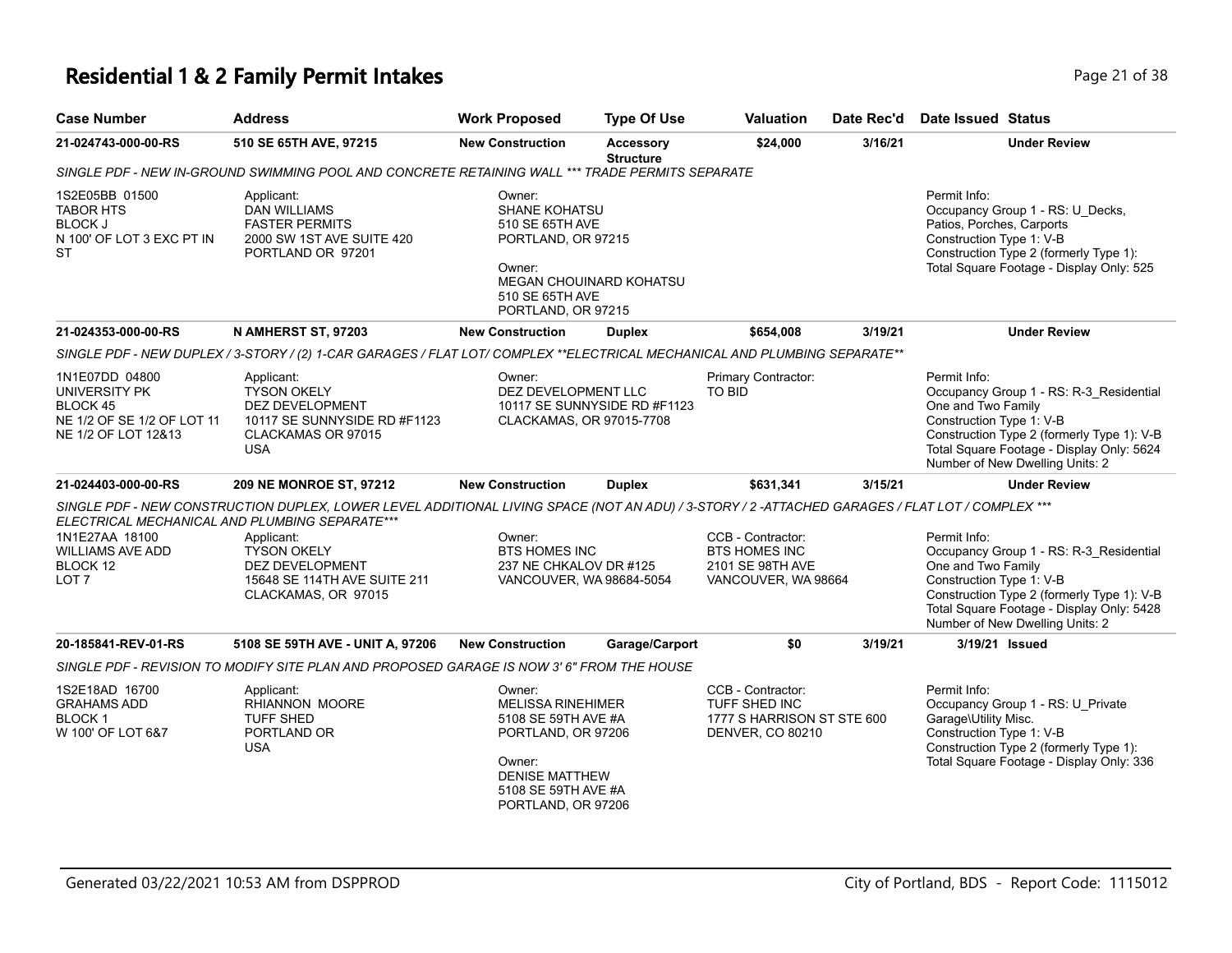# Residential 1 & 2 Family Permit Intakes

| Case Number | Address | Work Proposed | Type Of Use | Valuation | Date Rec'd | Date Issued | Status |
|---|---|---|---|---|---|---|---|
| 21-024743-000-00-RS | 510 SE 65TH AVE, 97215 | New Construction | Accessory Structure | $24,000 | 3/16/21 | | Under Review |

*SINGLE PDF - NEW IN-GROUND SWIMMING POOL AND CONCRETE RETAINING WALL *** TRADE PERMITS SEPARATE*

1S2E05BB 01500
TABOR HTS
BLOCK J
N 100' OF LOT 3 EXC PT IN ST

Applicant:
DAN WILLIAMS
FASTER PERMITS
2000 SW 1ST AVE SUITE 420
PORTLAND OR 97201

Owner:
SHANE KOHATSU
510 SE 65TH AVE
PORTLAND, OR 97215

Owner:
MEGAN CHOUINARD KOHATSU
510 SE 65TH AVE
PORTLAND, OR 97215

Permit Info:
Occupancy Group 1 - RS: U_Decks, Patios, Porches, Carports
Construction Type 1: V-B
Construction Type 2 (formerly Type 1):
Total Square Footage - Display Only: 525

| Case Number | Address | Work Proposed | Type Of Use | Valuation | Date Rec'd | Date Issued | Status |
|---|---|---|---|---|---|---|---|
| 21-024353-000-00-RS | N AMHERST ST, 97203 | New Construction | Duplex | $654,008 | 3/19/21 | | Under Review |

*SINGLE PDF - NEW DUPLEX / 3-STORY / (2) 1-CAR GARAGES / FLAT LOT/ COMPLEX **ELECTRICAL MECHANICAL AND PLUMBING SEPARATE***

1N1E07DD 04800
UNIVERSITY PK
BLOCK 45
NE 1/2 OF SE 1/2 OF LOT 11
NE 1/2 OF LOT 12&13

Applicant:
TYSON OKELY
DEZ DEVELOPMENT
10117 SE SUNNYSIDE RD #F1123
CLACKAMAS OR 97015
USA

Owner:
DEZ DEVELOPMENT LLC
10117 SE SUNNYSIDE RD #F1123
CLACKAMAS, OR 97015-7708

Primary Contractor:
TO BID

Permit Info:
Occupancy Group 1 - RS: R-3_Residential One and Two Family
Construction Type 1: V-B
Construction Type 2 (formerly Type 1): V-B
Total Square Footage - Display Only: 5624
Number of New Dwelling Units: 2

| Case Number | Address | Work Proposed | Type Of Use | Valuation | Date Rec'd | Date Issued | Status |
|---|---|---|---|---|---|---|---|
| 21-024403-000-00-RS | 209 NE MONROE ST, 97212 | New Construction | Duplex | $631,341 | 3/15/21 | | Under Review |

*SINGLE PDF - NEW CONSTRUCTION DUPLEX, LOWER LEVEL ADDITIONAL LIVING SPACE (NOT AN ADU) / 3-STORY / 2 -ATTACHED GARAGES / FLAT LOT / COMPLEX *** ELECTRICAL MECHANICAL AND PLUMBING SEPARATE****

1N1E27AA 18100
WILLIAMS AVE ADD
BLOCK 12
LOT 7

Applicant:
TYSON OKELY
DEZ DEVELOPMENT
15648 SE 114TH AVE SUITE 211
CLACKAMAS, OR 97015

Owner:
BTS HOMES INC
237 NE CHKALOV DR #125
VANCOUVER, WA 98684-5054

CCB - Contractor:
BTS HOMES INC
2101 SE 98TH AVE
VANCOUVER, WA 98664

Permit Info:
Occupancy Group 1 - RS: R-3_Residential One and Two Family
Construction Type 1: V-B
Construction Type 2 (formerly Type 1): V-B
Total Square Footage - Display Only: 5428
Number of New Dwelling Units: 2

| Case Number | Address | Work Proposed | Type Of Use | Valuation | Date Rec'd | Date Issued | Status |
|---|---|---|---|---|---|---|---|
| 20-185841-REV-01-RS | 5108 SE 59TH AVE - UNIT A, 97206 | New Construction | Garage/Carport | $0 | 3/19/21 | 3/19/21 | Issued |

*SINGLE PDF - REVISION TO MODIFY SITE PLAN AND PROPOSED GARAGE IS NOW 3' 6" FROM THE HOUSE*

1S2E18AD 16700
GRAHAMS ADD
BLOCK 1
W 100' OF LOT 6&7

Applicant:
RHIANNON MOORE
TUFF SHED
PORTLAND OR
USA

Owner:
MELISSA RINEHIMER
5108 SE 59TH AVE #A
PORTLAND, OR 97206

Owner:
DENISE MATTHEW
5108 SE 59TH AVE #A
PORTLAND, OR 97206

CCB - Contractor:
TUFF SHED INC
1777 S HARRISON ST STE 600
DENVER, CO 80210

Permit Info:
Occupancy Group 1 - RS: U_Private Garage\Utility Misc.
Construction Type 1: V-B
Construction Type 2 (formerly Type 1):
Total Square Footage - Display Only: 336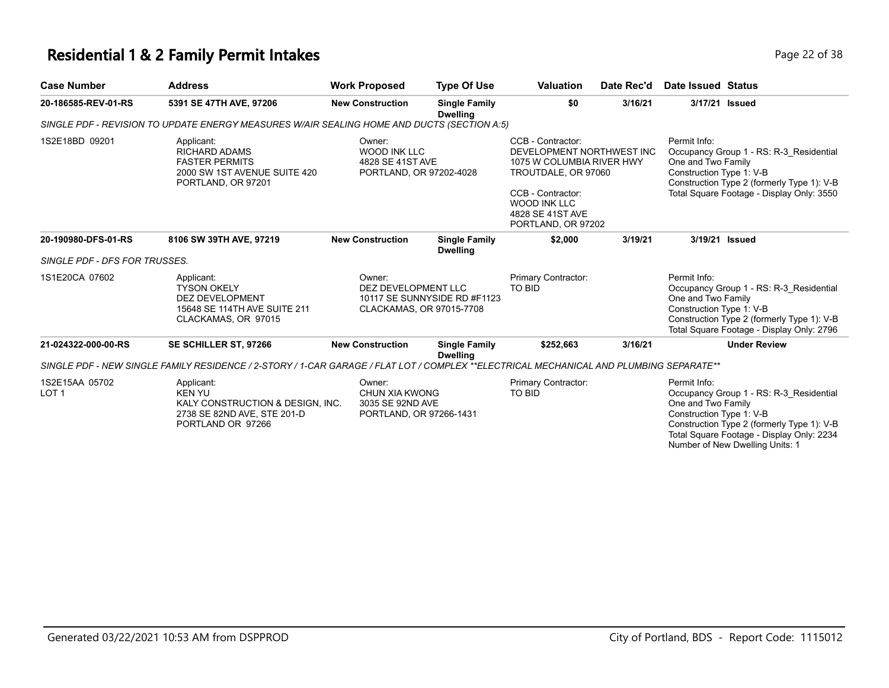# Residential 1 & 2 Family Permit Intakes

| Case Number | Address | Work Proposed | Type Of Use | Valuation | Date Rec'd | Date Issued | Status |
|---|---|---|---|---|---|---|---|
| 20-186585-REV-01-RS | 5391 SE 47TH AVE, 97206 | New Construction | Single Family Dwelling | $0 | 3/16/21 | 3/17/21 | Issued |

*SINGLE PDF - REVISION TO UPDATE ENERGY MEASURES W/AIR SEALING HOME AND DUCTS (SECTION A:5)*

1S2E18BD 09201

Applicant:
RICHARD ADAMS
FASTER PERMITS
2000 SW 1ST AVENUE SUITE 420
PORTLAND, OR 97201

Owner:
WOOD INK LLC
4828 SE 41ST AVE
PORTLAND, OR 97202-4028

CCB - Contractor:
DEVELOPMENT NORTHWEST INC
1075 W COLUMBIA RIVER HWY
TROUTDALE, OR 97060

CCB - Contractor:
WOOD INK LLC
4828 SE 41ST AVE
PORTLAND, OR 97202

Permit Info:
Occupancy Group 1 - RS: R-3_Residential One and Two Family
Construction Type 1: V-B
Construction Type 2 (formerly Type 1): V-B
Total Square Footage - Display Only: 3550

| Case Number | Address | Work Proposed | Type Of Use | Valuation | Date Rec'd | Date Issued | Status |
|---|---|---|---|---|---|---|---|
| 20-190980-DFS-01-RS | 8106 SW 39TH AVE, 97219 | New Construction | Single Family Dwelling | $2,000 | 3/19/21 | 3/19/21 | Issued |

*SINGLE PDF - DFS FOR TRUSSES.*

1S1E20CA 07602

Applicant:
TYSON OKELY
DEZ DEVELOPMENT
15648 SE 114TH AVE SUITE 211
CLACKAMAS, OR 97015

Owner:
DEZ DEVELOPMENT LLC
10117 SE SUNNYSIDE RD #F1123
CLACKAMAS, OR 97015-7708

Primary Contractor:
TO BID

Permit Info:
Occupancy Group 1 - RS: R-3_Residential One and Two Family
Construction Type 1: V-B
Construction Type 2 (formerly Type 1): V-B
Total Square Footage - Display Only: 2796

| Case Number | Address | Work Proposed | Type Of Use | Valuation | Date Rec'd | Date Issued | Status |
|---|---|---|---|---|---|---|---|
| 21-024322-000-00-RS | SE SCHILLER ST, 97266 | New Construction | Single Family Dwelling | $252,663 | 3/16/21 | | Under Review |

*SINGLE PDF - NEW SINGLE FAMILY RESIDENCE / 2-STORY / 1-CAR GARAGE / FLAT LOT / COMPLEX **ELECTRICAL MECHANICAL AND PLUMBING SEPARATE***

1S2E15AA 05702
LOT 1

Applicant:
KEN YU
KALY CONSTRUCTION & DESIGN, INC.
2738 SE 82ND AVE, STE 201-D
PORTLAND OR 97266

Owner:
CHUN XIA KWONG
3035 SE 92ND AVE
PORTLAND, OR 97266-1431

Primary Contractor:
TO BID

Permit Info:
Occupancy Group 1 - RS: R-3_Residential One and Two Family
Construction Type 1: V-B
Construction Type 2 (formerly Type 1): V-B
Total Square Footage - Display Only: 2234
Number of New Dwelling Units: 1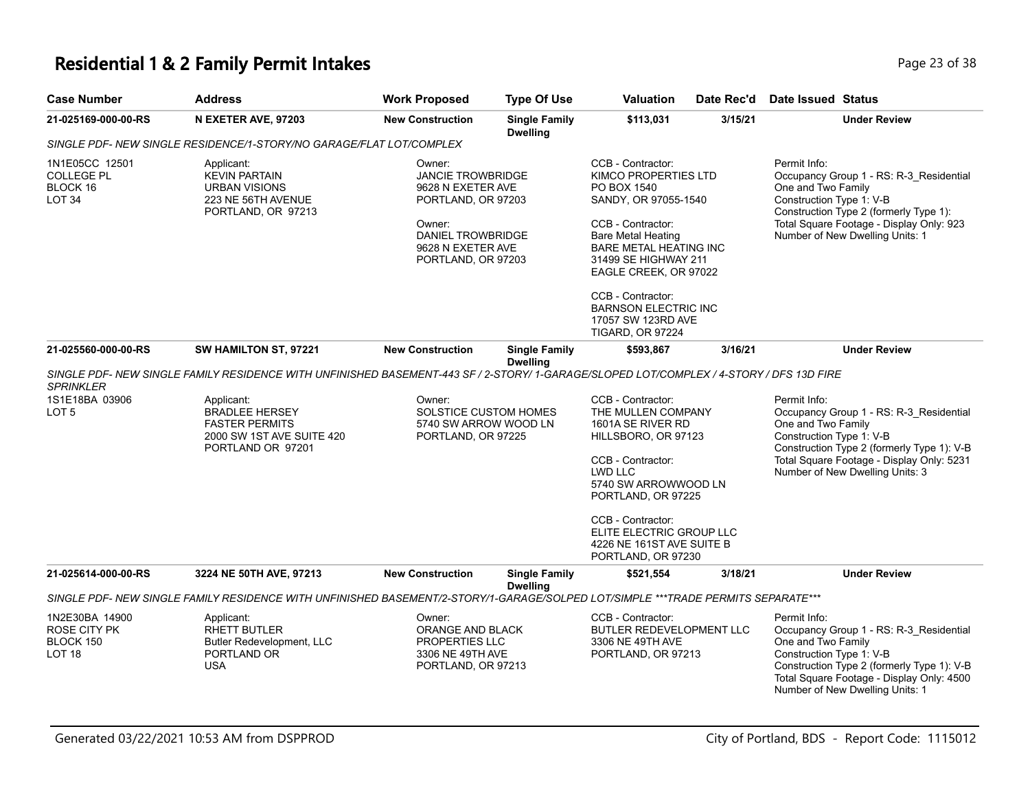# Residential 1 & 2 Family Permit Intakes

| Case Number | Address | Work Proposed | Type Of Use | Valuation | Date Rec'd | Date Issued | Status |
|---|---|---|---|---|---|---|---|
| 21-025169-000-00-RS | N EXETER AVE, 97203 | New Construction | Single Family Dwelling | $113,031 | 3/15/21 | | Under Review |

*SINGLE PDF- NEW SINGLE RESIDENCE/1-STORY/NO GARAGE/FLAT LOT/COMPLEX*

1N1E05CC 12501
COLLEGE PL
BLOCK 16
LOT 34

Applicant:
KEVIN PARTAIN
URBAN VISIONS
223 NE 56TH AVENUE
PORTLAND, OR 97213

Owner:
JANCIE TROWBRIDGE
9628 N EXETER AVE
PORTLAND, OR 97203

Owner:
DANIEL TROWBRIDGE
9628 N EXETER AVE
PORTLAND, OR 97203

CCB - Contractor:
KIMCO PROPERTIES LTD
PO BOX 1540
SANDY, OR 97055-1540

CCB - Contractor:
Bare Metal Heating
BARE METAL HEATING INC
31499 SE HIGHWAY 211
EAGLE CREEK, OR 97022

CCB - Contractor:
BARNSON ELECTRIC INC
17057 SW 123RD AVE
TIGARD, OR 97224

Permit Info:
Occupancy Group 1 - RS: R-3_Residential One and Two Family
Construction Type 1: V-B
Construction Type 2 (formerly Type 1):
Total Square Footage - Display Only: 923
Number of New Dwelling Units: 1

| Case Number | Address | Work Proposed | Type Of Use | Valuation | Date Rec'd | Date Issued | Status |
|---|---|---|---|---|---|---|---|
| 21-025560-000-00-RS | SW HAMILTON ST, 97221 | New Construction | Single Family Dwelling | $593,867 | 3/16/21 | | Under Review |

*SINGLE PDF- NEW SINGLE FAMILY RESIDENCE WITH UNFINISHED BASEMENT-443 SF / 2-STORY/ 1-GARAGE/SLOPED LOT/COMPLEX / 4-STORY / DFS 13D FIRE SPRINKLER*

1S1E18BA 03906
LOT 5

Applicant:
BRADLEE HERSEY
FASTER PERMITS
2000 SW 1ST AVE SUITE 420
PORTLAND OR 97201

Owner:
SOLSTICE CUSTOM HOMES
5740 SW ARROW WOOD LN
PORTLAND, OR 97225

CCB - Contractor:
THE MULLEN COMPANY
1601A SE RIVER RD
HILLSBORO, OR 97123

CCB - Contractor:
LWD LLC
5740 SW ARROWWOOD LN
PORTLAND, OR 97225

CCB - Contractor:
ELITE ELECTRIC GROUP LLC
4226 NE 161ST AVE SUITE B
PORTLAND, OR 97230

Permit Info:
Occupancy Group 1 - RS: R-3_Residential One and Two Family
Construction Type 1: V-B
Construction Type 2 (formerly Type 1): V-B
Total Square Footage - Display Only: 5231
Number of New Dwelling Units: 3

| Case Number | Address | Work Proposed | Type Of Use | Valuation | Date Rec'd | Date Issued | Status |
|---|---|---|---|---|---|---|---|
| 21-025614-000-00-RS | 3224 NE 50TH AVE, 97213 | New Construction | Single Family Dwelling | $521,554 | 3/18/21 | | Under Review |

*SINGLE PDF- NEW SINGLE FAMILY RESIDENCE WITH UNFINISHED BASEMENT/2-STORY/1-GARAGE/SOLPED LOT/SIMPLE ***TRADE PERMITS SEPARATE****

1N2E30BA 14900
ROSE CITY PK
BLOCK 150
LOT 18

Applicant:
RHETT BUTLER
Butler Redevelopment, LLC
PORTLAND OR
USA

Owner:
ORANGE AND BLACK PROPERTIES LLC
3306 NE 49TH AVE
PORTLAND, OR 97213

CCB - Contractor:
BUTLER REDEVELOPMENT LLC
3306 NE 49TH AVE
PORTLAND, OR 97213

Permit Info:
Occupancy Group 1 - RS: R-3_Residential One and Two Family
Construction Type 1: V-B
Construction Type 2 (formerly Type 1): V-B
Total Square Footage - Display Only: 4500
Number of New Dwelling Units: 1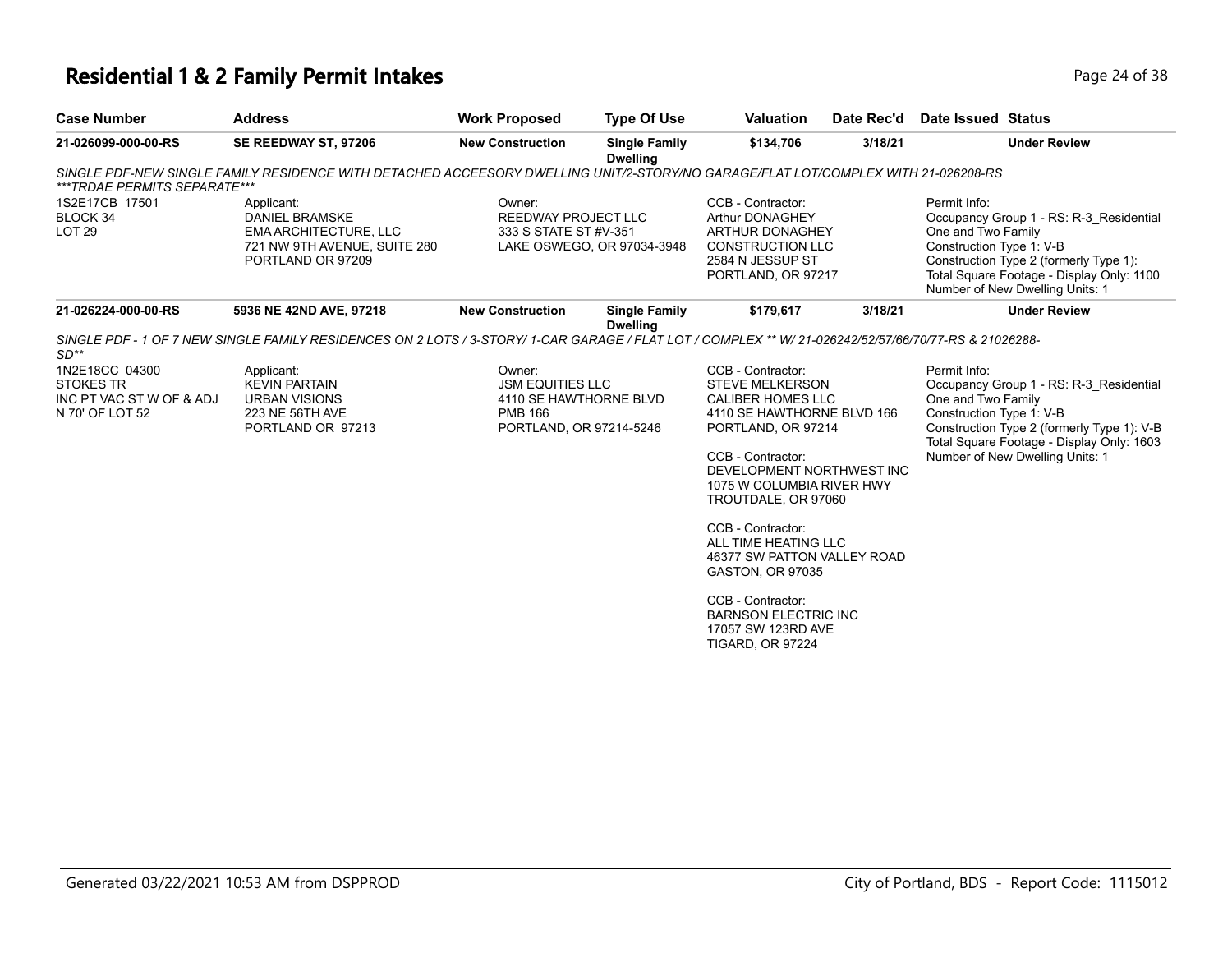# Residential 1 & 2 Family Permit Intakes

| Case Number | Address | Work Proposed | Type Of Use | Valuation | Date Rec'd | Date Issued | Status |
|---|---|---|---|---|---|---|---|
| 21-026099-000-00-RS | SE REEDWAY ST, 97206 | New Construction | Single Family Dwelling | $134,706 | 3/18/21 | | Under Review |

*SINGLE PDF-NEW SINGLE FAMILY RESIDENCE WITH DETACHED ACCEESORY DWELLING UNIT/2-STORY/NO GARAGE/FLAT LOT/COMPLEX WITH 21-026208-RS ***TRDAE PERMITS SEPARATE****

1S2E17CB 17501
BLOCK 34
LOT 29

Applicant:
DANIEL BRAMSKE
EMA ARCHITECTURE, LLC
721 NW 9TH AVENUE, SUITE 280
PORTLAND OR 97209

Owner:
REEDWAY PROJECT LLC
333 S STATE ST #V-351
LAKE OSWEGO, OR 97034-3948

CCB - Contractor:
Arthur DONAGHEY
ARTHUR DONAGHEY
CONSTRUCTION LLC
2584 N JESSUP ST
PORTLAND, OR 97217

Permit Info:
Occupancy Group 1 - RS: R-3_Residential One and Two Family
Construction Type 1: V-B
Construction Type 2 (formerly Type 1):
Total Square Footage - Display Only: 1100
Number of New Dwelling Units: 1

| Case Number | Address | Work Proposed | Type Of Use | Valuation | Date Rec'd | Date Issued | Status |
|---|---|---|---|---|---|---|---|
| 21-026224-000-00-RS | 5936 NE 42ND AVE, 97218 | New Construction | Single Family Dwelling | $179,617 | 3/18/21 | | Under Review |

*SINGLE PDF - 1 OF 7 NEW SINGLE FAMILY RESIDENCES ON 2 LOTS / 3-STORY/ 1-CAR GARAGE / FLAT LOT / COMPLEX ** W/ 21-026242/52/57/66/70/77-RS & 21026288-SD***

1N2E18CC 04300
STOKES TR
INC PT VAC ST W OF & ADJ
N 70' OF LOT 52

Applicant:
KEVIN PARTAIN
URBAN VISIONS
223 NE 56TH AVE
PORTLAND OR 97213

Owner:
JSM EQUITIES LLC
4110 SE HAWTHORNE BLVD
PMB 166
PORTLAND, OR 97214-5246

CCB - Contractor:
STEVE MELKERSON
CALIBER HOMES LLC
4110 SE HAWTHORNE BLVD 166
PORTLAND, OR 97214

CCB - Contractor:
DEVELOPMENT NORTHWEST INC
1075 W COLUMBIA RIVER HWY
TROUTDALE, OR 97060

CCB - Contractor:
ALL TIME HEATING LLC
46377 SW PATTON VALLEY ROAD
GASTON, OR 97035

CCB - Contractor:
BARNSON ELECTRIC INC
17057 SW 123RD AVE
TIGARD, OR 97224

Permit Info:
Occupancy Group 1 - RS: R-3_Residential One and Two Family
Construction Type 1: V-B
Construction Type 2 (formerly Type 1): V-B
Total Square Footage - Display Only: 1603
Number of New Dwelling Units: 1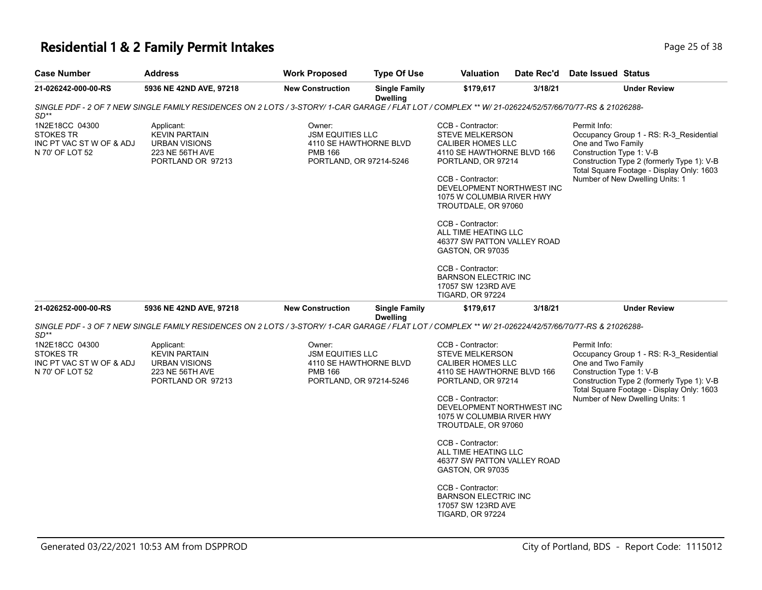# Residential 1 & 2 Family Permit Intakes

| Case Number | Address | Work Proposed | Type Of Use | Valuation | Date Rec'd | Date Issued | Status |
|---|---|---|---|---|---|---|---|
| 21-026242-000-00-RS | 5936 NE 42ND AVE, 97218 | New Construction | Single Family Dwelling | $179,617 | 3/18/21 | | Under Review |

*SINGLE PDF - 2 OF 7 NEW SINGLE FAMILY RESIDENCES ON 2 LOTS / 3-STORY/ 1-CAR GARAGE / FLAT LOT / COMPLEX ** W/ 21-026224/52/57/66/70/77-RS & 21026288-SD***

1N2E18CC 04300
STOKES TR
INC PT VAC ST W OF & ADJ
N 70' OF LOT 52

Applicant:
KEVIN PARTAIN
URBAN VISIONS
223 NE 56TH AVE
PORTLAND OR 97213

Owner:
JSM EQUITIES LLC
4110 SE HAWTHORNE BLVD
PMB 166
PORTLAND, OR 97214-5246

CCB - Contractor:
STEVE MELKERSON
CALIBER HOMES LLC
4110 SE HAWTHORNE BLVD 166
PORTLAND, OR 97214

CCB - Contractor:
DEVELOPMENT NORTHWEST INC
1075 W COLUMBIA RIVER HWY
TROUTDALE, OR 97060

CCB - Contractor:
ALL TIME HEATING LLC
46377 SW PATTON VALLEY ROAD
GASTON, OR 97035

CCB - Contractor:
BARNSON ELECTRIC INC
17057 SW 123RD AVE
TIGARD, OR 97224

Permit Info:
Occupancy Group 1 - RS: R-3_Residential One and Two Family
Construction Type 1: V-B
Construction Type 2 (formerly Type 1): V-B
Total Square Footage - Display Only: 1603
Number of New Dwelling Units: 1

| Case Number | Address | Work Proposed | Type Of Use | Valuation | Date Rec'd | Date Issued | Status |
|---|---|---|---|---|---|---|---|
| 21-026252-000-00-RS | 5936 NE 42ND AVE, 97218 | New Construction | Single Family Dwelling | $179,617 | 3/18/21 | | Under Review |

*SINGLE PDF - 3 OF 7 NEW SINGLE FAMILY RESIDENCES ON 2 LOTS / 3-STORY/ 1-CAR GARAGE / FLAT LOT / COMPLEX ** W/ 21-026224/42/57/66/70/77-RS & 21026288-SD***

1N2E18CC 04300
STOKES TR
INC PT VAC ST W OF & ADJ
N 70' OF LOT 52

Applicant:
KEVIN PARTAIN
URBAN VISIONS
223 NE 56TH AVE
PORTLAND OR 97213

Owner:
JSM EQUITIES LLC
4110 SE HAWTHORNE BLVD
PMB 166
PORTLAND, OR 97214-5246

CCB - Contractor:
STEVE MELKERSON
CALIBER HOMES LLC
4110 SE HAWTHORNE BLVD 166
PORTLAND, OR 97214

CCB - Contractor:
DEVELOPMENT NORTHWEST INC
1075 W COLUMBIA RIVER HWY
TROUTDALE, OR 97060

CCB - Contractor:
ALL TIME HEATING LLC
46377 SW PATTON VALLEY ROAD
GASTON, OR 97035

CCB - Contractor:
BARNSON ELECTRIC INC
17057 SW 123RD AVE
TIGARD, OR 97224

Permit Info:
Occupancy Group 1 - RS: R-3_Residential One and Two Family
Construction Type 1: V-B
Construction Type 2 (formerly Type 1): V-B
Total Square Footage - Display Only: 1603
Number of New Dwelling Units: 1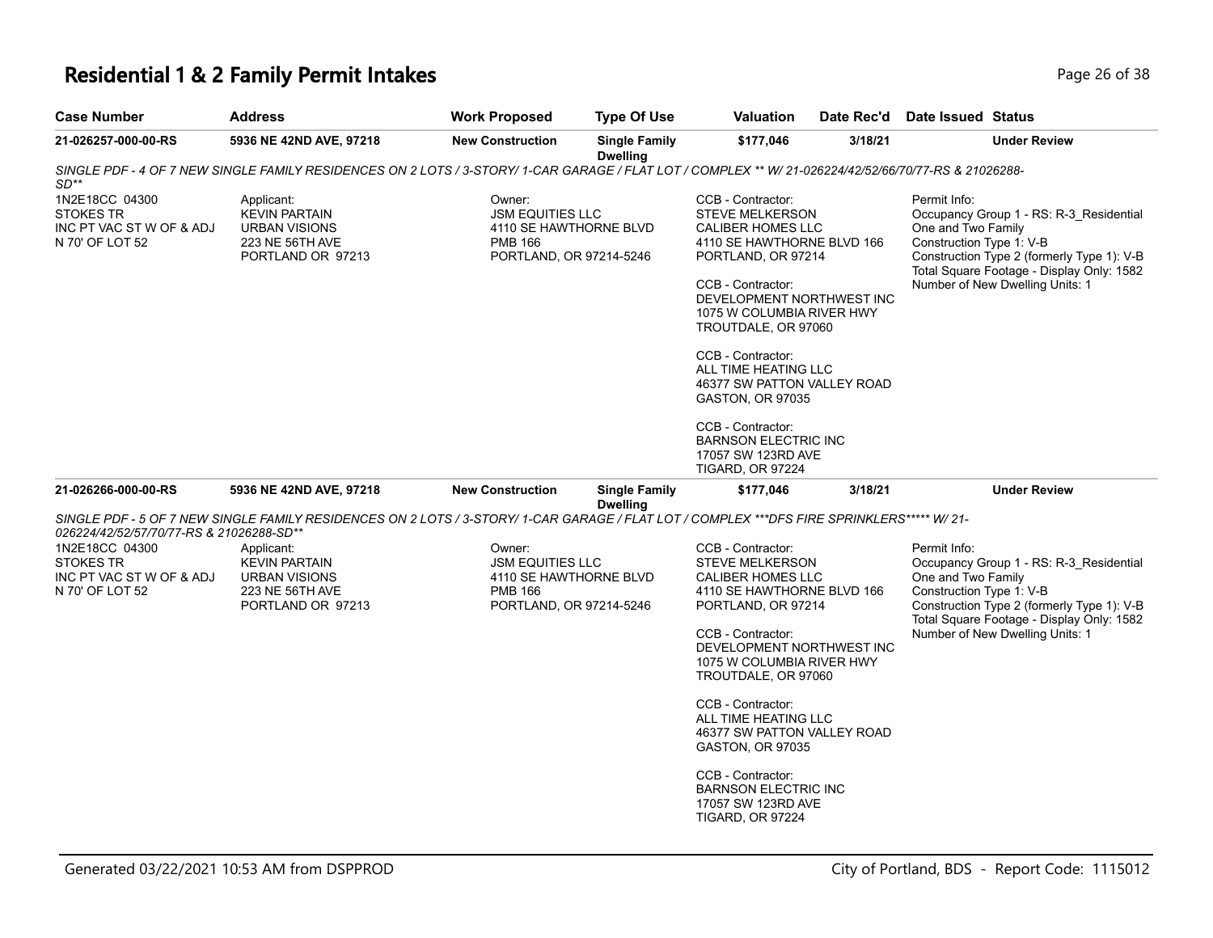# Residential 1 & 2 Family Permit Intakes

| Case Number | Address | Work Proposed | Type Of Use | Valuation | Date Rec'd | Date Issued | Status |
|---|---|---|---|---|---|---|---|
| 21-026257-000-00-RS | 5936 NE 42ND AVE, 97218 | New Construction | Single Family Dwelling | $177,046 | 3/18/21 | | Under Review |

*SINGLE PDF - 4 OF 7 NEW SINGLE FAMILY RESIDENCES ON 2 LOTS / 3-STORY/ 1-CAR GARAGE / FLAT LOT / COMPLEX ** W/ 21-026224/42/52/66/70/77-RS & 21026288-SD***

1N2E18CC 04300
STOKES TR
INC PT VAC ST W OF & ADJ
N 70' OF LOT 52

Applicant:
KEVIN PARTAIN
URBAN VISIONS
223 NE 56TH AVE
PORTLAND OR 97213

Owner:
JSM EQUITIES LLC
4110 SE HAWTHORNE BLVD
PMB 166
PORTLAND, OR 97214-5246

CCB - Contractor:
STEVE MELKERSON
CALIBER HOMES LLC
4110 SE HAWTHORNE BLVD 166
PORTLAND, OR 97214

CCB - Contractor:
DEVELOPMENT NORTHWEST INC
1075 W COLUMBIA RIVER HWY
TROUTDALE, OR 97060

CCB - Contractor:
ALL TIME HEATING LLC
46377 SW PATTON VALLEY ROAD
GASTON, OR 97035

CCB - Contractor:
BARNSON ELECTRIC INC
17057 SW 123RD AVE
TIGARD, OR 97224

Permit Info:
Occupancy Group 1 - RS: R-3_Residential One and Two Family
Construction Type 1: V-B
Construction Type 2 (formerly Type 1): V-B
Total Square Footage - Display Only: 1582
Number of New Dwelling Units: 1

| Case Number | Address | Work Proposed | Type Of Use | Valuation | Date Rec'd | Date Issued | Status |
|---|---|---|---|---|---|---|---|
| 21-026266-000-00-RS | 5936 NE 42ND AVE, 97218 | New Construction | Single Family Dwelling | $177,046 | 3/18/21 | | Under Review |

*SINGLE PDF - 5 OF 7 NEW SINGLE FAMILY RESIDENCES ON 2 LOTS / 3-STORY/ 1-CAR GARAGE / FLAT LOT / COMPLEX ***DFS FIRE SPRINKLERS***** W/ 21-026224/42/52/57/70/77-RS & 21026288-SD***

1N2E18CC 04300
STOKES TR
INC PT VAC ST W OF & ADJ
N 70' OF LOT 52

Applicant:
KEVIN PARTAIN
URBAN VISIONS
223 NE 56TH AVE
PORTLAND OR 97213

Owner:
JSM EQUITIES LLC
4110 SE HAWTHORNE BLVD
PMB 166
PORTLAND, OR 97214-5246

CCB - Contractor:
STEVE MELKERSON
CALIBER HOMES LLC
4110 SE HAWTHORNE BLVD 166
PORTLAND, OR 97214

CCB - Contractor:
DEVELOPMENT NORTHWEST INC
1075 W COLUMBIA RIVER HWY
TROUTDALE, OR 97060

CCB - Contractor:
ALL TIME HEATING LLC
46377 SW PATTON VALLEY ROAD
GASTON, OR 97035

CCB - Contractor:
BARNSON ELECTRIC INC
17057 SW 123RD AVE
TIGARD, OR 97224

Permit Info:
Occupancy Group 1 - RS: R-3_Residential One and Two Family
Construction Type 1: V-B
Construction Type 2 (formerly Type 1): V-B
Total Square Footage - Display Only: 1582
Number of New Dwelling Units: 1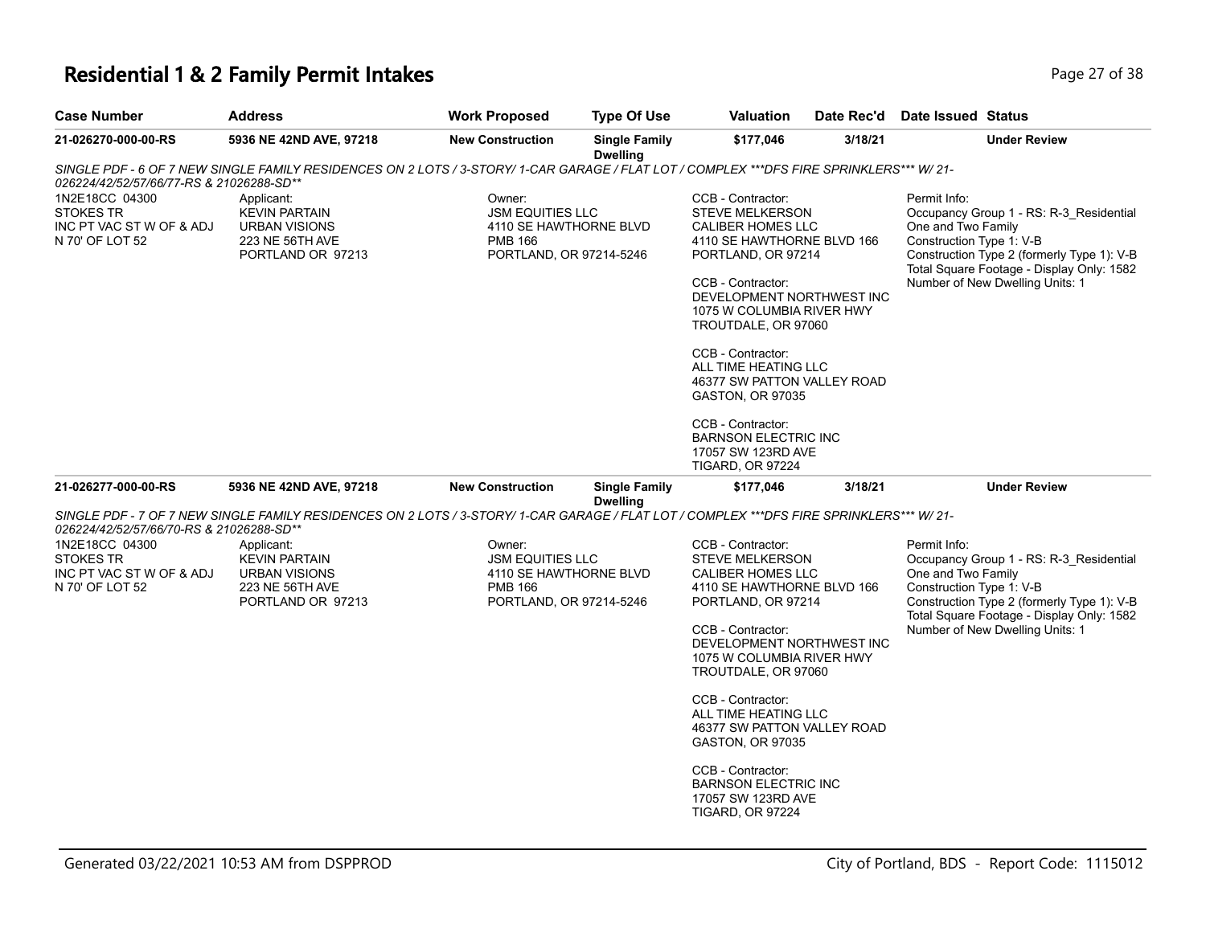# Residential 1 & 2 Family Permit Intakes

| Case Number | Address | Work Proposed | Type Of Use | Valuation | Date Rec'd | Date Issued | Status |
|---|---|---|---|---|---|---|---|
| 21-026270-000-00-RS | 5936 NE 42ND AVE, 97218 | New Construction | Single Family Dwelling | $177,046 | 3/18/21 | | Under Review |

*SINGLE PDF - 6 OF 7 NEW SINGLE FAMILY RESIDENCES ON 2 LOTS / 3-STORY/ 1-CAR GARAGE / FLAT LOT / COMPLEX \*\*\*DFS FIRE SPRINKLERS\*\*\* W/ 21-026224/42/52/57/66/77-RS & 21026288-SD\*\**

1N2E18CC 04300
STOKES TR
INC PT VAC ST W OF & ADJ
N 70' OF LOT 52

Applicant:
KEVIN PARTAIN
URBAN VISIONS
223 NE 56TH AVE
PORTLAND OR 97213

Owner:
JSM EQUITIES LLC
4110 SE HAWTHORNE BLVD
PMB 166
PORTLAND, OR 97214-5246

CCB - Contractor:
STEVE MELKERSON
CALIBER HOMES LLC
4110 SE HAWTHORNE BLVD 166
PORTLAND, OR 97214

CCB - Contractor:
DEVELOPMENT NORTHWEST INC
1075 W COLUMBIA RIVER HWY
TROUTDALE, OR 97060

CCB - Contractor:
ALL TIME HEATING LLC
46377 SW PATTON VALLEY ROAD
GASTON, OR 97035

CCB - Contractor:
BARNSON ELECTRIC INC
17057 SW 123RD AVE
TIGARD, OR 97224

Permit Info:
Occupancy Group 1 - RS: R-3_Residential One and Two Family
Construction Type 1: V-B
Construction Type 2 (formerly Type 1): V-B
Total Square Footage - Display Only: 1582
Number of New Dwelling Units: 1

| Case Number | Address | Work Proposed | Type Of Use | Valuation | Date Rec'd | Date Issued | Status |
|---|---|---|---|---|---|---|---|
| 21-026277-000-00-RS | 5936 NE 42ND AVE, 97218 | New Construction | Single Family Dwelling | $177,046 | 3/18/21 | | Under Review |

*SINGLE PDF - 7 OF 7 NEW SINGLE FAMILY RESIDENCES ON 2 LOTS / 3-STORY/ 1-CAR GARAGE / FLAT LOT / COMPLEX \*\*\*DFS FIRE SPRINKLERS\*\*\* W/ 21-026224/42/52/57/66/70-RS & 21026288-SD\*\**

1N2E18CC 04300
STOKES TR
INC PT VAC ST W OF & ADJ
N 70' OF LOT 52

Applicant:
KEVIN PARTAIN
URBAN VISIONS
223 NE 56TH AVE
PORTLAND OR 97213

Owner:
JSM EQUITIES LLC
4110 SE HAWTHORNE BLVD
PMB 166
PORTLAND, OR 97214-5246

CCB - Contractor:
STEVE MELKERSON
CALIBER HOMES LLC
4110 SE HAWTHORNE BLVD 166
PORTLAND, OR 97214

CCB - Contractor:
DEVELOPMENT NORTHWEST INC
1075 W COLUMBIA RIVER HWY
TROUTDALE, OR 97060

CCB - Contractor:
ALL TIME HEATING LLC
46377 SW PATTON VALLEY ROAD
GASTON, OR 97035

CCB - Contractor:
BARNSON ELECTRIC INC
17057 SW 123RD AVE
TIGARD, OR 97224

Permit Info:
Occupancy Group 1 - RS: R-3_Residential One and Two Family
Construction Type 1: V-B
Construction Type 2 (formerly Type 1): V-B
Total Square Footage - Display Only: 1582
Number of New Dwelling Units: 1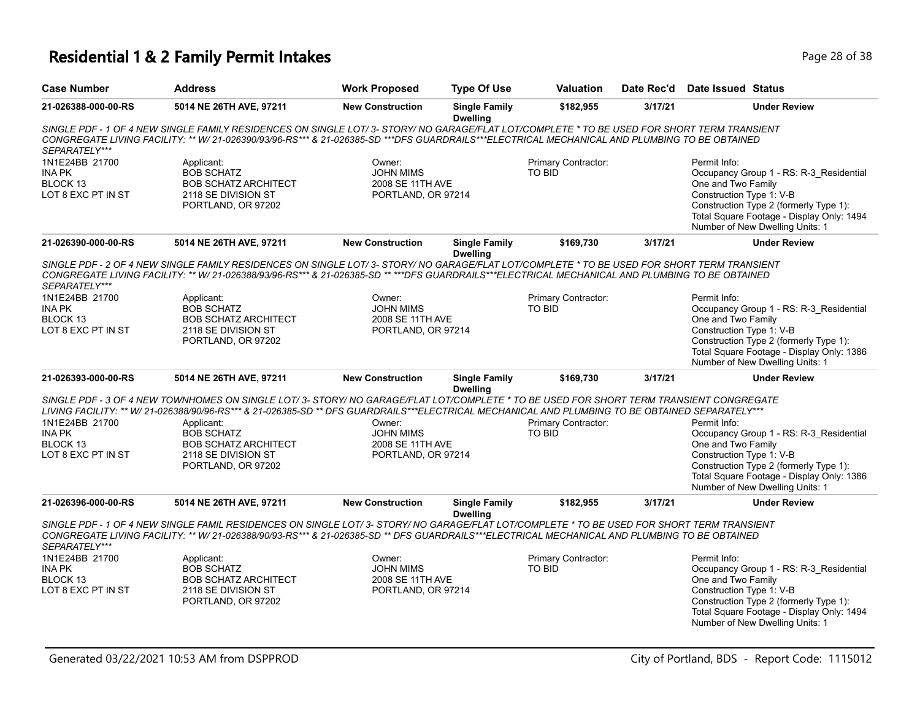# Residential 1 & 2 Family Permit Intakes

| Case Number | Address | Work Proposed | Type Of Use | Valuation | Date Rec'd | Date Issued | Status |
|---|---|---|---|---|---|---|---|
| 21-026388-000-00-RS | 5014 NE 26TH AVE, 97211 | New Construction | Single Family Dwelling | $182,955 | 3/17/21 | | Under Review |

SINGLE PDF - 1 OF 4 NEW SINGLE FAMILY RESIDENCES ON SINGLE LOT/ 3- STORY/ NO GARAGE/FLAT LOT/COMPLETE * TO BE USED FOR SHORT TERM TRANSIENT CONGREGATE LIVING FACILITY: ** W/ 21-026390/93/96-RS*** & 21-026385-SD ***DFS GUARDRAILS***ELECTRICAL MECHANICAL AND PLUMBING TO BE OBTAINED SEPARATELY***

1N1E24BB 21700
INA PK
BLOCK 13
LOT 8 EXC PT IN ST

Applicant:
BOB SCHATZ
BOB SCHATZ ARCHITECT
2118 SE DIVISION ST
PORTLAND, OR 97202

Owner:
JOHN MIMS
2008 SE 11TH AVE
PORTLAND, OR 97214

Primary Contractor:
TO BID

Permit Info:
Occupancy Group 1 - RS: R-3_Residential One and Two Family
Construction Type 1: V-B
Construction Type 2 (formerly Type 1):
Total Square Footage - Display Only: 1494
Number of New Dwelling Units: 1

| Case Number | Address | Work Proposed | Type Of Use | Valuation | Date Rec'd | Date Issued | Status |
|---|---|---|---|---|---|---|---|
| 21-026390-000-00-RS | 5014 NE 26TH AVE, 97211 | New Construction | Single Family Dwelling | $169,730 | 3/17/21 | | Under Review |

SINGLE PDF - 2 OF 4 NEW SINGLE FAMILY RESIDENCES ON SINGLE LOT/ 3- STORY/ NO GARAGE/FLAT LOT/COMPLETE * TO BE USED FOR SHORT TERM TRANSIENT CONGREGATE LIVING FACILITY: ** W/ 21-026388/93/96-RS*** & 21-026385-SD ** ***DFS GUARDRAILS***ELECTRICAL MECHANICAL AND PLUMBING TO BE OBTAINED SEPARATELY***

1N1E24BB 21700
INA PK
BLOCK 13
LOT 8 EXC PT IN ST

Applicant:
BOB SCHATZ
BOB SCHATZ ARCHITECT
2118 SE DIVISION ST
PORTLAND, OR 97202

Owner:
JOHN MIMS
2008 SE 11TH AVE
PORTLAND, OR 97214

Primary Contractor:
TO BID

Permit Info:
Occupancy Group 1 - RS: R-3_Residential One and Two Family
Construction Type 1: V-B
Construction Type 2 (formerly Type 1):
Total Square Footage - Display Only: 1386
Number of New Dwelling Units: 1

| Case Number | Address | Work Proposed | Type Of Use | Valuation | Date Rec'd | Date Issued | Status |
|---|---|---|---|---|---|---|---|
| 21-026393-000-00-RS | 5014 NE 26TH AVE, 97211 | New Construction | Single Family Dwelling | $169,730 | 3/17/21 | | Under Review |

SINGLE PDF - 3 OF 4 NEW TOWNHOMES ON SINGLE LOT/ 3- STORY/ NO GARAGE/FLAT LOT/COMPLETE * TO BE USED FOR SHORT TERM TRANSIENT CONGREGATE LIVING FACILITY: ** W/ 21-026388/90/96-RS*** & 21-026385-SD ** DFS GUARDRAILS***ELECTRICAL MECHANICAL AND PLUMBING TO BE OBTAINED SEPARATELY***

1N1E24BB 21700
INA PK
BLOCK 13
LOT 8 EXC PT IN ST

Applicant:
BOB SCHATZ
BOB SCHATZ ARCHITECT
2118 SE DIVISION ST
PORTLAND, OR 97202

Owner:
JOHN MIMS
2008 SE 11TH AVE
PORTLAND, OR 97214

Primary Contractor:
TO BID

Permit Info:
Occupancy Group 1 - RS: R-3_Residential One and Two Family
Construction Type 1: V-B
Construction Type 2 (formerly Type 1):
Total Square Footage - Display Only: 1386
Number of New Dwelling Units: 1

| Case Number | Address | Work Proposed | Type Of Use | Valuation | Date Rec'd | Date Issued | Status |
|---|---|---|---|---|---|---|---|
| 21-026396-000-00-RS | 5014 NE 26TH AVE, 97211 | New Construction | Single Family Dwelling | $182,955 | 3/17/21 | | Under Review |

SINGLE PDF - 1 OF 4 NEW SINGLE FAMIL RESIDENCES ON SINGLE LOT/ 3- STORY/ NO GARAGE/FLAT LOT/COMPLETE * TO BE USED FOR SHORT TERM TRANSIENT CONGREGATE LIVING FACILITY: ** W/ 21-026388/90/93-RS*** & 21-026385-SD ** DFS GUARDRAILS***ELECTRICAL MECHANICAL AND PLUMBING TO BE OBTAINED SEPARATELY***

1N1E24BB 21700
INA PK
BLOCK 13
LOT 8 EXC PT IN ST

Applicant:
BOB SCHATZ
BOB SCHATZ ARCHITECT
2118 SE DIVISION ST
PORTLAND, OR 97202

Owner:
JOHN MIMS
2008 SE 11TH AVE
PORTLAND, OR 97214

Primary Contractor:
TO BID

Permit Info:
Occupancy Group 1 - RS: R-3_Residential One and Two Family
Construction Type 1: V-B
Construction Type 2 (formerly Type 1):
Total Square Footage - Display Only: 1494
Number of New Dwelling Units: 1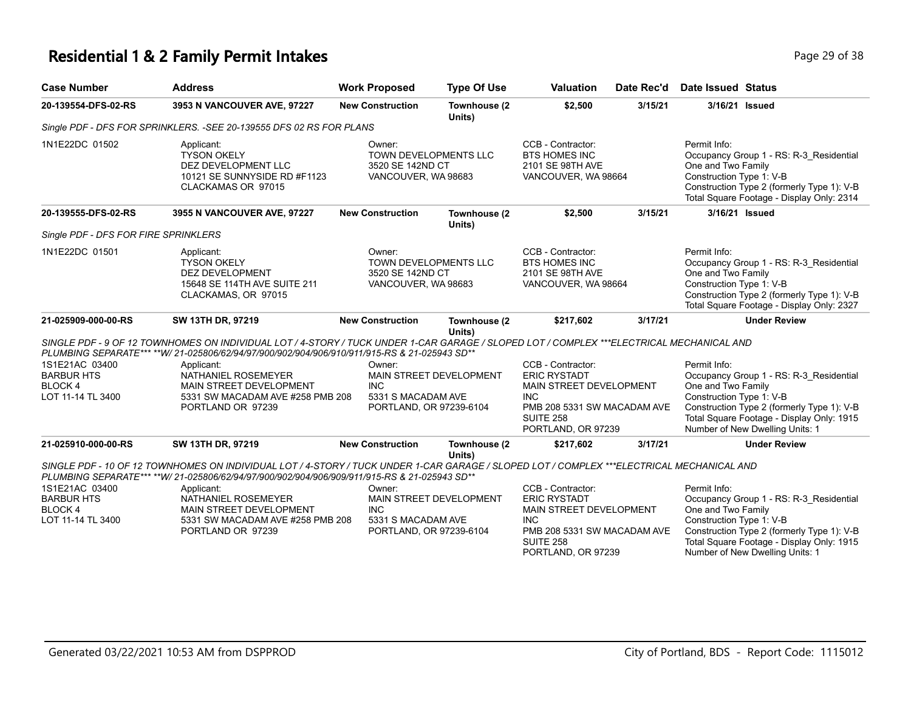# Residential 1 & 2 Family Permit Intakes

| Case Number | Address | Work Proposed | Type Of Use | Valuation | Date Rec'd | Date Issued | Status |
|---|---|---|---|---|---|---|---|
| 20-139554-DFS-02-RS | 3953 N VANCOUVER AVE, 97227 | New Construction | Townhouse (2 Units) | $2,500 | 3/15/21 | 3/16/21 | Issued |

*Single PDF - DFS FOR SPRINKLERS. -SEE 20-139555 DFS 02 RS FOR PLANS*

| | | | | |
|---|---|---|---|---|
| 1N1E22DC 01502 | Applicant:<br>TYSON OKELY<br>DEZ DEVELOPMENT LLC<br>10121 SE SUNNYSIDE RD #F1123<br>CLACKAMAS OR 97015 | Owner:<br>TOWN DEVELOPMENTS LLC<br>3520 SE 142ND CT<br>VANCOUVER, WA 98683 | CCB - Contractor:<br>BTS HOMES INC<br>2101 SE 98TH AVE<br>VANCOUVER, WA 98664 | Permit Info:<br>Occupancy Group 1 - RS: R-3_Residential One and Two Family<br>Construction Type 1: V-B<br>Construction Type 2 (formerly Type 1): V-B<br>Total Square Footage - Display Only: 2314 |

| Case Number | Address | Work Proposed | Type Of Use | Valuation | Date Rec'd | Date Issued | Status |
|---|---|---|---|---|---|---|---|
| 20-139555-DFS-02-RS | 3955 N VANCOUVER AVE, 97227 | New Construction | Townhouse (2 Units) | $2,500 | 3/15/21 | 3/16/21 | Issued |

*Single PDF - DFS FOR FIRE SPRINKLERS*

| | | | | |
|---|---|---|---|---|
| 1N1E22DC 01501 | Applicant:<br>TYSON OKELY<br>DEZ DEVELOPMENT<br>15648 SE 114TH AVE SUITE 211<br>CLACKAMAS, OR 97015 | Owner:<br>TOWN DEVELOPMENTS LLC<br>3520 SE 142ND CT<br>VANCOUVER, WA 98683 | CCB - Contractor:<br>BTS HOMES INC<br>2101 SE 98TH AVE<br>VANCOUVER, WA 98664 | Permit Info:<br>Occupancy Group 1 - RS: R-3_Residential One and Two Family<br>Construction Type 1: V-B<br>Construction Type 2 (formerly Type 1): V-B<br>Total Square Footage - Display Only: 2327 |

| Case Number | Address | Work Proposed | Type Of Use | Valuation | Date Rec'd | Date Issued | Status |
|---|---|---|---|---|---|---|---|
| 21-025909-000-00-RS | SW 13TH DR, 97219 | New Construction | Townhouse (2 Units) | $217,602 | 3/17/21 | | Under Review |

*SINGLE PDF - 9 OF 12 TOWNHOMES ON INDIVIDUAL LOT / 4-STORY / TUCK UNDER 1-CAR GARAGE / SLOPED LOT / COMPLEX ***ELECTRICAL MECHANICAL AND PLUMBING SEPARATE*** **W/ 21-025806/62/94/97/900/902/904/906/910/911/915-RS & 21-025943 SD***

| | | | | |
|---|---|---|---|---|
| 1S1E21AC 03400<br>BARBUR HTS<br>BLOCK 4<br>LOT 11-14 TL 3400 | Applicant:<br>NATHANIEL ROSEMEYER<br>MAIN STREET DEVELOPMENT<br>5331 SW MACADAM AVE #258 PMB 208<br>PORTLAND OR 97239 | Owner:<br>MAIN STREET DEVELOPMENT INC<br>5331 S MACADAM AVE<br>PORTLAND, OR 97239-6104 | CCB - Contractor:<br>ERIC RYSTADT<br>MAIN STREET DEVELOPMENT INC<br>PMB 208 5331 SW MACADAM AVE SUITE 258<br>PORTLAND, OR 97239 | Permit Info:<br>Occupancy Group 1 - RS: R-3_Residential One and Two Family<br>Construction Type 1: V-B<br>Construction Type 2 (formerly Type 1): V-B<br>Total Square Footage - Display Only: 1915<br>Number of New Dwelling Units: 1 |

| Case Number | Address | Work Proposed | Type Of Use | Valuation | Date Rec'd | Date Issued | Status |
|---|---|---|---|---|---|---|---|
| 21-025910-000-00-RS | SW 13TH DR, 97219 | New Construction | Townhouse (2 Units) | $217,602 | 3/17/21 | | Under Review |

*SINGLE PDF - 10 OF 12 TOWNHOMES ON INDIVIDUAL LOT / 4-STORY / TUCK UNDER 1-CAR GARAGE / SLOPED LOT / COMPLEX ***ELECTRICAL MECHANICAL AND PLUMBING SEPARATE*** **W/ 21-025806/62/94/97/900/902/904/906/909/911/915-RS & 21-025943 SD***

| | | | | |
|---|---|---|---|---|
| 1S1E21AC 03400<br>BARBUR HTS<br>BLOCK 4<br>LOT 11-14 TL 3400 | Applicant:<br>NATHANIEL ROSEMEYER<br>MAIN STREET DEVELOPMENT<br>5331 SW MACADAM AVE #258 PMB 208<br>PORTLAND OR 97239 | Owner:<br>MAIN STREET DEVELOPMENT INC<br>5331 S MACADAM AVE<br>PORTLAND, OR 97239-6104 | CCB - Contractor:<br>ERIC RYSTADT<br>MAIN STREET DEVELOPMENT INC<br>PMB 208 5331 SW MACADAM AVE SUITE 258<br>PORTLAND, OR 97239 | Permit Info:<br>Occupancy Group 1 - RS: R-3_Residential One and Two Family<br>Construction Type 1: V-B<br>Construction Type 2 (formerly Type 1): V-B<br>Total Square Footage - Display Only: 1915<br>Number of New Dwelling Units: 1 |

Generated 03/22/2021 10:53 AM from DSPPROD — City of Portland, BDS - Report Code: 1115012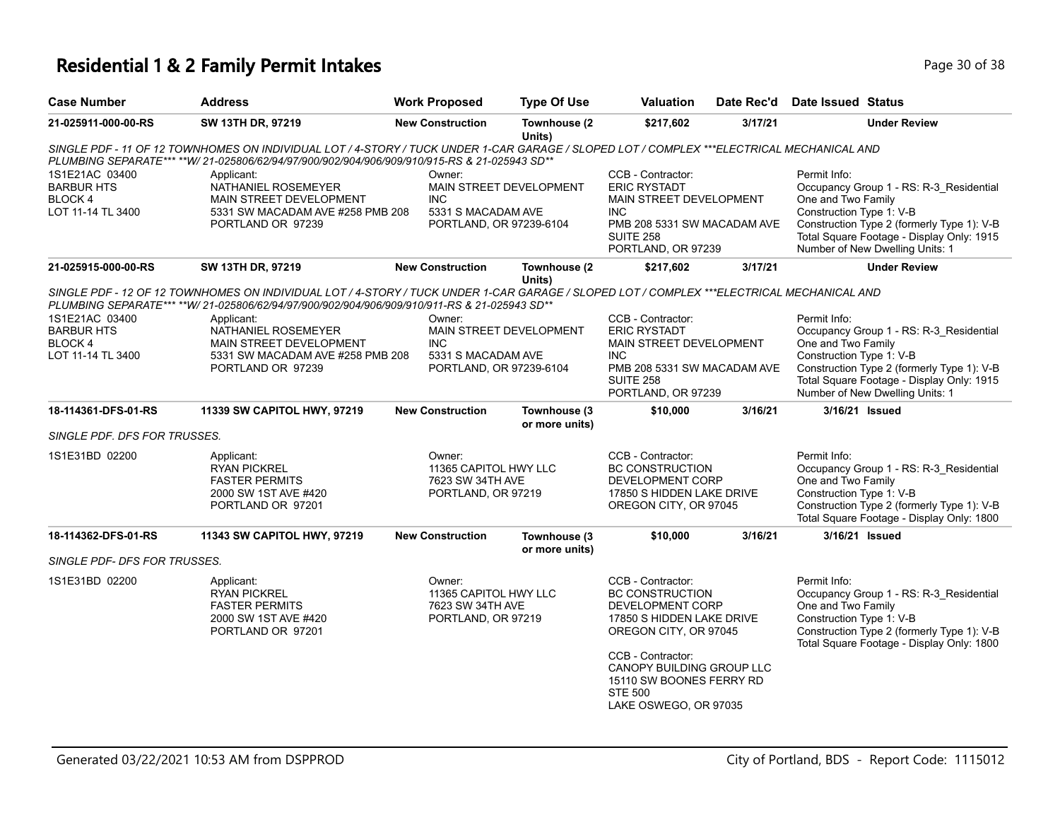# Residential 1 & 2 Family Permit Intakes

| Case Number | Address | Work Proposed | Type Of Use | Valuation | Date Rec'd | Date Issued | Status |
|---|---|---|---|---|---|---|---|
| 21-025911-000-00-RS | SW 13TH DR, 97219 | New Construction | Townhouse (2 Units) | $217,602 | 3/17/21 | | Under Review |

*SINGLE PDF - 11 OF 12 TOWNHOMES ON INDIVIDUAL LOT / 4-STORY / TUCK UNDER 1-CAR GARAGE / SLOPED LOT / COMPLEX ***ELECTRICAL MECHANICAL AND PLUMBING SEPARATE*** **W/ 21-025806/62/94/97/900/902/904/906/909/910/915-RS & 21-025943 SD***

1S1E21AC 03400
BARBUR HTS
BLOCK 4
LOT 11-14 TL 3400

Applicant:
NATHANIEL ROSEMEYER
MAIN STREET DEVELOPMENT
5331 SW MACADAM AVE #258 PMB 208
PORTLAND OR 97239

Owner:
MAIN STREET DEVELOPMENT INC
5331 S MACADAM AVE
PORTLAND, OR 97239-6104

CCB - Contractor:
ERIC RYSTADT
MAIN STREET DEVELOPMENT INC
PMB 208 5331 SW MACADAM AVE SUITE 258
PORTLAND, OR 97239

Permit Info:
Occupancy Group 1 - RS: R-3_Residential One and Two Family
Construction Type 1: V-B
Construction Type 2 (formerly Type 1): V-B
Total Square Footage - Display Only: 1915
Number of New Dwelling Units: 1

| Case Number | Address | Work Proposed | Type Of Use | Valuation | Date Rec'd | Date Issued | Status |
|---|---|---|---|---|---|---|---|
| 21-025915-000-00-RS | SW 13TH DR, 97219 | New Construction | Townhouse (2 Units) | $217,602 | 3/17/21 | | Under Review |

*SINGLE PDF - 12 OF 12 TOWNHOMES ON INDIVIDUAL LOT / 4-STORY / TUCK UNDER 1-CAR GARAGE / SLOPED LOT / COMPLEX ***ELECTRICAL MECHANICAL AND PLUMBING SEPARATE*** **W/ 21-025806/62/94/97/900/902/904/906/909/910/911-RS & 21-025943 SD***

1S1E21AC 03400
BARBUR HTS
BLOCK 4
LOT 11-14 TL 3400

Applicant:
NATHANIEL ROSEMEYER
MAIN STREET DEVELOPMENT
5331 SW MACADAM AVE #258 PMB 208
PORTLAND OR 97239

Owner:
MAIN STREET DEVELOPMENT INC
5331 S MACADAM AVE
PORTLAND, OR 97239-6104

CCB - Contractor:
ERIC RYSTADT
MAIN STREET DEVELOPMENT INC
PMB 208 5331 SW MACADAM AVE SUITE 258
PORTLAND, OR 97239

Permit Info:
Occupancy Group 1 - RS: R-3_Residential One and Two Family
Construction Type 1: V-B
Construction Type 2 (formerly Type 1): V-B
Total Square Footage - Display Only: 1915
Number of New Dwelling Units: 1

| Case Number | Address | Work Proposed | Type Of Use | Valuation | Date Rec'd | Date Issued | Status |
|---|---|---|---|---|---|---|---|
| 18-114361-DFS-01-RS | 11339 SW CAPITOL HWY, 97219 | New Construction | Townhouse (3 or more units) | $10,000 | 3/16/21 | 3/16/21 | Issued |

*SINGLE PDF. DFS FOR TRUSSES.*

1S1E31BD 02200

Applicant:
RYAN PICKREL
FASTER PERMITS
2000 SW 1ST AVE #420
PORTLAND OR 97201

Owner:
11365 CAPITOL HWY LLC
7623 SW 34TH AVE
PORTLAND, OR 97219

CCB - Contractor:
BC CONSTRUCTION DEVELOPMENT CORP
17850 S HIDDEN LAKE DRIVE
OREGON CITY, OR 97045

Permit Info:
Occupancy Group 1 - RS: R-3_Residential One and Two Family
Construction Type 1: V-B
Construction Type 2 (formerly Type 1): V-B
Total Square Footage - Display Only: 1800

| Case Number | Address | Work Proposed | Type Of Use | Valuation | Date Rec'd | Date Issued | Status |
|---|---|---|---|---|---|---|---|
| 18-114362-DFS-01-RS | 11343 SW CAPITOL HWY, 97219 | New Construction | Townhouse (3 or more units) | $10,000 | 3/16/21 | 3/16/21 | Issued |

*SINGLE PDF- DFS FOR TRUSSES.*

1S1E31BD 02200

Applicant:
RYAN PICKREL
FASTER PERMITS
2000 SW 1ST AVE #420
PORTLAND OR 97201

Owner:
11365 CAPITOL HWY LLC
7623 SW 34TH AVE
PORTLAND, OR 97219

CCB - Contractor:
BC CONSTRUCTION DEVELOPMENT CORP
17850 S HIDDEN LAKE DRIVE
OREGON CITY, OR 97045

CCB - Contractor:
CANOPY BUILDING GROUP LLC
15110 SW BOONES FERRY RD STE 500
LAKE OSWEGO, OR 97035

Permit Info:
Occupancy Group 1 - RS: R-3_Residential One and Two Family
Construction Type 1: V-B
Construction Type 2 (formerly Type 1): V-B
Total Square Footage - Display Only: 1800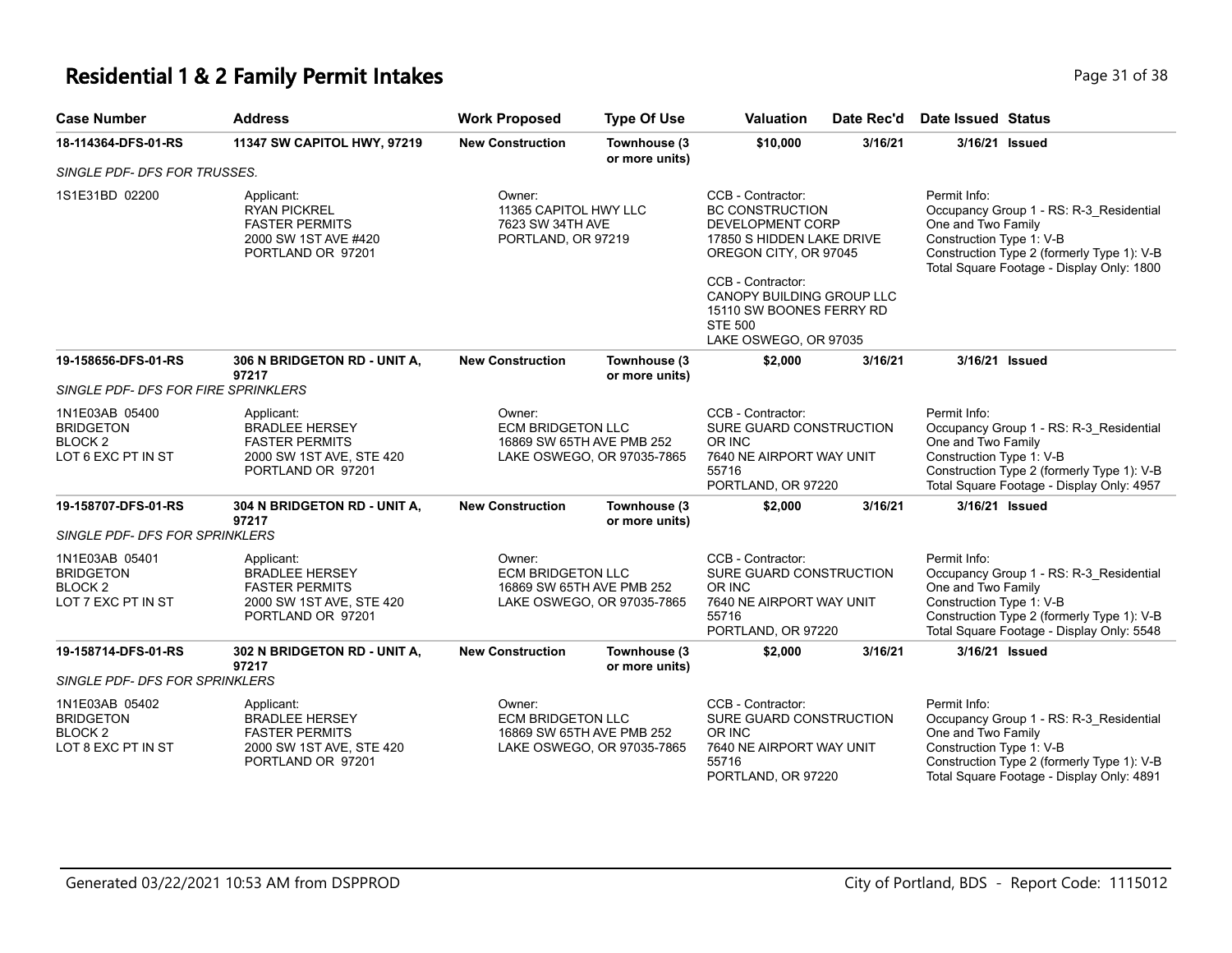# Residential 1 & 2 Family Permit Intakes

| Case Number | Address | Work Proposed | Type Of Use | Valuation | Date Rec'd | Date Issued | Status |
|---|---|---|---|---|---|---|---|
| 18-114364-DFS-01-RS | 11347 SW CAPITOL HWY, 97219 | New Construction | Townhouse (3 or more units) | $10,000 | 3/16/21 | 3/16/21 | Issued |
| SINGLE PDF- DFS FOR TRUSSES. | | | | | | | |
| 1S1E31BD 02200 | Applicant: RYAN PICKREL FASTER PERMITS 2000 SW 1ST AVE #420 PORTLAND OR 97201 | Owner: 11365 CAPITOL HWY LLC 7623 SW 34TH AVE PORTLAND, OR 97219 | | CCB - Contractor: BC CONSTRUCTION DEVELOPMENT CORP 17850 S HIDDEN LAKE DRIVE OREGON CITY, OR 97045; CCB - Contractor: CANOPY BUILDING GROUP LLC 15110 SW BOONES FERRY RD STE 500 LAKE OSWEGO, OR 97035 | | Permit Info: Occupancy Group 1 - RS: R-3_Residential One and Two Family; Construction Type 1: V-B; Construction Type 2 (formerly Type 1): V-B; Total Square Footage - Display Only: 1800 | |
| 19-158656-DFS-01-RS | 306 N BRIDGETON RD - UNIT A, 97217 | New Construction | Townhouse (3 or more units) | $2,000 | 3/16/21 | 3/16/21 | Issued |
| SINGLE PDF- DFS FOR FIRE SPRINKLERS | | | | | | | |
| 1N1E03AB 05400 BRIDGETON BLOCK 2 LOT 6 EXC PT IN ST | Applicant: BRADLEE HERSEY FASTER PERMITS 2000 SW 1ST AVE, STE 420 PORTLAND OR 97201 | Owner: ECM BRIDGETON LLC 16869 SW 65TH AVE PMB 252 LAKE OSWEGO, OR 97035-7865 | | CCB - Contractor: SURE GUARD CONSTRUCTION OR INC 7640 NE AIRPORT WAY UNIT 55716 PORTLAND, OR 97220 | | Permit Info: Occupancy Group 1 - RS: R-3_Residential One and Two Family; Construction Type 1: V-B; Construction Type 2 (formerly Type 1): V-B; Total Square Footage - Display Only: 4957 | |
| 19-158707-DFS-01-RS | 304 N BRIDGETON RD - UNIT A, 97217 | New Construction | Townhouse (3 or more units) | $2,000 | 3/16/21 | 3/16/21 | Issued |
| SINGLE PDF- DFS FOR SPRINKLERS | | | | | | | |
| 1N1E03AB 05401 BRIDGETON BLOCK 2 LOT 7 EXC PT IN ST | Applicant: BRADLEE HERSEY FASTER PERMITS 2000 SW 1ST AVE, STE 420 PORTLAND OR 97201 | Owner: ECM BRIDGETON LLC 16869 SW 65TH AVE PMB 252 LAKE OSWEGO, OR 97035-7865 | | CCB - Contractor: SURE GUARD CONSTRUCTION OR INC 7640 NE AIRPORT WAY UNIT 55716 PORTLAND, OR 97220 | | Permit Info: Occupancy Group 1 - RS: R-3_Residential One and Two Family; Construction Type 1: V-B; Construction Type 2 (formerly Type 1): V-B; Total Square Footage - Display Only: 5548 | |
| 19-158714-DFS-01-RS | 302 N BRIDGETON RD - UNIT A, 97217 | New Construction | Townhouse (3 or more units) | $2,000 | 3/16/21 | 3/16/21 | Issued |
| SINGLE PDF- DFS FOR SPRINKLERS | | | | | | | |
| 1N1E03AB 05402 BRIDGETON BLOCK 2 LOT 8 EXC PT IN ST | Applicant: BRADLEE HERSEY FASTER PERMITS 2000 SW 1ST AVE, STE 420 PORTLAND OR 97201 | Owner: ECM BRIDGETON LLC 16869 SW 65TH AVE PMB 252 LAKE OSWEGO, OR 97035-7865 | | CCB - Contractor: SURE GUARD CONSTRUCTION OR INC 7640 NE AIRPORT WAY UNIT 55716 PORTLAND, OR 97220 | | Permit Info: Occupancy Group 1 - RS: R-3_Residential One and Two Family; Construction Type 1: V-B; Construction Type 2 (formerly Type 1): V-B; Total Square Footage - Display Only: 4891 | |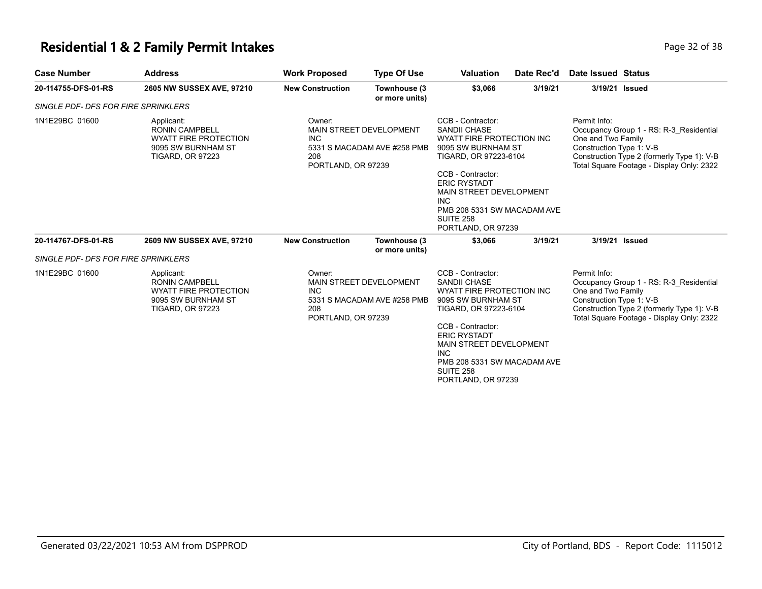# Residential 1 & 2 Family Permit Intakes

| Case Number | Address | Work Proposed | Type Of Use | Valuation | Date Rec'd | Date Issued | Status |
|---|---|---|---|---|---|---|---|
| 20-114755-DFS-01-RS | 2605 NW SUSSEX AVE, 97210 | New Construction | Townhouse (3 or more units) | $3,066 | 3/19/21 | 3/19/21 | Issued |
| *SINGLE PDF- DFS FOR FIRE SPRINKLERS* | | | | | | | |
| 1N1E29BC 01600 | Applicant: RONIN CAMPBELL WYATT FIRE PROTECTION 9095 SW BURNHAM ST TIGARD, OR 97223 | Owner: MAIN STREET DEVELOPMENT INC 5331 S MACADAM AVE #258 PMB 208 PORTLAND, OR 97239 | | CCB - Contractor: SANDII CHASE WYATT FIRE PROTECTION INC 9095 SW BURNHAM ST TIGARD, OR 97223-6104<br><br>CCB - Contractor: ERIC RYSTADT MAIN STREET DEVELOPMENT INC PMB 208 5331 SW MACADAM AVE SUITE 258 PORTLAND, OR 97239 | | Permit Info: Occupancy Group 1 - RS: R-3_Residential One and Two Family Construction Type 1: V-B Construction Type 2 (formerly Type 1): V-B Total Square Footage - Display Only: 2322 | |
| 20-114767-DFS-01-RS | 2609 NW SUSSEX AVE, 97210 | New Construction | Townhouse (3 or more units) | $3,066 | 3/19/21 | 3/19/21 | Issued |
| *SINGLE PDF- DFS FOR FIRE SPRINKLERS* | | | | | | | |
| 1N1E29BC 01600 | Applicant: RONIN CAMPBELL WYATT FIRE PROTECTION 9095 SW BURNHAM ST TIGARD, OR 97223 | Owner: MAIN STREET DEVELOPMENT INC 5331 S MACADAM AVE #258 PMB 208 PORTLAND, OR 97239 | | CCB - Contractor: SANDII CHASE WYATT FIRE PROTECTION INC 9095 SW BURNHAM ST TIGARD, OR 97223-6104<br><br>CCB - Contractor: ERIC RYSTADT MAIN STREET DEVELOPMENT INC PMB 208 5331 SW MACADAM AVE SUITE 258 PORTLAND, OR 97239 | | Permit Info: Occupancy Group 1 - RS: R-3_Residential One and Two Family Construction Type 1: V-B Construction Type 2 (formerly Type 1): V-B Total Square Footage - Display Only: 2322 | |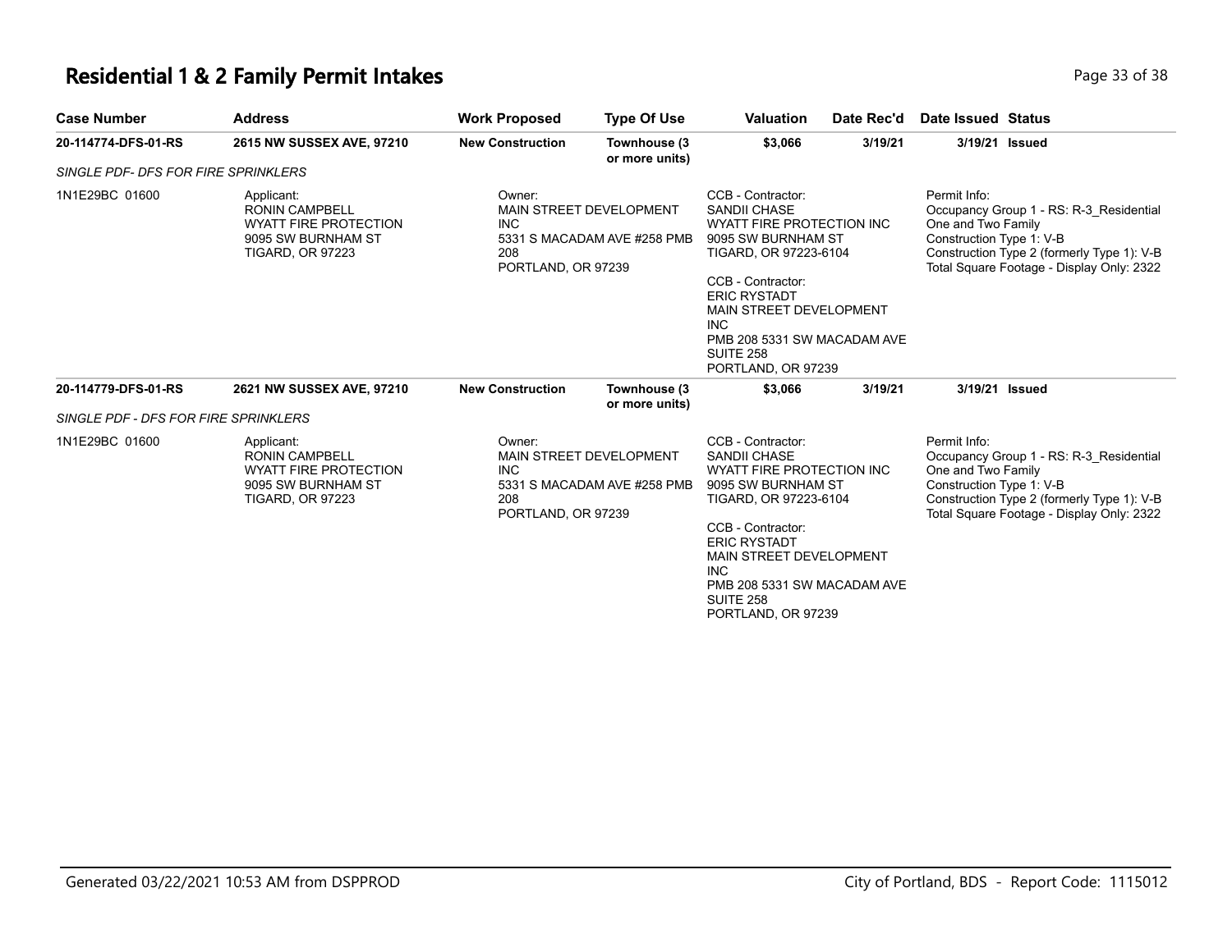# Residential 1 & 2 Family Permit Intakes

| Case Number | Address | Work Proposed | Type Of Use | Valuation | Date Rec'd | Date Issued | Status |
|---|---|---|---|---|---|---|---|
| 20-114774-DFS-01-RS | 2615 NW SUSSEX AVE, 97210 | New Construction | Townhouse (3 or more units) | $3,066 | 3/19/21 | 3/19/21 | Issued |
| SINGLE PDF- DFS FOR FIRE SPRINKLERS | | | | | | | |
| 1N1E29BC 01600 | Applicant: RONIN CAMPBELL WYATT FIRE PROTECTION 9095 SW BURNHAM ST TIGARD, OR 97223 | Owner: MAIN STREET DEVELOPMENT INC 5331 S MACADAM AVE #258 PMB 208 PORTLAND, OR 97239 | | CCB - Contractor: SANDII CHASE WYATT FIRE PROTECTION INC 9095 SW BURNHAM ST TIGARD, OR 97223-6104<br>CCB - Contractor: ERIC RYSTADT MAIN STREET DEVELOPMENT INC PMB 208 5331 SW MACADAM AVE SUITE 258 PORTLAND, OR 97239 | | Permit Info: Occupancy Group 1 - RS: R-3_Residential One and Two Family Construction Type 1: V-B Construction Type 2 (formerly Type 1): V-B Total Square Footage - Display Only: 2322 | |
| 20-114779-DFS-01-RS | 2621 NW SUSSEX AVE, 97210 | New Construction | Townhouse (3 or more units) | $3,066 | 3/19/21 | 3/19/21 | Issued |
| SINGLE PDF - DFS FOR FIRE SPRINKLERS | | | | | | | |
| 1N1E29BC 01600 | Applicant: RONIN CAMPBELL WYATT FIRE PROTECTION 9095 SW BURNHAM ST TIGARD, OR 97223 | Owner: MAIN STREET DEVELOPMENT INC 5331 S MACADAM AVE #258 PMB 208 PORTLAND, OR 97239 | | CCB - Contractor: SANDII CHASE WYATT FIRE PROTECTION INC 9095 SW BURNHAM ST TIGARD, OR 97223-6104<br>CCB - Contractor: ERIC RYSTADT MAIN STREET DEVELOPMENT INC PMB 208 5331 SW MACADAM AVE SUITE 258 PORTLAND, OR 97239 | | Permit Info: Occupancy Group 1 - RS: R-3_Residential One and Two Family Construction Type 1: V-B Construction Type 2 (formerly Type 1): V-B Total Square Footage - Display Only: 2322 | |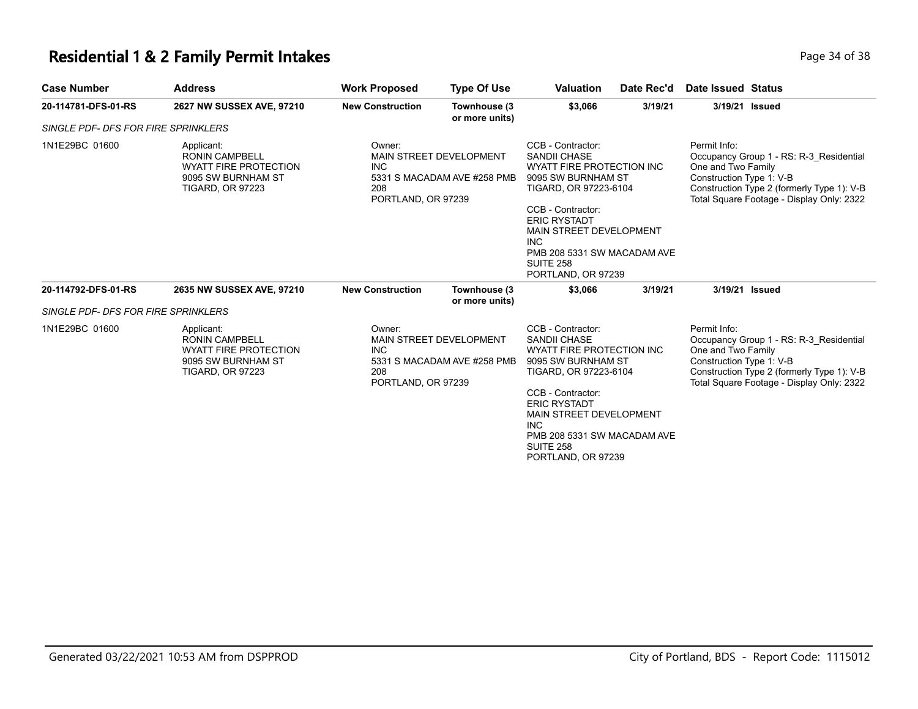## Residential 1 & 2 Family Permit Intakes

| Case Number | Address | Work Proposed | Type Of Use | Valuation | Date Rec'd | Date Issued | Status |
|---|---|---|---|---|---|---|---|
| 20-114781-DFS-01-RS | 2627 NW SUSSEX AVE, 97210 | New Construction | Townhouse (3 or more units) | $3,066 | 3/19/21 | 3/19/21 | Issued |
| *SINGLE PDF- DFS FOR FIRE SPRINKLERS* | | | | | | | |
| 1N1E29BC 01600 | Applicant: RONIN CAMPBELL WYATT FIRE PROTECTION 9095 SW BURNHAM ST TIGARD, OR 97223 | Owner: MAIN STREET DEVELOPMENT INC 5331 S MACADAM AVE #258 PMB 208 PORTLAND, OR 97239 | | CCB - Contractor: SANDII CHASE WYATT FIRE PROTECTION INC 9095 SW BURNHAM ST TIGARD, OR 97223-6104<br>CCB - Contractor: ERIC RYSTADT MAIN STREET DEVELOPMENT INC PMB 208 5331 SW MACADAM AVE SUITE 258 PORTLAND, OR 97239 | | Permit Info: Occupancy Group 1 - RS: R-3_Residential One and Two Family Construction Type 1: V-B Construction Type 2 (formerly Type 1): V-B Total Square Footage - Display Only: 2322 | |
| 20-114792-DFS-01-RS | 2635 NW SUSSEX AVE, 97210 | New Construction | Townhouse (3 or more units) | $3,066 | 3/19/21 | 3/19/21 | Issued |
| *SINGLE PDF- DFS FOR FIRE SPRINKLERS* | | | | | | | |
| 1N1E29BC 01600 | Applicant: RONIN CAMPBELL WYATT FIRE PROTECTION 9095 SW BURNHAM ST TIGARD, OR 97223 | Owner: MAIN STREET DEVELOPMENT INC 5331 S MACADAM AVE #258 PMB 208 PORTLAND, OR 97239 | | CCB - Contractor: SANDII CHASE WYATT FIRE PROTECTION INC 9095 SW BURNHAM ST TIGARD, OR 97223-6104<br>CCB - Contractor: ERIC RYSTADT MAIN STREET DEVELOPMENT INC PMB 208 5331 SW MACADAM AVE SUITE 258 PORTLAND, OR 97239 | | Permit Info: Occupancy Group 1 - RS: R-3_Residential One and Two Family Construction Type 1: V-B Construction Type 2 (formerly Type 1): V-B Total Square Footage - Display Only: 2322 | |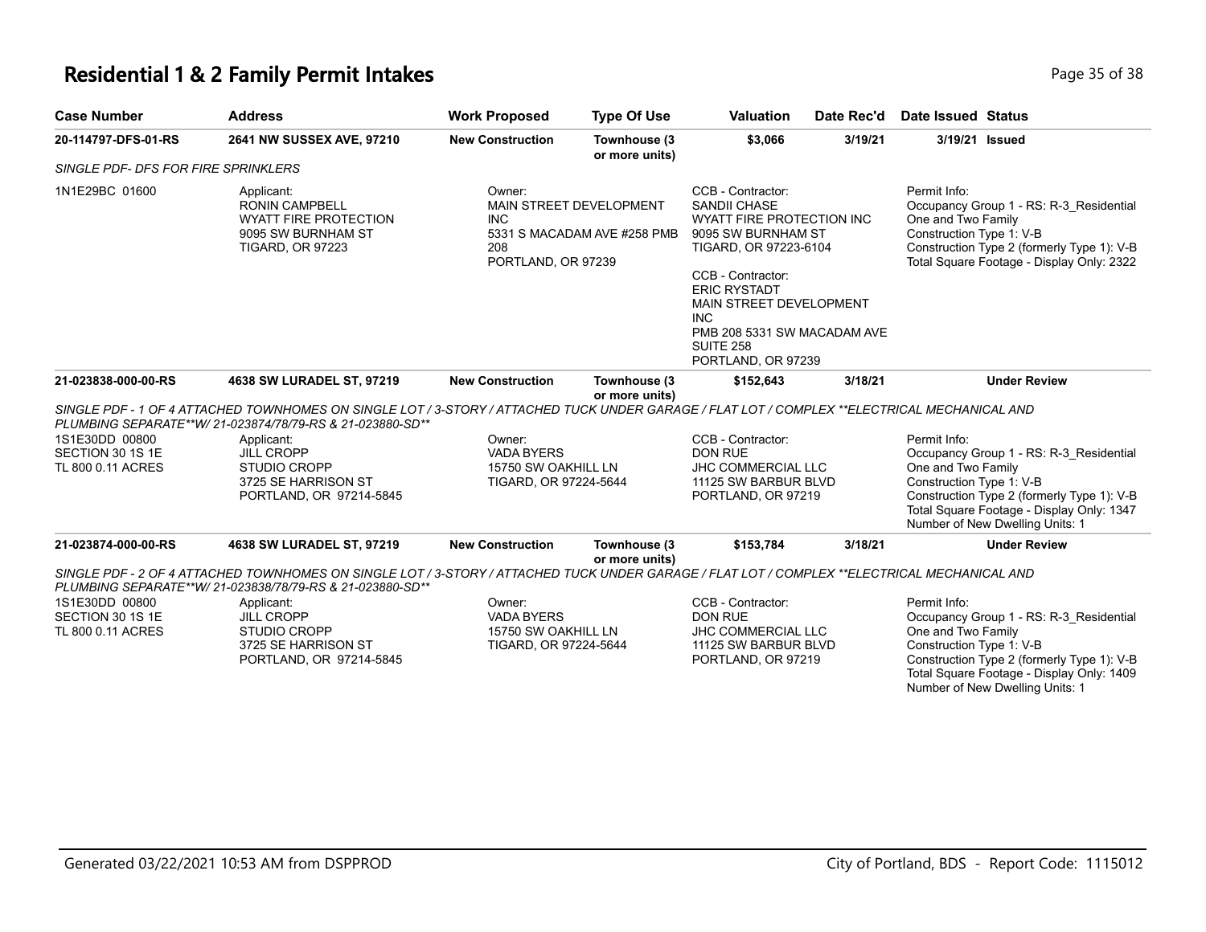# Residential 1 & 2 Family Permit Intakes

| Case Number | Address | Work Proposed | Type Of Use | Valuation | Date Rec'd | Date Issued | Status |
|---|---|---|---|---|---|---|---|
| 20-114797-DFS-01-RS | 2641 NW SUSSEX AVE, 97210 | New Construction | Townhouse (3 or more units) | $3,066 | 3/19/21 | 3/19/21 | Issued |

*SINGLE PDF- DFS FOR FIRE SPRINKLERS*

1N1E29BC 01600

Applicant: RONIN CAMPBELL, WYATT FIRE PROTECTION, 9095 SW BURNHAM ST, TIGARD, OR 97223

Owner: MAIN STREET DEVELOPMENT INC, 5331 S MACADAM AVE #258 PMB 208, PORTLAND, OR 97239

CCB - Contractor: SANDII CHASE, WYATT FIRE PROTECTION INC, 9095 SW BURNHAM ST, TIGARD, OR 97223-6104

CCB - Contractor: ERIC RYSTADT, MAIN STREET DEVELOPMENT INC, PMB 208 5331 SW MACADAM AVE SUITE 258, PORTLAND, OR 97239

Permit Info:
Occupancy Group 1 - RS: R-3_Residential One and Two Family
Construction Type 1: V-B
Construction Type 2 (formerly Type 1): V-B
Total Square Footage - Display Only: 2322

| Case Number | Address | Work Proposed | Type Of Use | Valuation | Date Rec'd | Date Issued | Status |
|---|---|---|---|---|---|---|---|
| 21-023838-000-00-RS | 4638 SW LURADEL ST, 97219 | New Construction | Townhouse (3 or more units) | $152,643 | 3/18/21 | | Under Review |

*SINGLE PDF - 1 OF 4 ATTACHED TOWNHOMES ON SINGLE LOT / 3-STORY / ATTACHED TUCK UNDER GARAGE / FLAT LOT / COMPLEX **ELECTRICAL MECHANICAL AND PLUMBING SEPARATE**W/ 21-023874/78/79-RS & 21-023880-SD***

1S1E30DD 00800, SECTION 30 1S 1E, TL 800 0.11 ACRES

Applicant: JILL CROPP, STUDIO CROPP, 3725 SE HARRISON ST, PORTLAND, OR 97214-5845

Owner: VADA BYERS, 15750 SW OAKHILL LN, TIGARD, OR 97224-5644

CCB - Contractor: DON RUE, JHC COMMERCIAL LLC, 11125 SW BARBUR BLVD, PORTLAND, OR 97219

Permit Info:
Occupancy Group 1 - RS: R-3_Residential One and Two Family
Construction Type 1: V-B
Construction Type 2 (formerly Type 1): V-B
Total Square Footage - Display Only: 1347
Number of New Dwelling Units: 1

| Case Number | Address | Work Proposed | Type Of Use | Valuation | Date Rec'd | Date Issued | Status |
|---|---|---|---|---|---|---|---|
| 21-023874-000-00-RS | 4638 SW LURADEL ST, 97219 | New Construction | Townhouse (3 or more units) | $153,784 | 3/18/21 | | Under Review |

*SINGLE PDF - 2 OF 4 ATTACHED TOWNHOMES ON SINGLE LOT / 3-STORY / ATTACHED TUCK UNDER GARAGE / FLAT LOT / COMPLEX **ELECTRICAL MECHANICAL AND PLUMBING SEPARATE**W/ 21-023838/78/79-RS & 21-023880-SD***

1S1E30DD 00800, SECTION 30 1S 1E, TL 800 0.11 ACRES

Applicant: JILL CROPP, STUDIO CROPP, 3725 SE HARRISON ST, PORTLAND, OR 97214-5845

Owner: VADA BYERS, 15750 SW OAKHILL LN, TIGARD, OR 97224-5644

CCB - Contractor: DON RUE, JHC COMMERCIAL LLC, 11125 SW BARBUR BLVD, PORTLAND, OR 97219

Permit Info:
Occupancy Group 1 - RS: R-3_Residential One and Two Family
Construction Type 1: V-B
Construction Type 2 (formerly Type 1): V-B
Total Square Footage - Display Only: 1409
Number of New Dwelling Units: 1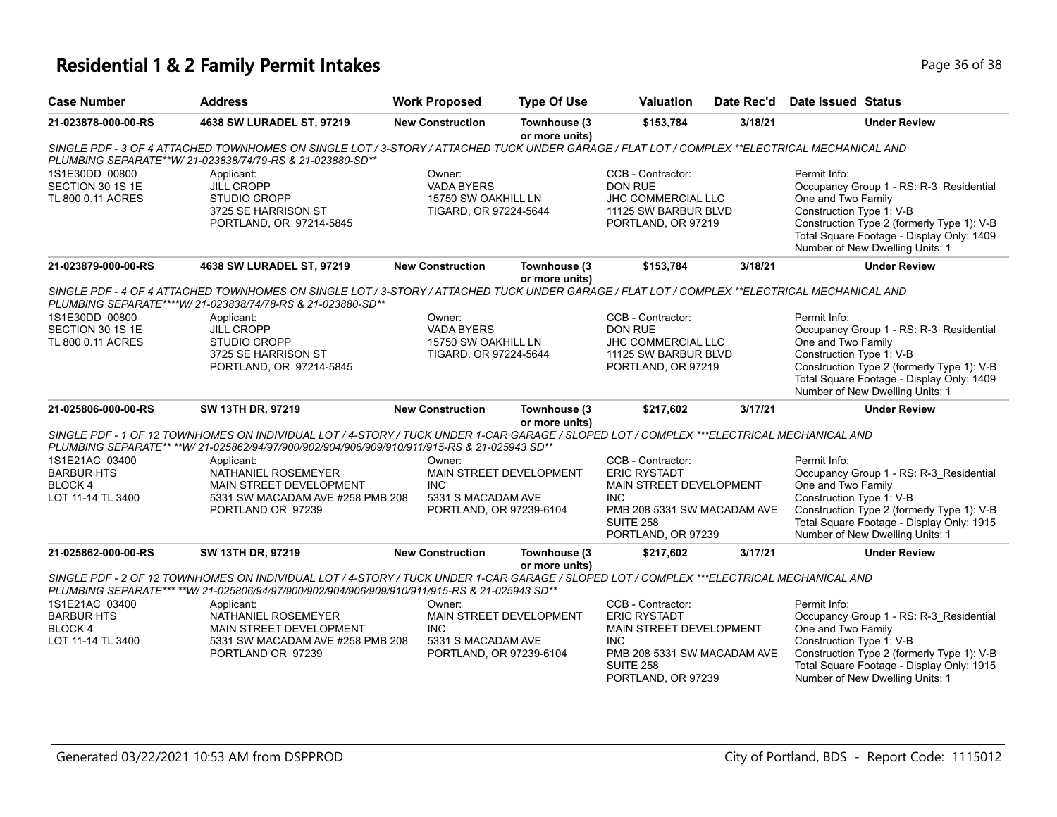# Residential 1 & 2 Family Permit Intakes

| Case Number | Address | Work Proposed | Type Of Use | Valuation | Date Rec'd | Date Issued | Status |
|---|---|---|---|---|---|---|---|
| 21-023878-000-00-RS | 4638 SW LURADEL ST, 97219 | New Construction | Townhouse (3 or more units) | $153,784 | 3/18/21 | | Under Review |

SINGLE PDF - 3 OF 4 ATTACHED TOWNHOMES ON SINGLE LOT / 3-STORY / ATTACHED TUCK UNDER GARAGE / FLAT LOT / COMPLEX **ELECTRICAL MECHANICAL AND PLUMBING SEPARATE**W/ 21-023838/74/79-RS & 21-023880-SD**

1S1E30DD 00800
SECTION 30 1S 1E
TL 800 0.11 ACRES

Applicant:
JILL CROPP
STUDIO CROPP
3725 SE HARRISON ST
PORTLAND, OR 97214-5845

Owner:
VADA BYERS
15750 SW OAKHILL LN
TIGARD, OR 97224-5644

CCB - Contractor:
DON RUE
JHC COMMERCIAL LLC
11125 SW BARBUR BLVD
PORTLAND, OR 97219

Permit Info:
Occupancy Group 1 - RS: R-3_Residential One and Two Family
Construction Type 1: V-B
Construction Type 2 (formerly Type 1): V-B
Total Square Footage - Display Only: 1409
Number of New Dwelling Units: 1

| Case Number | Address | Work Proposed | Type Of Use | Valuation | Date Rec'd | Date Issued | Status |
|---|---|---|---|---|---|---|---|
| 21-023879-000-00-RS | 4638 SW LURADEL ST, 97219 | New Construction | Townhouse (3 or more units) | $153,784 | 3/18/21 | | Under Review |

SINGLE PDF - 4 OF 4 ATTACHED TOWNHOMES ON SINGLE LOT / 3-STORY / ATTACHED TUCK UNDER GARAGE / FLAT LOT / COMPLEX **ELECTRICAL MECHANICAL AND PLUMBING SEPARATE****W/ 21-023838/74/78-RS & 21-023880-SD**

1S1E30DD 00800
SECTION 30 1S 1E
TL 800 0.11 ACRES

Applicant:
JILL CROPP
STUDIO CROPP
3725 SE HARRISON ST
PORTLAND, OR 97214-5845

Owner:
VADA BYERS
15750 SW OAKHILL LN
TIGARD, OR 97224-5644

CCB - Contractor:
DON RUE
JHC COMMERCIAL LLC
11125 SW BARBUR BLVD
PORTLAND, OR 97219

Permit Info:
Occupancy Group 1 - RS: R-3_Residential One and Two Family
Construction Type 1: V-B
Construction Type 2 (formerly Type 1): V-B
Total Square Footage - Display Only: 1409
Number of New Dwelling Units: 1

| Case Number | Address | Work Proposed | Type Of Use | Valuation | Date Rec'd | Date Issued | Status |
|---|---|---|---|---|---|---|---|
| 21-025806-000-00-RS | SW 13TH DR, 97219 | New Construction | Townhouse (3 or more units) | $217,602 | 3/17/21 | | Under Review |

SINGLE PDF - 1 OF 12 TOWNHOMES ON INDIVIDUAL LOT / 4-STORY / TUCK UNDER 1-CAR GARAGE / SLOPED LOT / COMPLEX ***ELECTRICAL MECHANICAL AND PLUMBING SEPARATE** **W/ 21-025862/94/97/900/902/904/906/909/910/911/915-RS & 21-025943 SD**

1S1E21AC 03400
BARBUR HTS
BLOCK 4
LOT 11-14 TL 3400

Applicant:
NATHANIEL ROSEMEYER
MAIN STREET DEVELOPMENT
5331 SW MACADAM AVE #258 PMB 208
PORTLAND OR 97239

Owner:
MAIN STREET DEVELOPMENT INC
5331 S MACADAM AVE
PORTLAND, OR 97239-6104

CCB - Contractor:
ERIC RYSTADT
MAIN STREET DEVELOPMENT INC
PMB 208 5331 SW MACADAM AVE SUITE 258
PORTLAND, OR 97239

Permit Info:
Occupancy Group 1 - RS: R-3_Residential One and Two Family
Construction Type 1: V-B
Construction Type 2 (formerly Type 1): V-B
Total Square Footage - Display Only: 1915
Number of New Dwelling Units: 1

| Case Number | Address | Work Proposed | Type Of Use | Valuation | Date Rec'd | Date Issued | Status |
|---|---|---|---|---|---|---|---|
| 21-025862-000-00-RS | SW 13TH DR, 97219 | New Construction | Townhouse (3 or more units) | $217,602 | 3/17/21 | | Under Review |

SINGLE PDF - 2 OF 12 TOWNHOMES ON INDIVIDUAL LOT / 4-STORY / TUCK UNDER 1-CAR GARAGE / SLOPED LOT / COMPLEX ***ELECTRICAL MECHANICAL AND PLUMBING SEPARATE*** **W/ 21-025806/94/97/900/902/904/906/909/910/911/915-RS & 21-025943 SD**

1S1E21AC 03400
BARBUR HTS
BLOCK 4
LOT 11-14 TL 3400

Applicant:
NATHANIEL ROSEMEYER
MAIN STREET DEVELOPMENT
5331 SW MACADAM AVE #258 PMB 208
PORTLAND OR 97239

Owner:
MAIN STREET DEVELOPMENT INC
5331 S MACADAM AVE
PORTLAND, OR 97239-6104

CCB - Contractor:
ERIC RYSTADT
MAIN STREET DEVELOPMENT INC
PMB 208 5331 SW MACADAM AVE SUITE 258
PORTLAND, OR 97239

Permit Info:
Occupancy Group 1 - RS: R-3_Residential One and Two Family
Construction Type 1: V-B
Construction Type 2 (formerly Type 1): V-B
Total Square Footage - Display Only: 1915
Number of New Dwelling Units: 1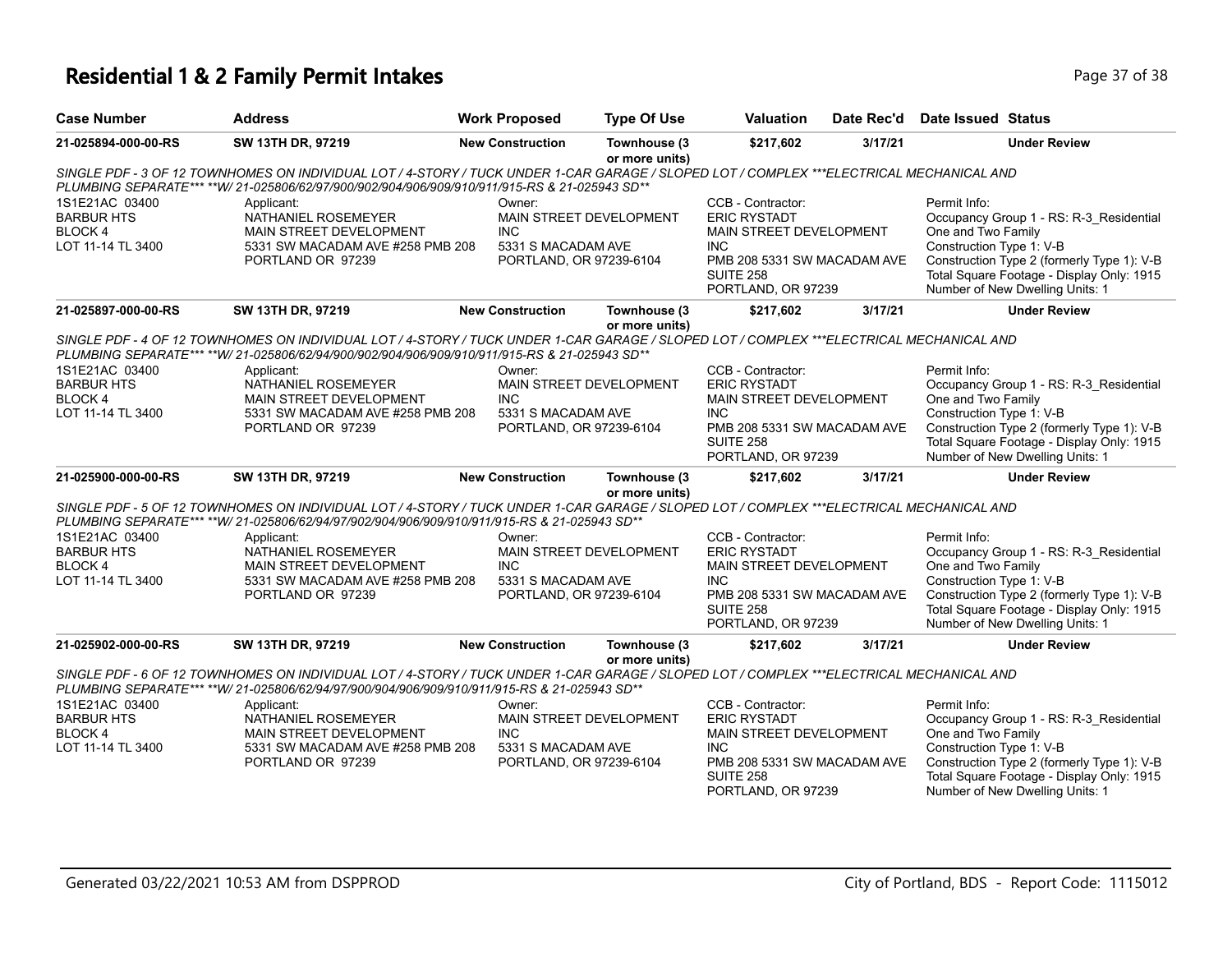# Residential 1 & 2 Family Permit Intakes

| Case Number | Address | Work Proposed | Type Of Use | Valuation | Date Rec'd | Date Issued | Status |
|---|---|---|---|---|---|---|---|
| 21-025894-000-00-RS | SW 13TH DR, 97219 | New Construction | Townhouse (3 or more units) | $217,602 | 3/17/21 | | Under Review |

SINGLE PDF - 3 OF 12 TOWNHOMES ON INDIVIDUAL LOT / 4-STORY / TUCK UNDER 1-CAR GARAGE / SLOPED LOT / COMPLEX ***ELECTRICAL MECHANICAL AND PLUMBING SEPARATE*** **W/ 21-025806/62/97/900/902/904/906/909/910/911/915-RS & 21-025943 SD**

| | | | | |
|---|---|---|---|---|
| 1S1E21AC 03400<br>BARBUR HTS<br>BLOCK 4<br>LOT 11-14 TL 3400 | Applicant:<br>NATHANIEL ROSEMEYER<br>MAIN STREET DEVELOPMENT<br>5331 SW MACADAM AVE #258 PMB 208<br>PORTLAND OR 97239 | Owner:<br>MAIN STREET DEVELOPMENT INC<br>5331 S MACADAM AVE<br>PORTLAND, OR 97239-6104 | CCB - Contractor:<br>ERIC RYSTADT<br>MAIN STREET DEVELOPMENT INC<br>PMB 208 5331 SW MACADAM AVE SUITE 258<br>PORTLAND, OR 97239 | Permit Info:<br>Occupancy Group 1 - RS: R-3_Residential One and Two Family<br>Construction Type 1: V-B<br>Construction Type 2 (formerly Type 1): V-B<br>Total Square Footage - Display Only: 1915<br>Number of New Dwelling Units: 1 |

| Case Number | Address | Work Proposed | Type Of Use | Valuation | Date Rec'd | Date Issued | Status |
|---|---|---|---|---|---|---|---|
| 21-025897-000-00-RS | SW 13TH DR, 97219 | New Construction | Townhouse (3 or more units) | $217,602 | 3/17/21 | | Under Review |

SINGLE PDF - 4 OF 12 TOWNHOMES ON INDIVIDUAL LOT / 4-STORY / TUCK UNDER 1-CAR GARAGE / SLOPED LOT / COMPLEX ***ELECTRICAL MECHANICAL AND PLUMBING SEPARATE*** **W/ 21-025806/62/94/900/902/904/906/909/910/911/915-RS & 21-025943 SD**

| | | | | |
|---|---|---|---|---|
| 1S1E21AC 03400<br>BARBUR HTS<br>BLOCK 4<br>LOT 11-14 TL 3400 | Applicant:<br>NATHANIEL ROSEMEYER<br>MAIN STREET DEVELOPMENT<br>5331 SW MACADAM AVE #258 PMB 208<br>PORTLAND OR 97239 | Owner:<br>MAIN STREET DEVELOPMENT INC<br>5331 S MACADAM AVE<br>PORTLAND, OR 97239-6104 | CCB - Contractor:<br>ERIC RYSTADT<br>MAIN STREET DEVELOPMENT INC<br>PMB 208 5331 SW MACADAM AVE SUITE 258<br>PORTLAND, OR 97239 | Permit Info:<br>Occupancy Group 1 - RS: R-3_Residential One and Two Family<br>Construction Type 1: V-B<br>Construction Type 2 (formerly Type 1): V-B<br>Total Square Footage - Display Only: 1915<br>Number of New Dwelling Units: 1 |

| Case Number | Address | Work Proposed | Type Of Use | Valuation | Date Rec'd | Date Issued | Status |
|---|---|---|---|---|---|---|---|
| 21-025900-000-00-RS | SW 13TH DR, 97219 | New Construction | Townhouse (3 or more units) | $217,602 | 3/17/21 | | Under Review |

SINGLE PDF - 5 OF 12 TOWNHOMES ON INDIVIDUAL LOT / 4-STORY / TUCK UNDER 1-CAR GARAGE / SLOPED LOT / COMPLEX ***ELECTRICAL MECHANICAL AND PLUMBING SEPARATE*** **W/ 21-025806/62/94/97/902/904/906/909/910/911/915-RS & 21-025943 SD**

| | | | | |
|---|---|---|---|---|
| 1S1E21AC 03400<br>BARBUR HTS<br>BLOCK 4<br>LOT 11-14 TL 3400 | Applicant:<br>NATHANIEL ROSEMEYER<br>MAIN STREET DEVELOPMENT<br>5331 SW MACADAM AVE #258 PMB 208<br>PORTLAND OR 97239 | Owner:<br>MAIN STREET DEVELOPMENT INC<br>5331 S MACADAM AVE<br>PORTLAND, OR 97239-6104 | CCB - Contractor:<br>ERIC RYSTADT<br>MAIN STREET DEVELOPMENT INC<br>PMB 208 5331 SW MACADAM AVE SUITE 258<br>PORTLAND, OR 97239 | Permit Info:<br>Occupancy Group 1 - RS: R-3_Residential One and Two Family<br>Construction Type 1: V-B<br>Construction Type 2 (formerly Type 1): V-B<br>Total Square Footage - Display Only: 1915<br>Number of New Dwelling Units: 1 |

| Case Number | Address | Work Proposed | Type Of Use | Valuation | Date Rec'd | Date Issued | Status |
|---|---|---|---|---|---|---|---|
| 21-025902-000-00-RS | SW 13TH DR, 97219 | New Construction | Townhouse (3 or more units) | $217,602 | 3/17/21 | | Under Review |

SINGLE PDF - 6 OF 12 TOWNHOMES ON INDIVIDUAL LOT / 4-STORY / TUCK UNDER 1-CAR GARAGE / SLOPED LOT / COMPLEX ***ELECTRICAL MECHANICAL AND PLUMBING SEPARATE*** **W/ 21-025806/62/94/97/900/904/906/909/910/911/915-RS & 21-025943 SD**

| | | | | |
|---|---|---|---|---|
| 1S1E21AC 03400<br>BARBUR HTS<br>BLOCK 4<br>LOT 11-14 TL 3400 | Applicant:<br>NATHANIEL ROSEMEYER<br>MAIN STREET DEVELOPMENT<br>5331 SW MACADAM AVE #258 PMB 208<br>PORTLAND OR 97239 | Owner:<br>MAIN STREET DEVELOPMENT INC<br>5331 S MACADAM AVE<br>PORTLAND, OR 97239-6104 | CCB - Contractor:<br>ERIC RYSTADT<br>MAIN STREET DEVELOPMENT INC<br>PMB 208 5331 SW MACADAM AVE SUITE 258<br>PORTLAND, OR 97239 | Permit Info:<br>Occupancy Group 1 - RS: R-3_Residential One and Two Family<br>Construction Type 1: V-B<br>Construction Type 2 (formerly Type 1): V-B<br>Total Square Footage - Display Only: 1915<br>Number of New Dwelling Units: 1 |

Generated 03/22/2021 10:53 AM from DSPPROD

City of Portland, BDS - Report Code: 1115012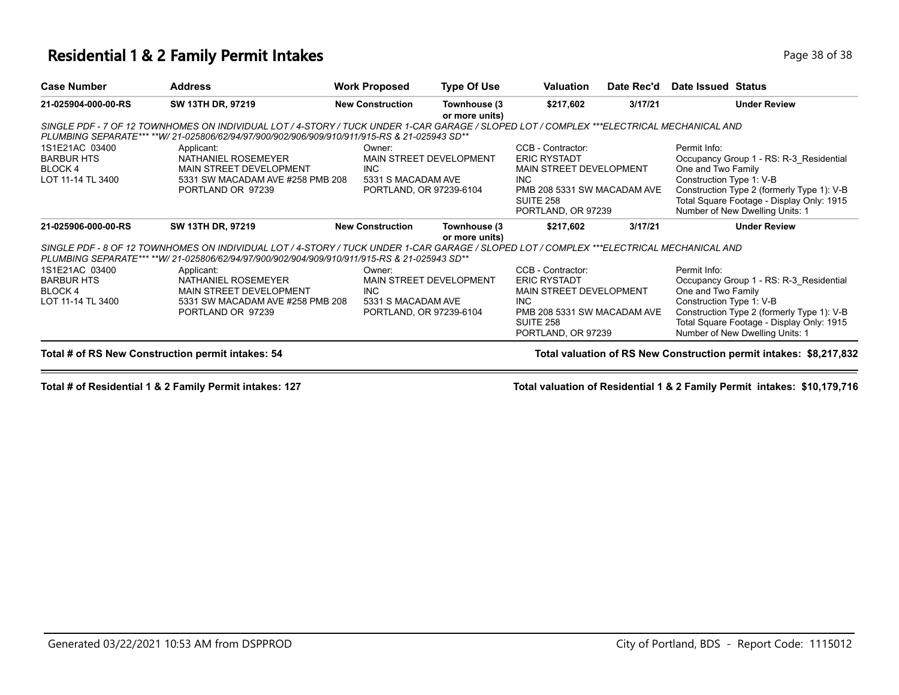# Residential 1 & 2 Family Permit Intakes

| Case Number | Address | Work Proposed | Type Of Use | Valuation | Date Rec'd | Date Issued | Status |
|---|---|---|---|---|---|---|---|
| 21-025904-000-00-RS | SW 13TH DR, 97219 | New Construction | Townhouse (3 or more units) | $217,602 | 3/17/21 | | Under Review |

*SINGLE PDF - 7 OF 12 TOWNHOMES ON INDIVIDUAL LOT / 4-STORY / TUCK UNDER 1-CAR GARAGE / SLOPED LOT / COMPLEX ***ELECTRICAL MECHANICAL AND PLUMBING SEPARATE*** **W/ 21-025806/62/94/97/900/902/906/909/910/911/915-RS & 21-025943 SD***

| | | | | |
|---|---|---|---|---|
| 1S1E21AC 03400<br>BARBUR HTS<br>BLOCK 4<br>LOT 11-14 TL 3400 | Applicant:<br>NATHANIEL ROSEMEYER<br>MAIN STREET DEVELOPMENT<br>5331 SW MACADAM AVE #258 PMB 208<br>PORTLAND OR 97239 | Owner:<br>MAIN STREET DEVELOPMENT INC<br>5331 S MACADAM AVE<br>PORTLAND, OR 97239-6104 | CCB - Contractor:<br>ERIC RYSTADT<br>MAIN STREET DEVELOPMENT INC<br>PMB 208 5331 SW MACADAM AVE SUITE 258<br>PORTLAND, OR 97239 | Permit Info:<br>Occupancy Group 1 - RS: R-3_Residential One and Two Family<br>Construction Type 1: V-B<br>Construction Type 2 (formerly Type 1): V-B<br>Total Square Footage - Display Only: 1915<br>Number of New Dwelling Units: 1 |

| Case Number | Address | Work Proposed | Type Of Use | Valuation | Date Rec'd | Date Issued | Status |
|---|---|---|---|---|---|---|---|
| 21-025906-000-00-RS | SW 13TH DR, 97219 | New Construction | Townhouse (3 or more units) | $217,602 | 3/17/21 | | Under Review |

*SINGLE PDF - 8 OF 12 TOWNHOMES ON INDIVIDUAL LOT / 4-STORY / TUCK UNDER 1-CAR GARAGE / SLOPED LOT / COMPLEX ***ELECTRICAL MECHANICAL AND PLUMBING SEPARATE*** **W/ 21-025806/62/94/97/900/902/904/909/910/911/915-RS & 21-025943 SD***

| | | | | |
|---|---|---|---|---|
| 1S1E21AC 03400<br>BARBUR HTS<br>BLOCK 4<br>LOT 11-14 TL 3400 | Applicant:<br>NATHANIEL ROSEMEYER<br>MAIN STREET DEVELOPMENT<br>5331 SW MACADAM AVE #258 PMB 208<br>PORTLAND OR 97239 | Owner:<br>MAIN STREET DEVELOPMENT INC<br>5331 S MACADAM AVE<br>PORTLAND, OR 97239-6104 | CCB - Contractor:<br>ERIC RYSTADT<br>MAIN STREET DEVELOPMENT INC<br>PMB 208 5331 SW MACADAM AVE SUITE 258<br>PORTLAND, OR 97239 | Permit Info:<br>Occupancy Group 1 - RS: R-3_Residential One and Two Family<br>Construction Type 1: V-B<br>Construction Type 2 (formerly Type 1): V-B<br>Total Square Footage - Display Only: 1915<br>Number of New Dwelling Units: 1 |

**Total # of RS New Construction permit intakes: 54**

**Total valuation of RS New Construction permit intakes: $8,217,832**

**Total # of Residential 1 & 2 Family Permit intakes: 127**

**Total valuation of Residential 1 & 2 Family Permit intakes: $10,179,716**